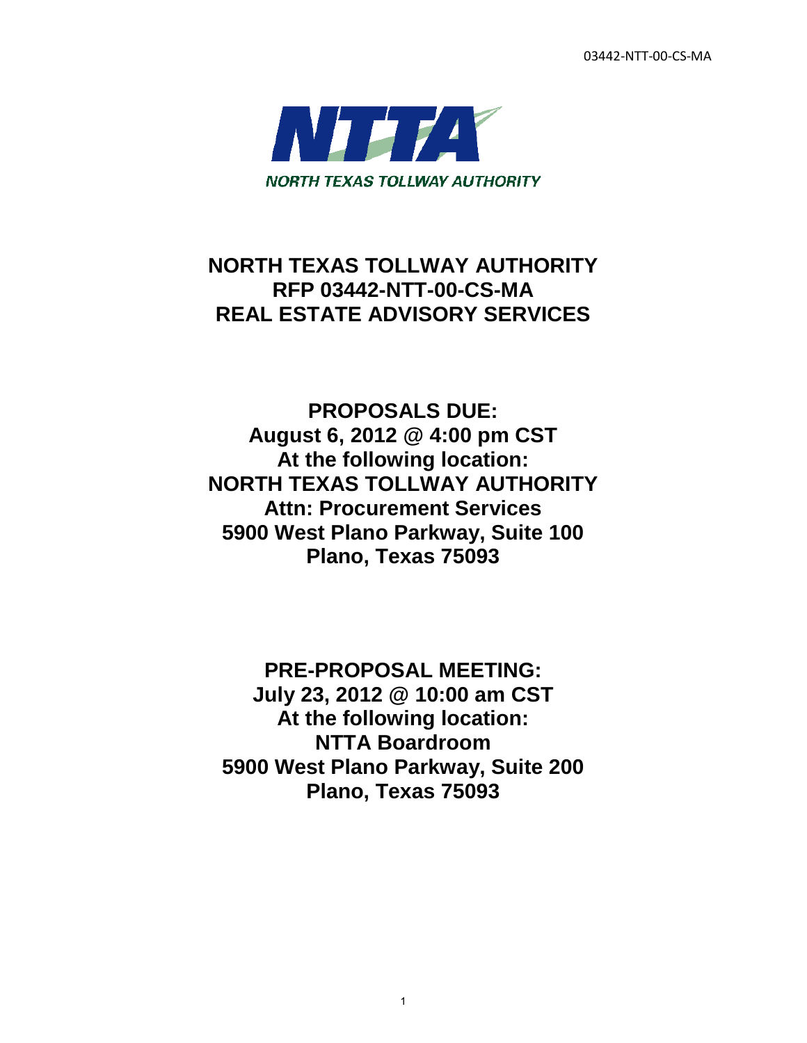NTTA

NORTH TEXAS TOLLWAY AUTHORITY

# NORTH TEXAS TOLLWAY AUTHORITY
# RFP 03442-NTT-00-CS-MA
# REAL ESTATE ADVISORY SERVICES

**PROPOSALS DUE:**
**August 6, 2012 @ 4:00 pm CST**
**At the following location:**
**NORTH TEXAS TOLLWAY AUTHORITY**
**Attn: Procurement Services**
**5900 West Plano Parkway, Suite 100**
**Plano, Texas 75093**

**PRE-PROPOSAL MEETING:**
**July 23, 2012 @ 10:00 am CST**
**At the following location:**
**NTTA Boardroom**
**5900 West Plano Parkway, Suite 200**
**Plano, Texas 75093**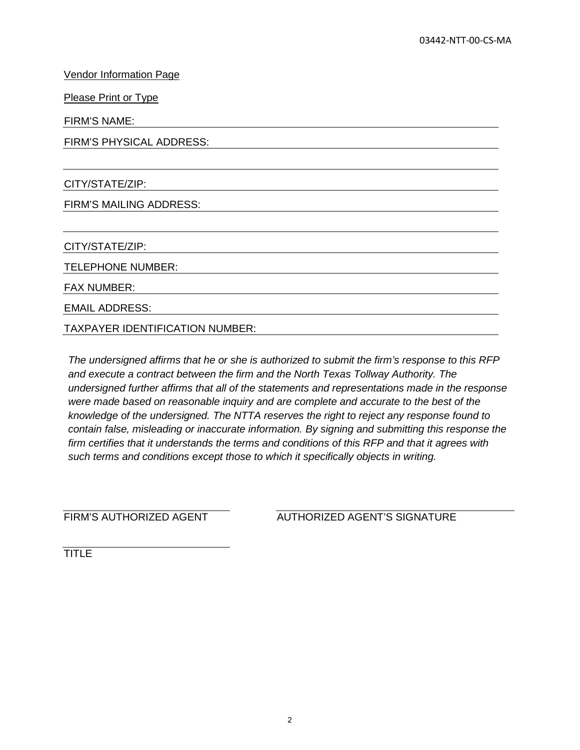Vendor Information Page

Please Print or Type

FIRM'S NAME: ______________________________

FIRM'S PHYSICAL ADDRESS: ______________________________

______________________________

CITY/STATE/ZIP: ______________________________

FIRM'S MAILING ADDRESS: ______________________________

______________________________

CITY/STATE/ZIP: ______________________________

TELEPHONE NUMBER: ______________________________

FAX NUMBER: ______________________________

EMAIL ADDRESS: ______________________________

TAXPAYER IDENTIFICATION NUMBER: ______________________________

*The undersigned affirms that he or she is authorized to submit the firm's response to this RFP and execute a contract between the firm and the North Texas Tollway Authority. The undersigned further affirms that all of the statements and representations made in the response were made based on reasonable inquiry and are complete and accurate to the best of the knowledge of the undersigned. The NTTA reserves the right to reject any response found to contain false, misleading or inaccurate information. By signing and submitting this response the firm certifies that it understands the terms and conditions of this RFP and that it agrees with such terms and conditions except those to which it specifically objects in writing.*

______________________________ ______________________________

FIRM'S AUTHORIZED AGENT AUTHORIZED AGENT'S SIGNATURE

______________________________

TITLE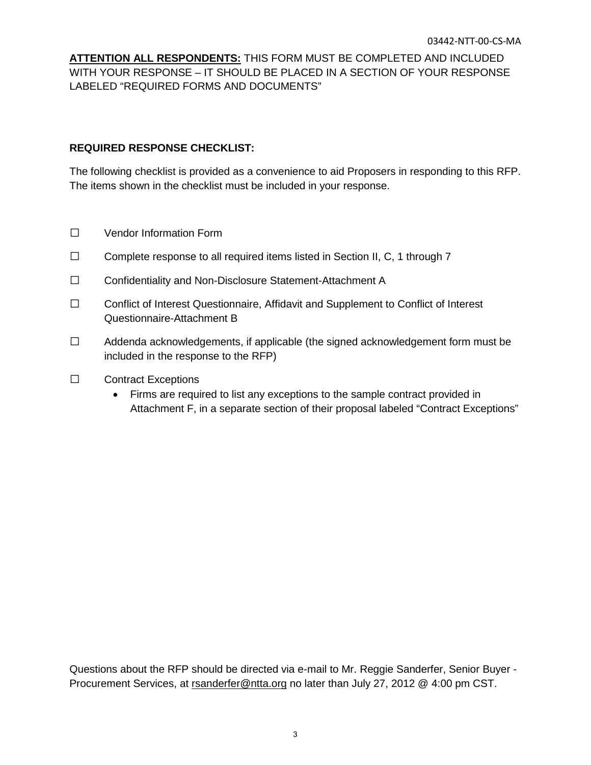**ATTENTION ALL RESPONDENTS:** THIS FORM MUST BE COMPLETED AND INCLUDED WITH YOUR RESPONSE – IT SHOULD BE PLACED IN A SECTION OF YOUR RESPONSE LABELED "REQUIRED FORMS AND DOCUMENTS"

**REQUIRED RESPONSE CHECKLIST:**

The following checklist is provided as a convenience to aid Proposers in responding to this RFP. The items shown in the checklist must be included in your response.

- ☐ Vendor Information Form
- ☐ Complete response to all required items listed in Section II, C, 1 through 7
- ☐ Confidentiality and Non-Disclosure Statement-Attachment A
- ☐ Conflict of Interest Questionnaire, Affidavit and Supplement to Conflict of Interest Questionnaire-Attachment B
- ☐ Addenda acknowledgements, if applicable (the signed acknowledgement form must be included in the response to the RFP)
- ☐ Contract Exceptions
  - Firms are required to list any exceptions to the sample contract provided in Attachment F, in a separate section of their proposal labeled "Contract Exceptions"

Questions about the RFP should be directed via e-mail to Mr. Reggie Sanderfer, Senior Buyer - Procurement Services, at rsanderfer@ntta.org no later than July 27, 2012 @ 4:00 pm CST.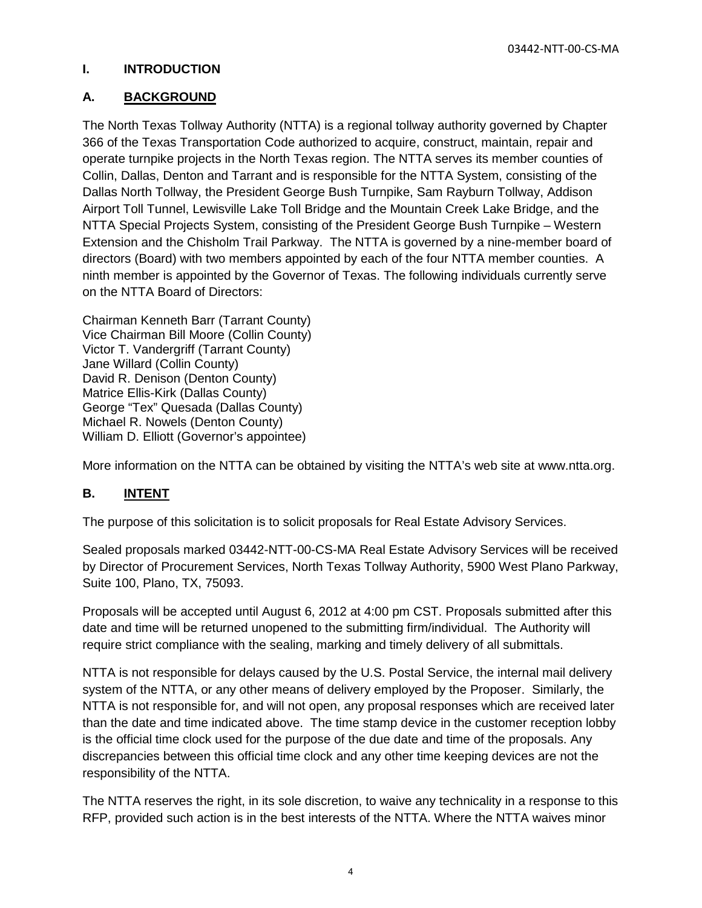# I. INTRODUCTION

## A. BACKGROUND

The North Texas Tollway Authority (NTTA) is a regional tollway authority governed by Chapter 366 of the Texas Transportation Code authorized to acquire, construct, maintain, repair and operate turnpike projects in the North Texas region. The NTTA serves its member counties of Collin, Dallas, Denton and Tarrant and is responsible for the NTTA System, consisting of the Dallas North Tollway, the President George Bush Turnpike, Sam Rayburn Tollway, Addison Airport Toll Tunnel, Lewisville Lake Toll Bridge and the Mountain Creek Lake Bridge, and the NTTA Special Projects System, consisting of the President George Bush Turnpike – Western Extension and the Chisholm Trail Parkway. The NTTA is governed by a nine-member board of directors (Board) with two members appointed by each of the four NTTA member counties. A ninth member is appointed by the Governor of Texas. The following individuals currently serve on the NTTA Board of Directors:

Chairman Kenneth Barr (Tarrant County)
Vice Chairman Bill Moore (Collin County)
Victor T. Vandergriff (Tarrant County)
Jane Willard (Collin County)
David R. Denison (Denton County)
Matrice Ellis-Kirk (Dallas County)
George “Tex” Quesada (Dallas County)
Michael R. Nowels (Denton County)
William D. Elliott (Governor’s appointee)

More information on the NTTA can be obtained by visiting the NTTA’s web site at www.ntta.org.

## B. INTENT

The purpose of this solicitation is to solicit proposals for Real Estate Advisory Services.

Sealed proposals marked 03442-NTT-00-CS-MA Real Estate Advisory Services will be received by Director of Procurement Services, North Texas Tollway Authority, 5900 West Plano Parkway, Suite 100, Plano, TX, 75093.

Proposals will be accepted until August 6, 2012 at 4:00 pm CST. Proposals submitted after this date and time will be returned unopened to the submitting firm/individual. The Authority will require strict compliance with the sealing, marking and timely delivery of all submittals.

NTTA is not responsible for delays caused by the U.S. Postal Service, the internal mail delivery system of the NTTA, or any other means of delivery employed by the Proposer. Similarly, the NTTA is not responsible for, and will not open, any proposal responses which are received later than the date and time indicated above. The time stamp device in the customer reception lobby is the official time clock used for the purpose of the due date and time of the proposals. Any discrepancies between this official time clock and any other time keeping devices are not the responsibility of the NTTA.

The NTTA reserves the right, in its sole discretion, to waive any technicality in a response to this RFP, provided such action is in the best interests of the NTTA. Where the NTTA waives minor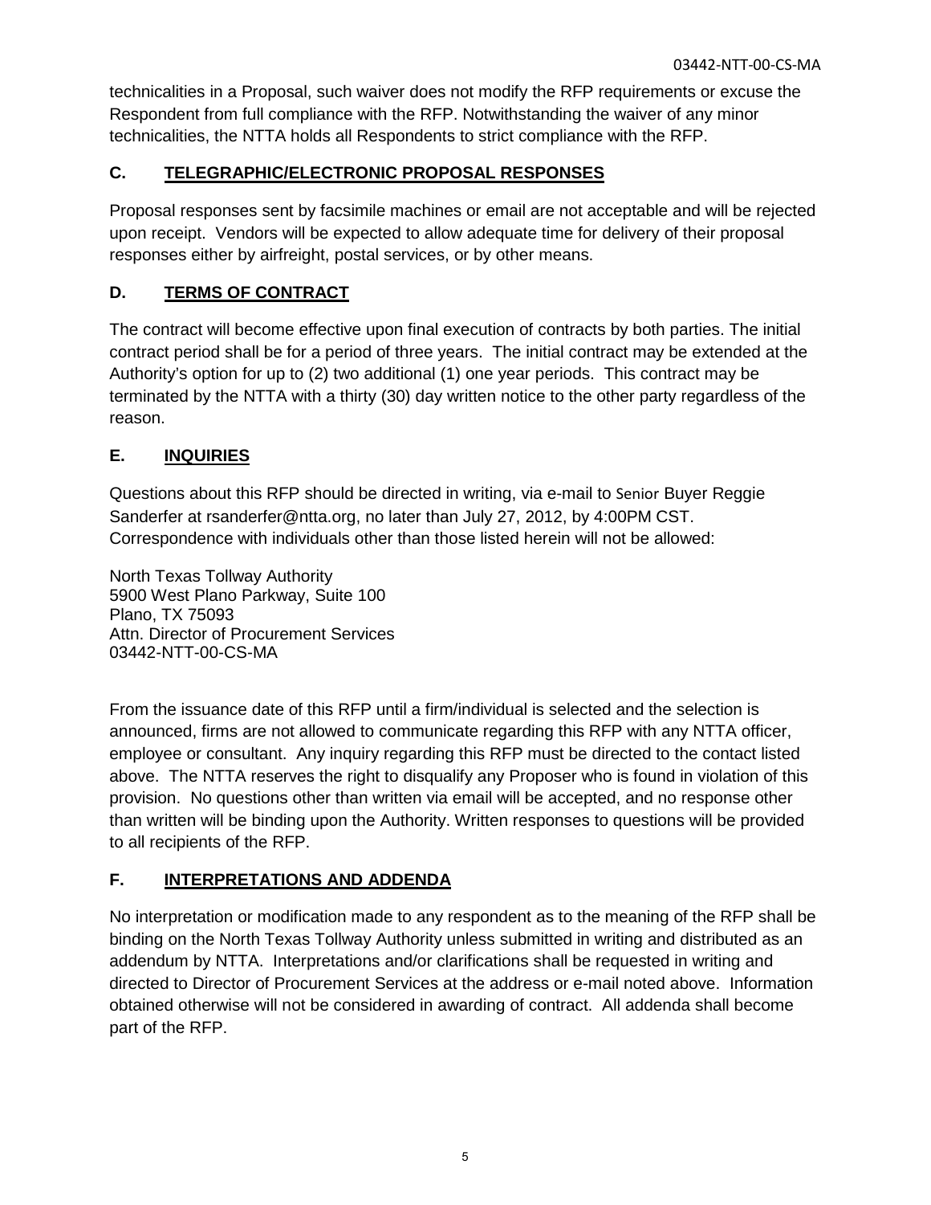technicalities in a Proposal, such waiver does not modify the RFP requirements or excuse the Respondent from full compliance with the RFP. Notwithstanding the waiver of any minor technicalities, the NTTA holds all Respondents to strict compliance with the RFP.

## C. TELEGRAPHIC/ELECTRONIC PROPOSAL RESPONSES

Proposal responses sent by facsimile machines or email are not acceptable and will be rejected upon receipt. Vendors will be expected to allow adequate time for delivery of their proposal responses either by airfreight, postal services, or by other means.

## D. TERMS OF CONTRACT

The contract will become effective upon final execution of contracts by both parties. The initial contract period shall be for a period of three years. The initial contract may be extended at the Authority's option for up to (2) two additional (1) one year periods. This contract may be terminated by the NTTA with a thirty (30) day written notice to the other party regardless of the reason.

## E. INQUIRIES

Questions about this RFP should be directed in writing, via e-mail to Senior Buyer Reggie Sanderfer at rsanderfer@ntta.org, no later than July 27, 2012, by 4:00PM CST. Correspondence with individuals other than those listed herein will not be allowed:

North Texas Tollway Authority
5900 West Plano Parkway, Suite 100
Plano, TX 75093
Attn. Director of Procurement Services
03442-NTT-00-CS-MA

From the issuance date of this RFP until a firm/individual is selected and the selection is announced, firms are not allowed to communicate regarding this RFP with any NTTA officer, employee or consultant. Any inquiry regarding this RFP must be directed to the contact listed above. The NTTA reserves the right to disqualify any Proposer who is found in violation of this provision. No questions other than written via email will be accepted, and no response other than written will be binding upon the Authority. Written responses to questions will be provided to all recipients of the RFP.

## F. INTERPRETATIONS AND ADDENDA

No interpretation or modification made to any respondent as to the meaning of the RFP shall be binding on the North Texas Tollway Authority unless submitted in writing and distributed as an addendum by NTTA. Interpretations and/or clarifications shall be requested in writing and directed to Director of Procurement Services at the address or e-mail noted above. Information obtained otherwise will not be considered in awarding of contract. All addenda shall become part of the RFP.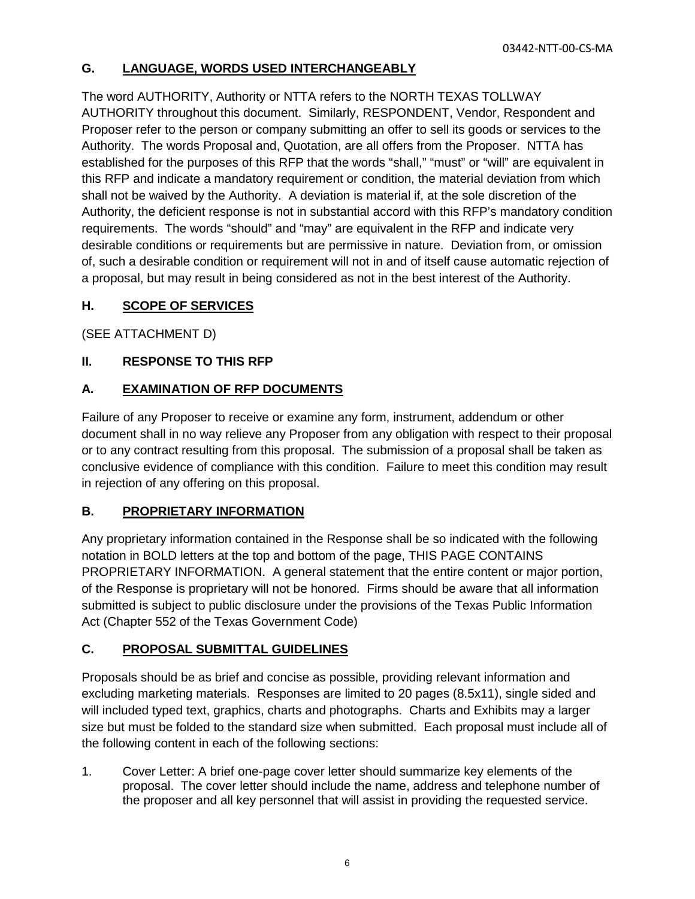### G. LANGUAGE, WORDS USED INTERCHANGEABLY

The word AUTHORITY, Authority or NTTA refers to the NORTH TEXAS TOLLWAY AUTHORITY throughout this document. Similarly, RESPONDENT, Vendor, Respondent and Proposer refer to the person or company submitting an offer to sell its goods or services to the Authority. The words Proposal and, Quotation, are all offers from the Proposer. NTTA has established for the purposes of this RFP that the words "shall," "must" or "will" are equivalent in this RFP and indicate a mandatory requirement or condition, the material deviation from which shall not be waived by the Authority. A deviation is material if, at the sole discretion of the Authority, the deficient response is not in substantial accord with this RFP's mandatory condition requirements. The words "should" and "may" are equivalent in the RFP and indicate very desirable conditions or requirements but are permissive in nature. Deviation from, or omission of, such a desirable condition or requirement will not in and of itself cause automatic rejection of a proposal, but may result in being considered as not in the best interest of the Authority.

### H. SCOPE OF SERVICES

(SEE ATTACHMENT D)

## II. RESPONSE TO THIS RFP

### A. EXAMINATION OF RFP DOCUMENTS

Failure of any Proposer to receive or examine any form, instrument, addendum or other document shall in no way relieve any Proposer from any obligation with respect to their proposal or to any contract resulting from this proposal. The submission of a proposal shall be taken as conclusive evidence of compliance with this condition. Failure to meet this condition may result in rejection of any offering on this proposal.

### B. PROPRIETARY INFORMATION

Any proprietary information contained in the Response shall be so indicated with the following notation in BOLD letters at the top and bottom of the page, THIS PAGE CONTAINS PROPRIETARY INFORMATION. A general statement that the entire content or major portion, of the Response is proprietary will not be honored. Firms should be aware that all information submitted is subject to public disclosure under the provisions of the Texas Public Information Act (Chapter 552 of the Texas Government Code)

### C. PROPOSAL SUBMITTAL GUIDELINES

Proposals should be as brief and concise as possible, providing relevant information and excluding marketing materials. Responses are limited to 20 pages (8.5x11), single sided and will included typed text, graphics, charts and photographs. Charts and Exhibits may a larger size but must be folded to the standard size when submitted. Each proposal must include all of the following content in each of the following sections:

1. Cover Letter: A brief one-page cover letter should summarize key elements of the proposal. The cover letter should include the name, address and telephone number of the proposer and all key personnel that will assist in providing the requested service.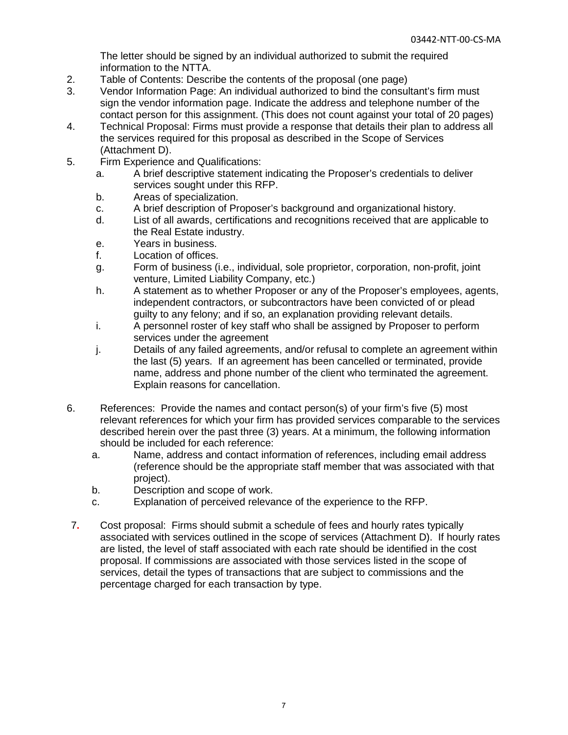The letter should be signed by an individual authorized to submit the required information to the NTTA.

2. Table of Contents: Describe the contents of the proposal (one page)
3. Vendor Information Page: An individual authorized to bind the consultant's firm must sign the vendor information page. Indicate the address and telephone number of the contact person for this assignment. (This does not count against your total of 20 pages)
4. Technical Proposal: Firms must provide a response that details their plan to address all the services required for this proposal as described in the Scope of Services (Attachment D).
5. Firm Experience and Qualifications:
   a. A brief descriptive statement indicating the Proposer's credentials to deliver services sought under this RFP.
   b. Areas of specialization.
   c. A brief description of Proposer's background and organizational history.
   d. List of all awards, certifications and recognitions received that are applicable to the Real Estate industry.
   e. Years in business.
   f. Location of offices.
   g. Form of business (i.e., individual, sole proprietor, corporation, non-profit, joint venture, Limited Liability Company, etc.)
   h. A statement as to whether Proposer or any of the Proposer's employees, agents, independent contractors, or subcontractors have been convicted of or plead guilty to any felony; and if so, an explanation providing relevant details.
   i. A personnel roster of key staff who shall be assigned by Proposer to perform services under the agreement
   j. Details of any failed agreements, and/or refusal to complete an agreement within the last (5) years. If an agreement has been cancelled or terminated, provide name, address and phone number of the client who terminated the agreement. Explain reasons for cancellation.

6. References: Provide the names and contact person(s) of your firm's five (5) most relevant references for which your firm has provided services comparable to the services described herein over the past three (3) years. At a minimum, the following information should be included for each reference:
   a. Name, address and contact information of references, including email address (reference should be the appropriate staff member that was associated with that project).
   b. Description and scope of work.
   c. Explanation of perceived relevance of the experience to the RFP.

7. Cost proposal: Firms should submit a schedule of fees and hourly rates typically associated with services outlined in the scope of services (Attachment D). If hourly rates are listed, the level of staff associated with each rate should be identified in the cost proposal. If commissions are associated with those services listed in the scope of services, detail the types of transactions that are subject to commissions and the percentage charged for each transaction by type.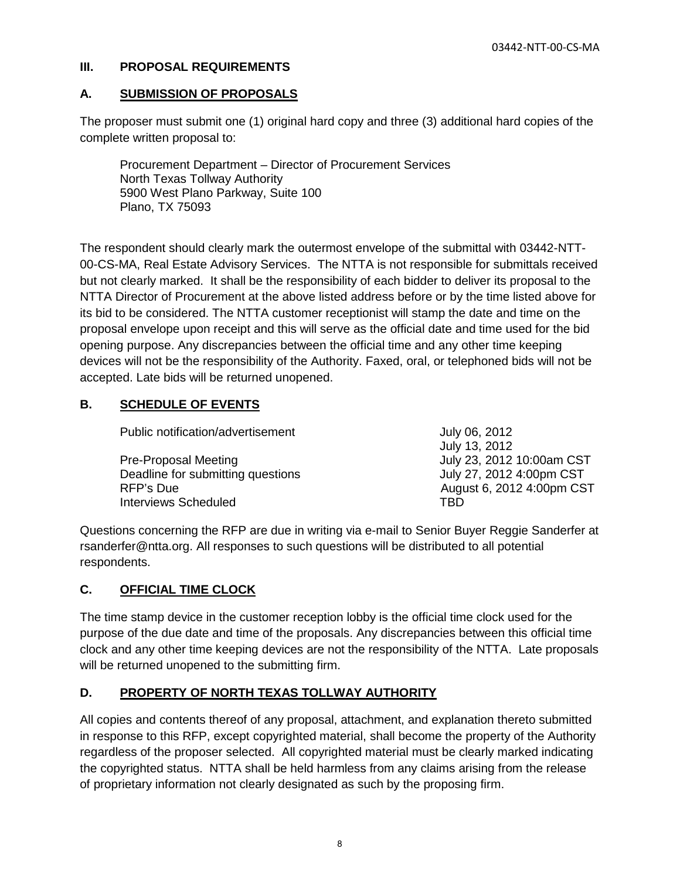## III. PROPOSAL REQUIREMENTS

### A. SUBMISSION OF PROPOSALS

The proposer must submit one (1) original hard copy and three (3) additional hard copies of the complete written proposal to:

Procurement Department – Director of Procurement Services
North Texas Tollway Authority
5900 West Plano Parkway, Suite 100
Plano, TX 75093

The respondent should clearly mark the outermost envelope of the submittal with 03442-NTT-00-CS-MA, Real Estate Advisory Services. The NTTA is not responsible for submittals received but not clearly marked. It shall be the responsibility of each bidder to deliver its proposal to the NTTA Director of Procurement at the above listed address before or by the time listed above for its bid to be considered. The NTTA customer receptionist will stamp the date and time on the proposal envelope upon receipt and this will serve as the official date and time used for the bid opening purpose. Any discrepancies between the official time and any other time keeping devices will not be the responsibility of the Authority. Faxed, oral, or telephoned bids will not be accepted. Late bids will be returned unopened.

### B. SCHEDULE OF EVENTS

| Event | Date |
|---|---|
| Public notification/advertisement | July 06, 2012<br>July 13, 2012 |
| Pre-Proposal Meeting | July 23, 2012 10:00am CST |
| Deadline for submitting questions | July 27, 2012 4:00pm CST |
| RFP's Due | August 6, 2012 4:00pm CST |
| Interviews Scheduled | TBD |

Questions concerning the RFP are due in writing via e-mail to Senior Buyer Reggie Sanderfer at rsanderfer@ntta.org. All responses to such questions will be distributed to all potential respondents.

### C. OFFICIAL TIME CLOCK

The time stamp device in the customer reception lobby is the official time clock used for the purpose of the due date and time of the proposals. Any discrepancies between this official time clock and any other time keeping devices are not the responsibility of the NTTA. Late proposals will be returned unopened to the submitting firm.

### D. PROPERTY OF NORTH TEXAS TOLLWAY AUTHORITY

All copies and contents thereof of any proposal, attachment, and explanation thereto submitted in response to this RFP, except copyrighted material, shall become the property of the Authority regardless of the proposer selected. All copyrighted material must be clearly marked indicating the copyrighted status. NTTA shall be held harmless from any claims arising from the release of proprietary information not clearly designated as such by the proposing firm.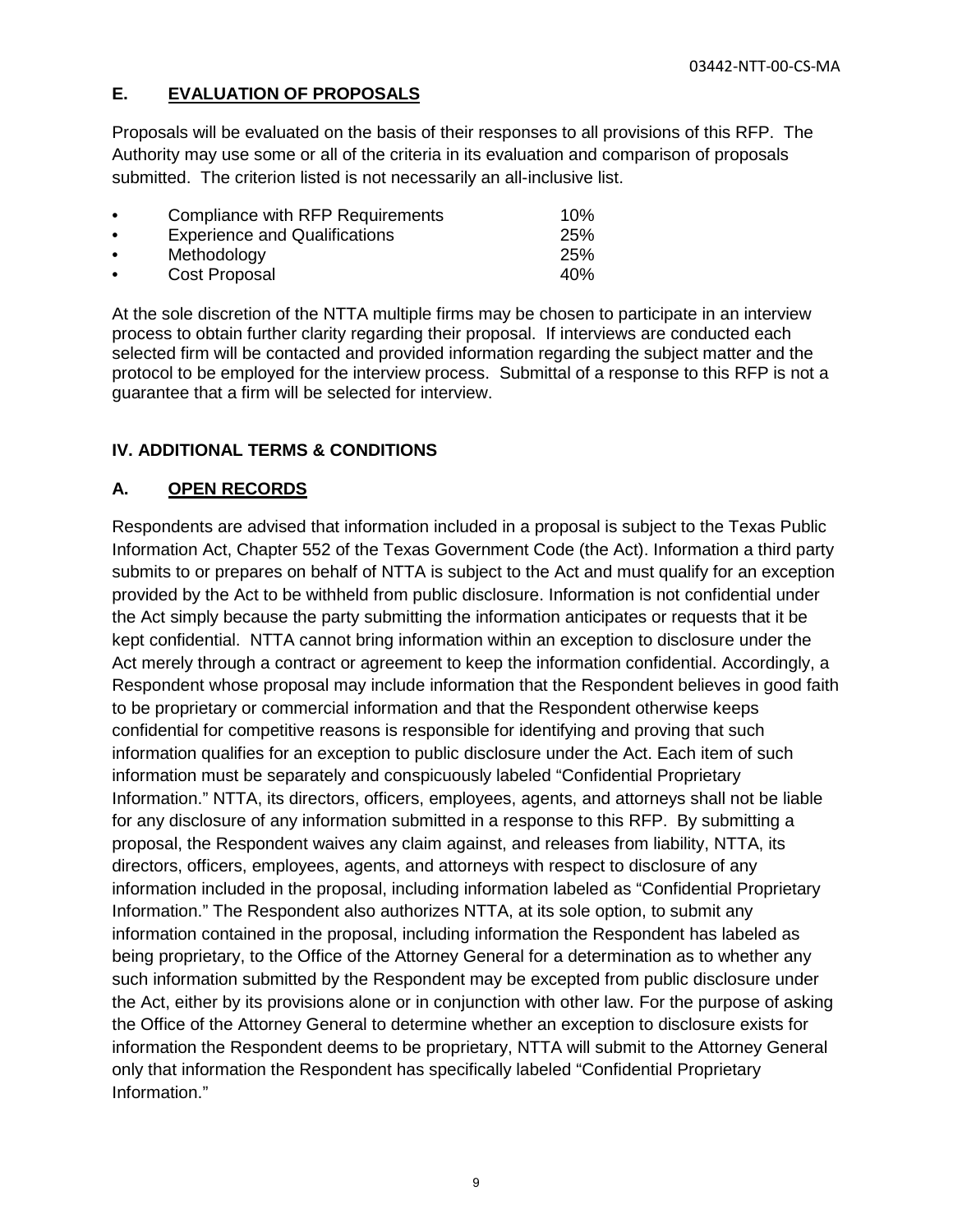## E. EVALUATION OF PROPOSALS

Proposals will be evaluated on the basis of their responses to all provisions of this RFP. The Authority may use some or all of the criteria in its evaluation and comparison of proposals submitted. The criterion listed is not necessarily an all-inclusive list.

- Compliance with RFP Requirements 10%
- Experience and Qualifications 25%
- Methodology 25%
- Cost Proposal 40%

At the sole discretion of the NTTA multiple firms may be chosen to participate in an interview process to obtain further clarity regarding their proposal. If interviews are conducted each selected firm will be contacted and provided information regarding the subject matter and the protocol to be employed for the interview process. Submittal of a response to this RFP is not a guarantee that a firm will be selected for interview.

# IV. ADDITIONAL TERMS & CONDITIONS

## A. OPEN RECORDS

Respondents are advised that information included in a proposal is subject to the Texas Public Information Act, Chapter 552 of the Texas Government Code (the Act). Information a third party submits to or prepares on behalf of NTTA is subject to the Act and must qualify for an exception provided by the Act to be withheld from public disclosure. Information is not confidential under the Act simply because the party submitting the information anticipates or requests that it be kept confidential. NTTA cannot bring information within an exception to disclosure under the Act merely through a contract or agreement to keep the information confidential. Accordingly, a Respondent whose proposal may include information that the Respondent believes in good faith to be proprietary or commercial information and that the Respondent otherwise keeps confidential for competitive reasons is responsible for identifying and proving that such information qualifies for an exception to public disclosure under the Act. Each item of such information must be separately and conspicuously labeled "Confidential Proprietary Information." NTTA, its directors, officers, employees, agents, and attorneys shall not be liable for any disclosure of any information submitted in a response to this RFP. By submitting a proposal, the Respondent waives any claim against, and releases from liability, NTTA, its directors, officers, employees, agents, and attorneys with respect to disclosure of any information included in the proposal, including information labeled as "Confidential Proprietary Information." The Respondent also authorizes NTTA, at its sole option, to submit any information contained in the proposal, including information the Respondent has labeled as being proprietary, to the Office of the Attorney General for a determination as to whether any such information submitted by the Respondent may be excepted from public disclosure under the Act, either by its provisions alone or in conjunction with other law. For the purpose of asking the Office of the Attorney General to determine whether an exception to disclosure exists for information the Respondent deems to be proprietary, NTTA will submit to the Attorney General only that information the Respondent has specifically labeled "Confidential Proprietary Information."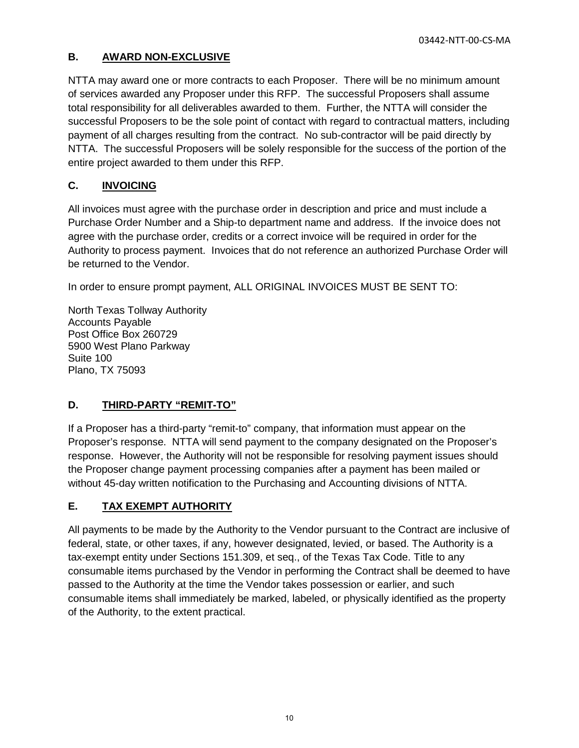## B. AWARD NON-EXCLUSIVE

NTTA may award one or more contracts to each Proposer. There will be no minimum amount of services awarded any Proposer under this RFP. The successful Proposers shall assume total responsibility for all deliverables awarded to them. Further, the NTTA will consider the successful Proposers to be the sole point of contact with regard to contractual matters, including payment of all charges resulting from the contract. No sub-contractor will be paid directly by NTTA. The successful Proposers will be solely responsible for the success of the portion of the entire project awarded to them under this RFP.

## C. INVOICING

All invoices must agree with the purchase order in description and price and must include a Purchase Order Number and a Ship-to department name and address. If the invoice does not agree with the purchase order, credits or a correct invoice will be required in order for the Authority to process payment. Invoices that do not reference an authorized Purchase Order will be returned to the Vendor.

In order to ensure prompt payment, ALL ORIGINAL INVOICES MUST BE SENT TO:

North Texas Tollway Authority
Accounts Payable
Post Office Box 260729
5900 West Plano Parkway
Suite 100
Plano, TX 75093

## D. THIRD-PARTY "REMIT-TO"

If a Proposer has a third-party "remit-to" company, that information must appear on the Proposer's response. NTTA will send payment to the company designated on the Proposer's response. However, the Authority will not be responsible for resolving payment issues should the Proposer change payment processing companies after a payment has been mailed or without 45-day written notification to the Purchasing and Accounting divisions of NTTA.

## E. TAX EXEMPT AUTHORITY

All payments to be made by the Authority to the Vendor pursuant to the Contract are inclusive of federal, state, or other taxes, if any, however designated, levied, or based. The Authority is a tax-exempt entity under Sections 151.309, et seq., of the Texas Tax Code. Title to any consumable items purchased by the Vendor in performing the Contract shall be deemed to have passed to the Authority at the time the Vendor takes possession or earlier, and such consumable items shall immediately be marked, labeled, or physically identified as the property of the Authority, to the extent practical.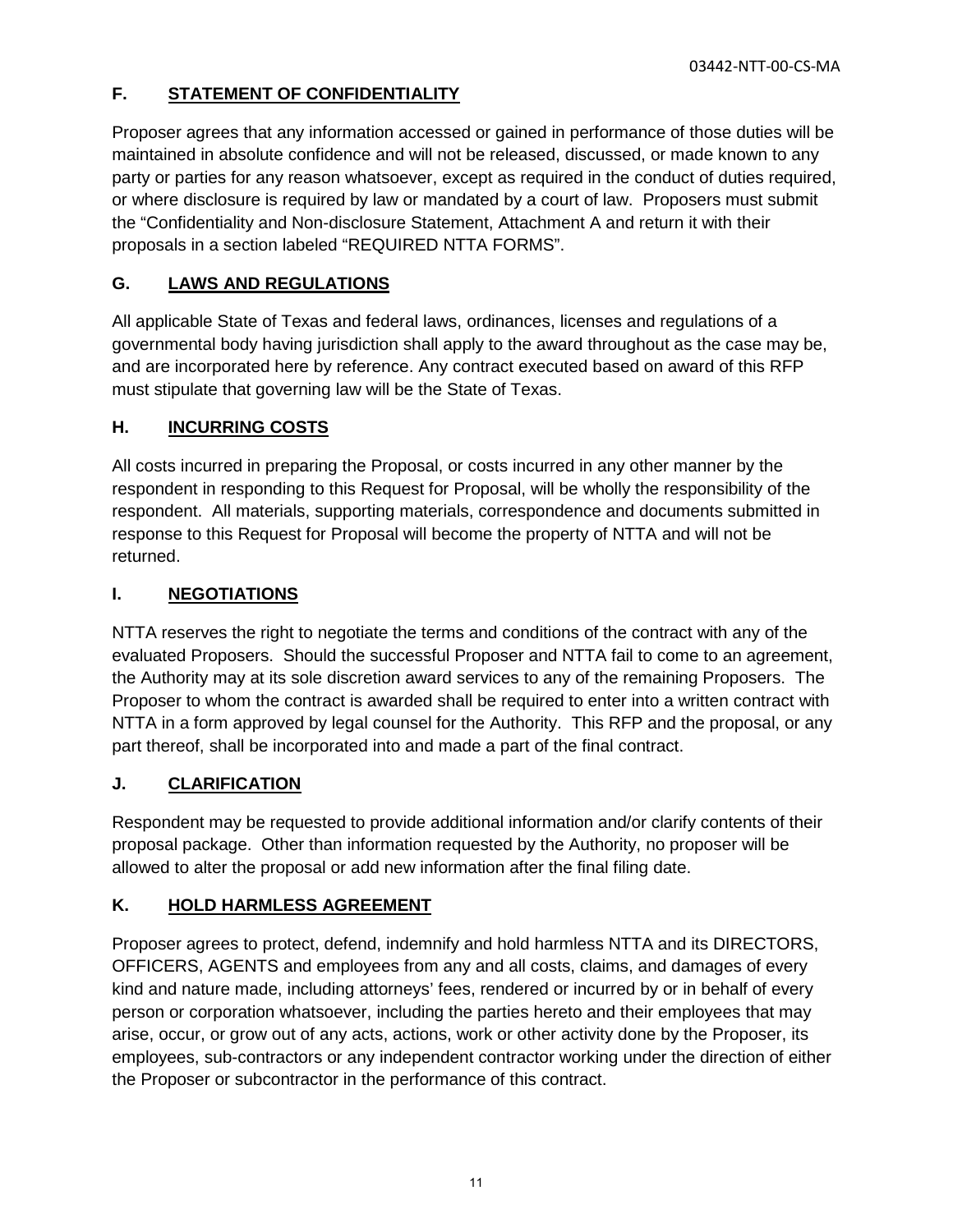## F. STATEMENT OF CONFIDENTIALITY

Proposer agrees that any information accessed or gained in performance of those duties will be maintained in absolute confidence and will not be released, discussed, or made known to any party or parties for any reason whatsoever, except as required in the conduct of duties required, or where disclosure is required by law or mandated by a court of law. Proposers must submit the "Confidentiality and Non-disclosure Statement, Attachment A and return it with their proposals in a section labeled "REQUIRED NTTA FORMS".

## G. LAWS AND REGULATIONS

All applicable State of Texas and federal laws, ordinances, licenses and regulations of a governmental body having jurisdiction shall apply to the award throughout as the case may be, and are incorporated here by reference. Any contract executed based on award of this RFP must stipulate that governing law will be the State of Texas.

## H. INCURRING COSTS

All costs incurred in preparing the Proposal, or costs incurred in any other manner by the respondent in responding to this Request for Proposal, will be wholly the responsibility of the respondent. All materials, supporting materials, correspondence and documents submitted in response to this Request for Proposal will become the property of NTTA and will not be returned.

## I. NEGOTIATIONS

NTTA reserves the right to negotiate the terms and conditions of the contract with any of the evaluated Proposers. Should the successful Proposer and NTTA fail to come to an agreement, the Authority may at its sole discretion award services to any of the remaining Proposers. The Proposer to whom the contract is awarded shall be required to enter into a written contract with NTTA in a form approved by legal counsel for the Authority. This RFP and the proposal, or any part thereof, shall be incorporated into and made a part of the final contract.

## J. CLARIFICATION

Respondent may be requested to provide additional information and/or clarify contents of their proposal package. Other than information requested by the Authority, no proposer will be allowed to alter the proposal or add new information after the final filing date.

## K. HOLD HARMLESS AGREEMENT

Proposer agrees to protect, defend, indemnify and hold harmless NTTA and its DIRECTORS, OFFICERS, AGENTS and employees from any and all costs, claims, and damages of every kind and nature made, including attorneys' fees, rendered or incurred by or in behalf of every person or corporation whatsoever, including the parties hereto and their employees that may arise, occur, or grow out of any acts, actions, work or other activity done by the Proposer, its employees, sub-contractors or any independent contractor working under the direction of either the Proposer or subcontractor in the performance of this contract.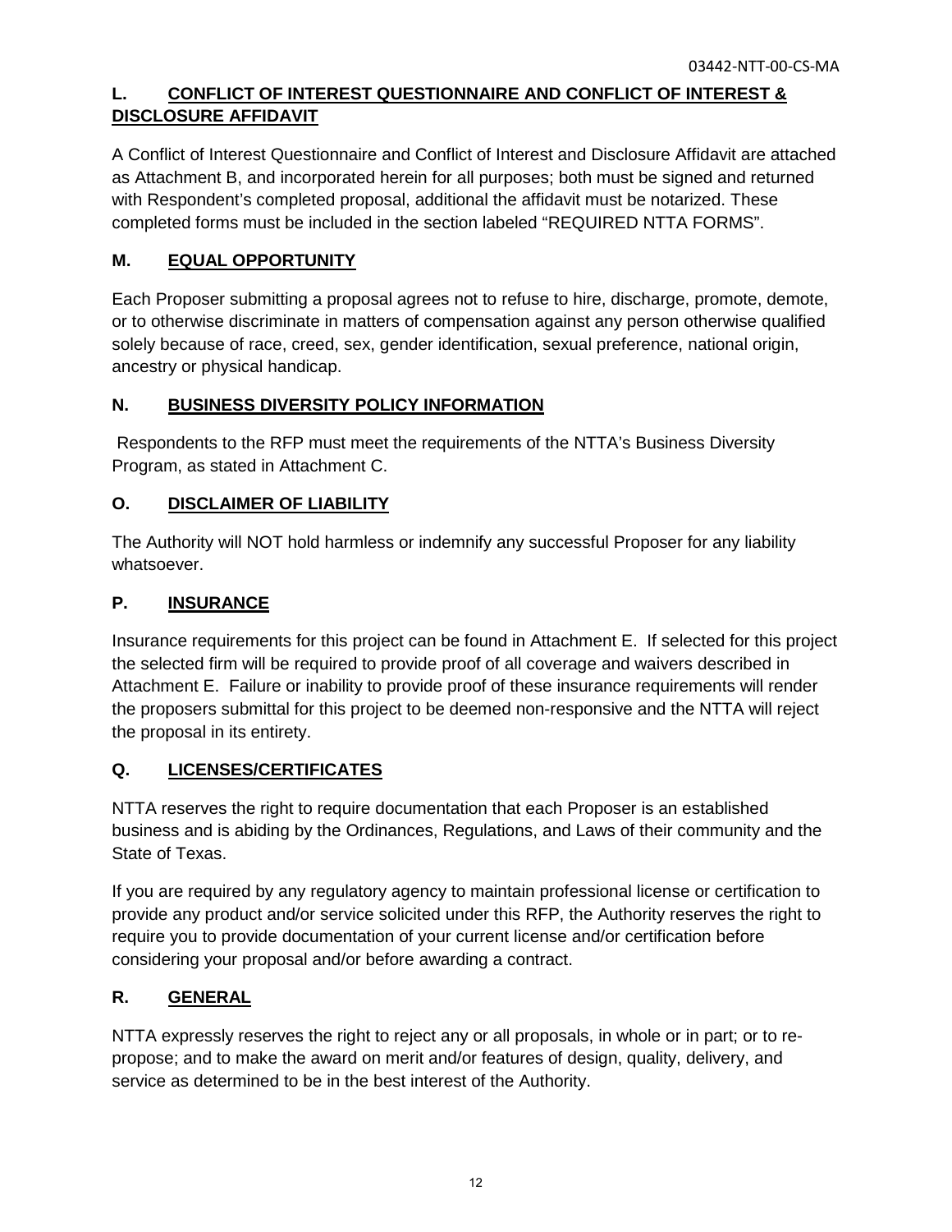### L. CONFLICT OF INTEREST QUESTIONNAIRE AND CONFLICT OF INTEREST & DISCLOSURE AFFIDAVIT

A Conflict of Interest Questionnaire and Conflict of Interest and Disclosure Affidavit are attached as Attachment B, and incorporated herein for all purposes; both must be signed and returned with Respondent's completed proposal, additional the affidavit must be notarized. These completed forms must be included in the section labeled "REQUIRED NTTA FORMS".

### M. EQUAL OPPORTUNITY

Each Proposer submitting a proposal agrees not to refuse to hire, discharge, promote, demote, or to otherwise discriminate in matters of compensation against any person otherwise qualified solely because of race, creed, sex, gender identification, sexual preference, national origin, ancestry or physical handicap.

### N. BUSINESS DIVERSITY POLICY INFORMATION

Respondents to the RFP must meet the requirements of the NTTA's Business Diversity Program, as stated in Attachment C.

### O. DISCLAIMER OF LIABILITY

The Authority will NOT hold harmless or indemnify any successful Proposer for any liability whatsoever.

### P. INSURANCE

Insurance requirements for this project can be found in Attachment E. If selected for this project the selected firm will be required to provide proof of all coverage and waivers described in Attachment E. Failure or inability to provide proof of these insurance requirements will render the proposers submittal for this project to be deemed non-responsive and the NTTA will reject the proposal in its entirety.

### Q. LICENSES/CERTIFICATES

NTTA reserves the right to require documentation that each Proposer is an established business and is abiding by the Ordinances, Regulations, and Laws of their community and the State of Texas.

If you are required by any regulatory agency to maintain professional license or certification to provide any product and/or service solicited under this RFP, the Authority reserves the right to require you to provide documentation of your current license and/or certification before considering your proposal and/or before awarding a contract.

### R. GENERAL

NTTA expressly reserves the right to reject any or all proposals, in whole or in part; or to re-propose; and to make the award on merit and/or features of design, quality, delivery, and service as determined to be in the best interest of the Authority.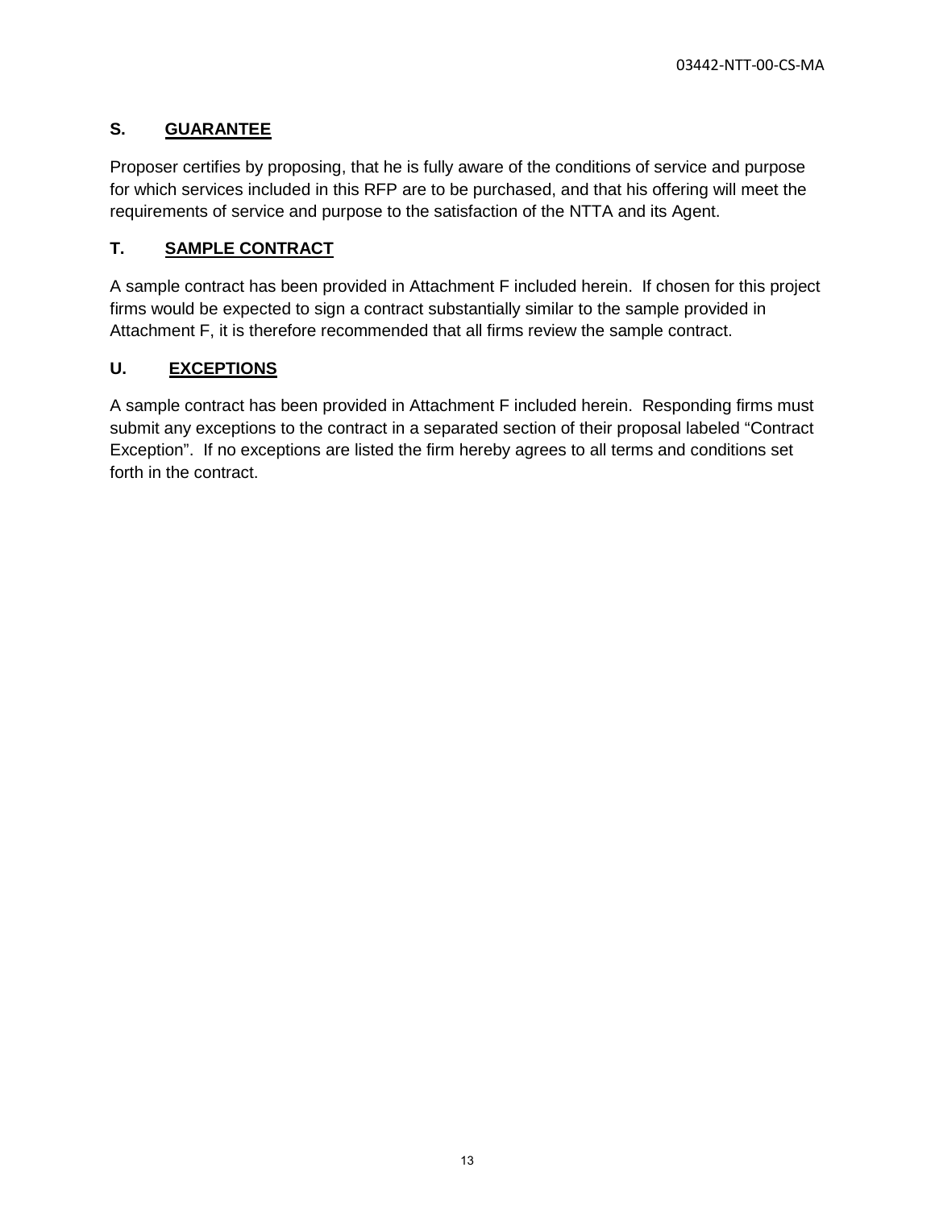## S. GUARANTEE

Proposer certifies by proposing, that he is fully aware of the conditions of service and purpose for which services included in this RFP are to be purchased, and that his offering will meet the requirements of service and purpose to the satisfaction of the NTTA and its Agent.

## T. SAMPLE CONTRACT

A sample contract has been provided in Attachment F included herein. If chosen for this project firms would be expected to sign a contract substantially similar to the sample provided in Attachment F, it is therefore recommended that all firms review the sample contract.

## U. EXCEPTIONS

A sample contract has been provided in Attachment F included herein. Responding firms must submit any exceptions to the contract in a separated section of their proposal labeled "Contract Exception". If no exceptions are listed the firm hereby agrees to all terms and conditions set forth in the contract.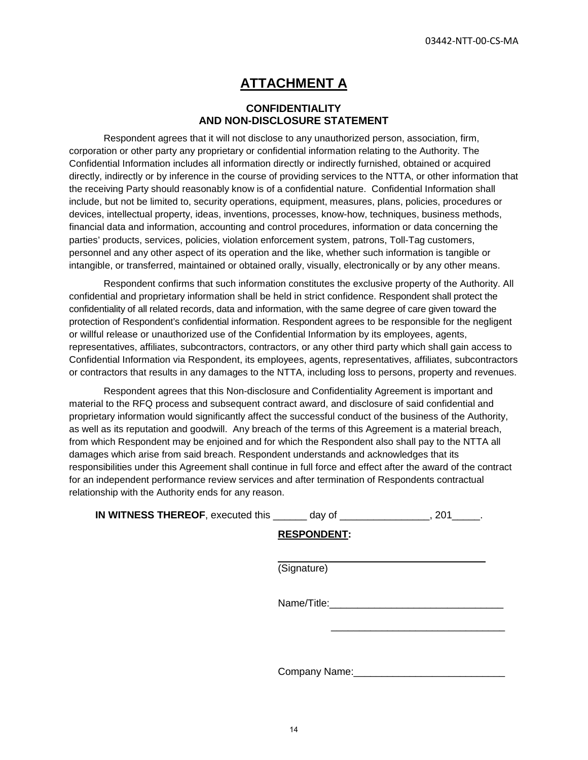# ATTACHMENT A

## CONFIDENTIALITY AND NON-DISCLOSURE STATEMENT

Respondent agrees that it will not disclose to any unauthorized person, association, firm, corporation or other party any proprietary or confidential information relating to the Authority. The Confidential Information includes all information directly or indirectly furnished, obtained or acquired directly, indirectly or by inference in the course of providing services to the NTTA, or other information that the receiving Party should reasonably know is of a confidential nature. Confidential Information shall include, but not be limited to, security operations, equipment, measures, plans, policies, procedures or devices, intellectual property, ideas, inventions, processes, know-how, techniques, business methods, financial data and information, accounting and control procedures, information or data concerning the parties' products, services, policies, violation enforcement system, patrons, Toll-Tag customers, personnel and any other aspect of its operation and the like, whether such information is tangible or intangible, or transferred, maintained or obtained orally, visually, electronically or by any other means.

Respondent confirms that such information constitutes the exclusive property of the Authority. All confidential and proprietary information shall be held in strict confidence. Respondent shall protect the confidentiality of all related records, data and information, with the same degree of care given toward the protection of Respondent's confidential information. Respondent agrees to be responsible for the negligent or willful release or unauthorized use of the Confidential Information by its employees, agents, representatives, affiliates, subcontractors, contractors, or any other third party which shall gain access to Confidential Information via Respondent, its employees, agents, representatives, affiliates, subcontractors or contractors that results in any damages to the NTTA, including loss to persons, property and revenues.

Respondent agrees that this Non-disclosure and Confidentiality Agreement is important and material to the RFQ process and subsequent contract award, and disclosure of said confidential and proprietary information would significantly affect the successful conduct of the business of the Authority, as well as its reputation and goodwill. Any breach of the terms of this Agreement is a material breach, from which Respondent may be enjoined and for which the Respondent also shall pay to the NTTA all damages which arise from said breach. Respondent understands and acknowledges that its responsibilities under this Agreement shall continue in full force and effect after the award of the contract for an independent performance review services and after termination of Respondents contractual relationship with the Authority ends for any reason.

**IN WITNESS THEREOF**, executed this ______ day of ________________, 201_____.

**RESPONDENT:**

______________________________________
(Signature)

Name/Title:_______________________________

_______________________________

Company Name:___________________________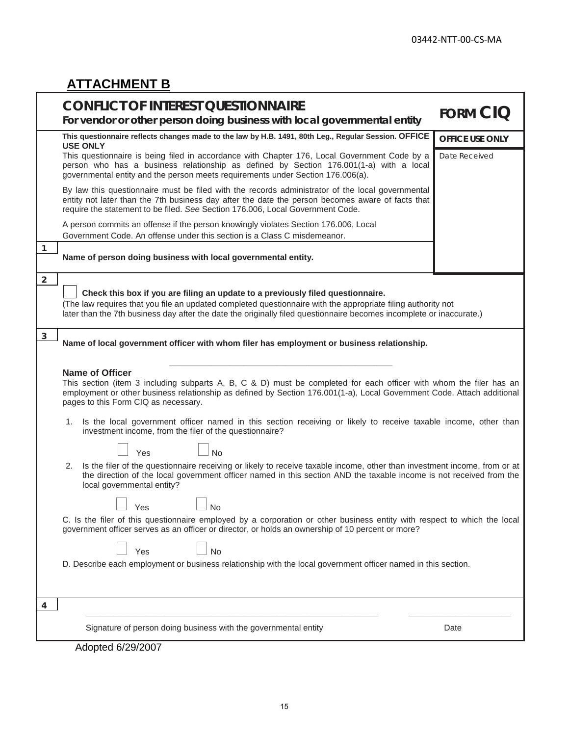03442-NTT-00-CS-MA

## ATTACHMENT B

# CONFLICT OF INTEREST QUESTIONNAIRE

**For vendor or other person doing business with local governmental entity**

**FORM CIQ**

**This questionnaire reflects changes made to the law by H.B. 1491, 80th Leg., Regular Session. OFFICE USE ONLY**

**OFFICE USE ONLY**

Date Received

This questionnaire is being filed in accordance with Chapter 176, Local Government Code by a person who has a business relationship as defined by Section 176.001(1-a) with a local governmental entity and the person meets requirements under Section 176.006(a).

By law this questionnaire must be filed with the records administrator of the local governmental entity not later than the 7th business day after the date the person becomes aware of facts that require the statement to be filed. *See* Section 176.006, Local Government Code.

A person commits an offense if the person knowingly violates Section 176.006, Local Government Code. An offense under this section is a Class C misdemeanor.

**1**

**Name of person doing business with local governmental entity.**

**2**

☐ **Check this box if you are filing an update to a previously filed questionnaire.**

(The law requires that you file an updated completed questionnaire with the appropriate filing authority not later than the 7th business day after the date the originally filed questionnaire becomes incomplete or inaccurate.)

**3**

**Name of local government officer with whom filer has employment or business relationship.**

\_\_\_\_\_\_\_\_\_\_\_\_\_\_\_\_\_\_\_\_\_\_\_\_\_\_\_\_\_\_\_\_\_\_\_\_\_\_\_\_\_\_\_\_

**Name of Officer**

This section (item 3 including subparts A, B, C & D) must be completed for each officer with whom the filer has an employment or other business relationship as defined by Section 176.001(1-a), Local Government Code. Attach additional pages to this Form CIQ as necessary.

1. Is the local government officer named in this section receiving or likely to receive taxable income, other than investment income, from the filer of the questionnaire?

   ☐ Yes ☐ No

2. Is the filer of the questionnaire receiving or likely to receive taxable income, other than investment income, from or at the direction of the local government officer named in this section AND the taxable income is not received from the local governmental entity?

   ☐ Yes ☐ No

C. Is the filer of this questionnaire employed by a corporation or other business entity with respect to which the local government officer serves as an officer or director, or holds an ownership of 10 percent or more?

☐ Yes ☐ No

D. Describe each employment or business relationship with the local government officer named in this section.

**4**

\_\_\_\_\_\_\_\_\_\_\_\_\_\_\_\_\_\_\_\_\_\_\_\_\_\_\_\_\_\_\_\_\_\_\_\_\_\_\_\_\_\_\_\_\_\_\_\_\_\_\_\_\_\_\_\_ \_\_\_\_\_\_\_\_\_\_\_\_\_\_\_\_\_\_\_\_

Signature of person doing business with the governmental entity — Date

Adopted 6/29/2007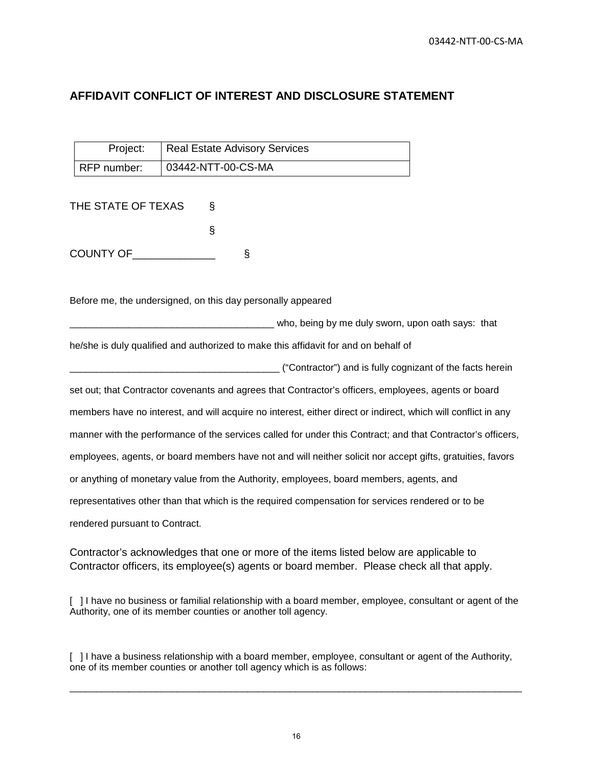## AFFIDAVIT CONFLICT OF INTEREST AND DISCLOSURE STATEMENT

| Project: | Real Estate Advisory Services |
|---|---|
| RFP number: | 03442-NTT-00-CS-MA |

THE STATE OF TEXAS §

§

COUNTY OF______________ §

Before me, the undersigned, on this day personally appeared

______________________________________ who, being by me duly sworn, upon oath says: that he/she is duly qualified and authorized to make this affidavit for and on behalf of

________________________________________ ("Contractor") and is fully cognizant of the facts herein set out; that Contractor covenants and agrees that Contractor's officers, employees, agents or board members have no interest, and will acquire no interest, either direct or indirect, which will conflict in any manner with the performance of the services called for under this Contract; and that Contractor's officers, employees, agents, or board members have not and will neither solicit nor accept gifts, gratuities, favors or anything of monetary value from the Authority, employees, board members, agents, and representatives other than that which is the required compensation for services rendered or to be rendered pursuant to Contract.

Contractor's acknowledges that one or more of the items listed below are applicable to Contractor officers, its employee(s) agents or board member. Please check all that apply.

[ ] I have no business or familial relationship with a board member, employee, consultant or agent of the Authority, one of its member counties or another toll agency.

[ ] I have a business relationship with a board member, employee, consultant or agent of the Authority, one of its member counties or another toll agency which is as follows:

_____________________________________________________________________________________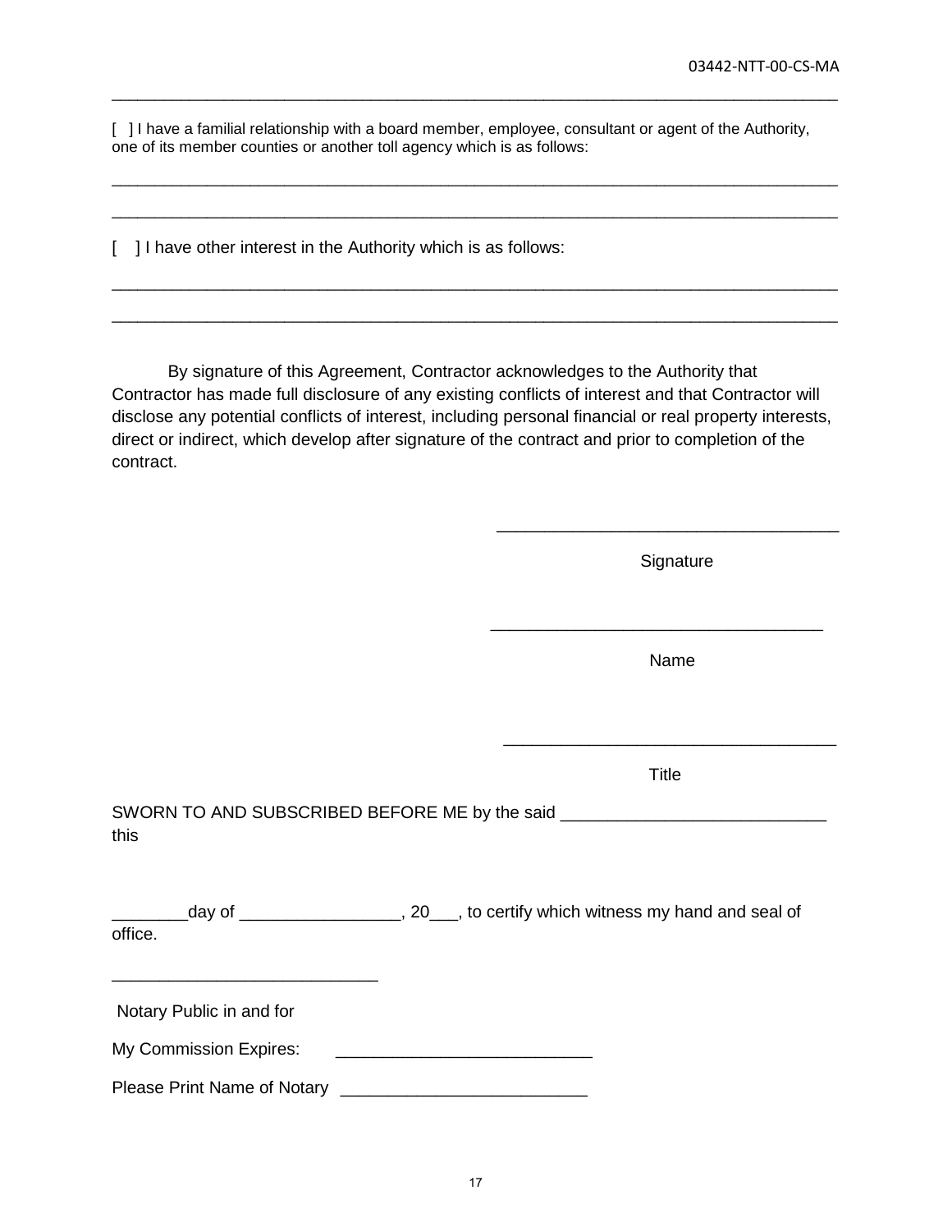_______________________________________________________________________________

[ ] I have a familial relationship with a board member, employee, consultant or agent of the Authority, one of its member counties or another toll agency which is as follows:

_______________________________________________________________________________

_______________________________________________________________________________

[ ] I have other interest in the Authority which is as follows:

_______________________________________________________________________________

_______________________________________________________________________________

By signature of this Agreement, Contractor acknowledges to the Authority that Contractor has made full disclosure of any existing conflicts of interest and that Contractor will disclose any potential conflicts of interest, including personal financial or real property interests, direct or indirect, which develop after signature of the contract and prior to completion of the contract.

___________________________________

Signature

___________________________________

Name

___________________________________

Title

SWORN TO AND SUBSCRIBED BEFORE ME by the said ___________________________ this

________day of ________________, 20___, to certify which witness my hand and seal of office.

___________________________

Notary Public in and for

My Commission Expires: __________________________

Please Print Name of Notary _________________________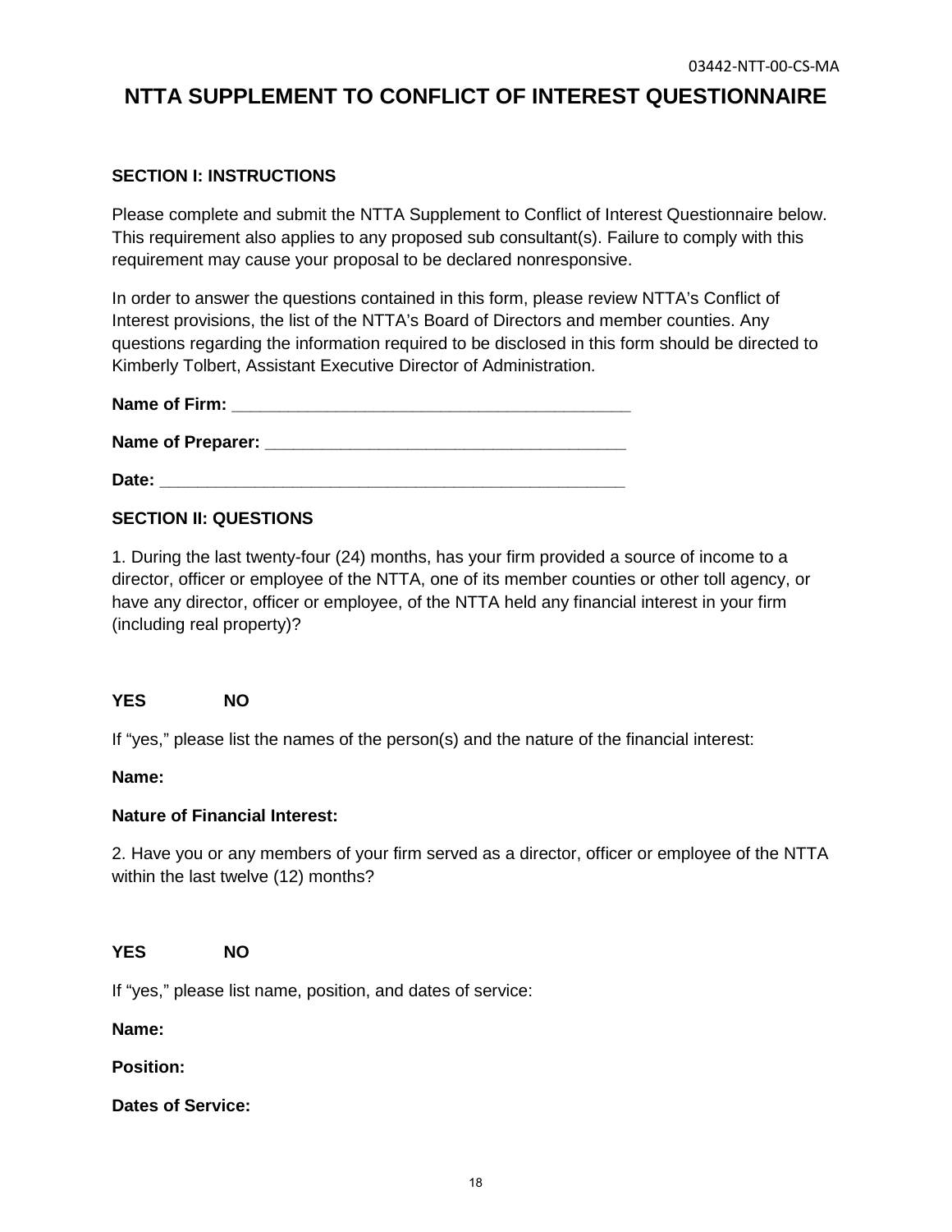03442-NTT-00-CS-MA

# NTTA SUPPLEMENT TO CONFLICT OF INTEREST QUESTIONNAIRE

**SECTION I: INSTRUCTIONS**

Please complete and submit the NTTA Supplement to Conflict of Interest Questionnaire below. This requirement also applies to any proposed sub consultant(s). Failure to comply with this requirement may cause your proposal to be declared nonresponsive.

In order to answer the questions contained in this form, please review NTTA's Conflict of Interest provisions, the list of the NTTA's Board of Directors and member counties. Any questions regarding the information required to be disclosed in this form should be directed to Kimberly Tolbert, Assistant Executive Director of Administration.

**Name of Firm: \_\_\_\_\_\_\_\_\_\_\_\_\_\_\_\_\_\_\_\_\_\_\_\_\_\_\_\_\_\_\_\_\_\_\_\_\_\_\_\_\_\_\_\_**

**Name of Preparer: \_\_\_\_\_\_\_\_\_\_\_\_\_\_\_\_\_\_\_\_\_\_\_\_\_\_\_\_\_\_\_\_\_\_\_\_\_\_\_\_**

**Date: \_\_\_\_\_\_\_\_\_\_\_\_\_\_\_\_\_\_\_\_\_\_\_\_\_\_\_\_\_\_\_\_\_\_\_\_\_\_\_\_\_\_\_\_\_\_\_\_\_\_\_**

**SECTION II: QUESTIONS**

1. During the last twenty-four (24) months, has your firm provided a source of income to a director, officer or employee of the NTTA, one of its member counties or other toll agency, or have any director, officer or employee, of the NTTA held any financial interest in your firm (including real property)?

**YES** **NO**

If "yes," please list the names of the person(s) and the nature of the financial interest:

**Name:**

**Nature of Financial Interest:**

2. Have you or any members of your firm served as a director, officer or employee of the NTTA within the last twelve (12) months?

**YES** **NO**

If "yes," please list name, position, and dates of service:

**Name:**

**Position:**

**Dates of Service:**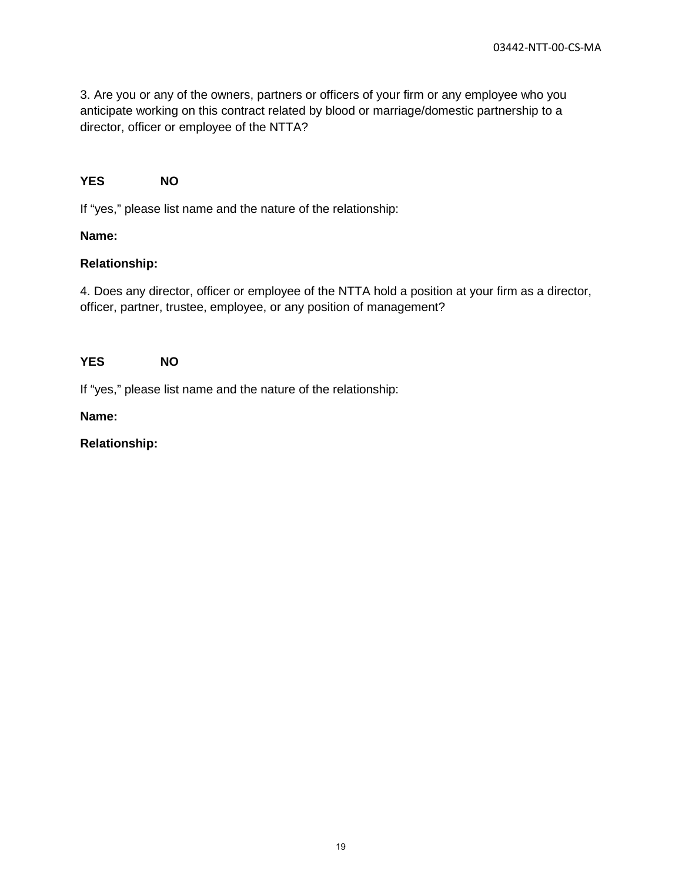3. Are you or any of the owners, partners or officers of your firm or any employee who you anticipate working on this contract related by blood or marriage/domestic partnership to a director, officer or employee of the NTTA?

**YES** **NO**

If "yes," please list name and the nature of the relationship:

**Name:**

**Relationship:**

4. Does any director, officer or employee of the NTTA hold a position at your firm as a director, officer, partner, trustee, employee, or any position of management?

**YES** **NO**

If "yes," please list name and the nature of the relationship:

**Name:**

**Relationship:**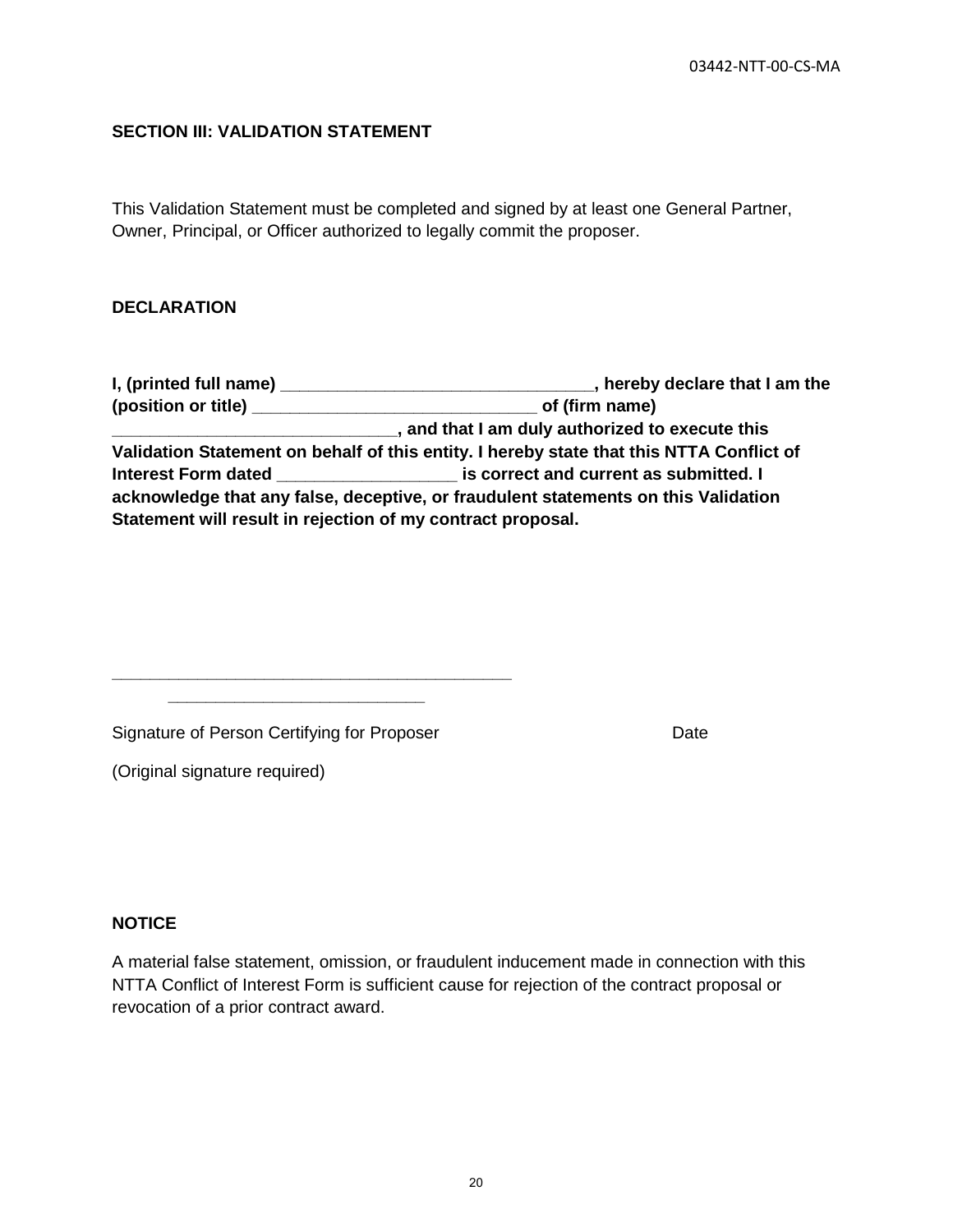## SECTION III: VALIDATION STATEMENT

This Validation Statement must be completed and signed by at least one General Partner, Owner, Principal, or Officer authorized to legally commit the proposer.

### DECLARATION

**I, (printed full name) \_\_\_\_\_\_\_\_\_\_\_\_\_\_\_\_\_\_\_\_\_\_\_\_\_\_\_\_\_\_\_\_, hereby declare that I am the (position or title) \_\_\_\_\_\_\_\_\_\_\_\_\_\_\_\_\_\_\_\_\_\_\_\_\_\_\_\_\_\_ of (firm name) \_\_\_\_\_\_\_\_\_\_\_\_\_\_\_\_\_\_\_\_\_\_\_\_\_\_\_\_\_\_, and that I am duly authorized to execute this Validation Statement on behalf of this entity. I hereby state that this NTTA Conflict of Interest Form dated \_\_\_\_\_\_\_\_\_\_\_\_\_\_\_\_\_\_\_ is correct and current as submitted. I acknowledge that any false, deceptive, or fraudulent statements on this Validation Statement will result in rejection of my contract proposal.**

\_\_\_\_\_\_\_\_\_\_\_\_\_\_\_\_\_\_\_\_\_\_\_\_\_\_\_\_\_\_\_\_\_\_\_\_\_\_\_\_\_\_\_\_ \_\_\_\_\_\_\_\_\_\_\_\_\_\_\_\_\_\_\_\_\_\_\_\_\_\_\_\_

Signature of Person Certifying for Proposer Date

(Original signature required)

### NOTICE

A material false statement, omission, or fraudulent inducement made in connection with this NTTA Conflict of Interest Form is sufficient cause for rejection of the contract proposal or revocation of a prior contract award.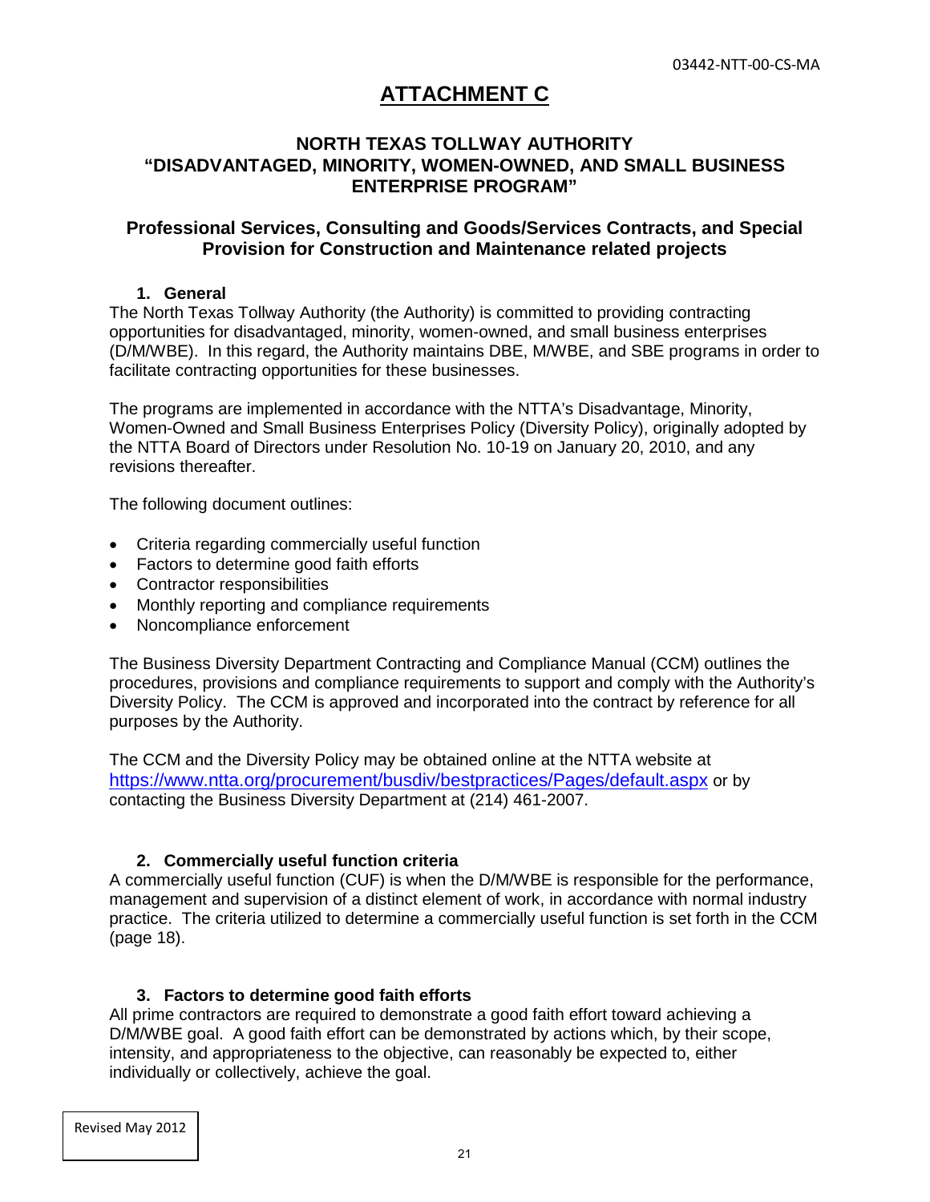# ATTACHMENT C

## NORTH TEXAS TOLLWAY AUTHORITY "DISADVANTAGED, MINORITY, WOMEN-OWNED, AND SMALL BUSINESS ENTERPRISE PROGRAM"

## Professional Services, Consulting and Goods/Services Contracts, and Special Provision for Construction and Maintenance related projects

### 1. General

The North Texas Tollway Authority (the Authority) is committed to providing contracting opportunities for disadvantaged, minority, women-owned, and small business enterprises (D/M/WBE). In this regard, the Authority maintains DBE, M/WBE, and SBE programs in order to facilitate contracting opportunities for these businesses.

The programs are implemented in accordance with the NTTA's Disadvantage, Minority, Women-Owned and Small Business Enterprises Policy (Diversity Policy), originally adopted by the NTTA Board of Directors under Resolution No. 10-19 on January 20, 2010, and any revisions thereafter.

The following document outlines:

- Criteria regarding commercially useful function
- Factors to determine good faith efforts
- Contractor responsibilities
- Monthly reporting and compliance requirements
- Noncompliance enforcement

The Business Diversity Department Contracting and Compliance Manual (CCM) outlines the procedures, provisions and compliance requirements to support and comply with the Authority's Diversity Policy. The CCM is approved and incorporated into the contract by reference for all purposes by the Authority.

The CCM and the Diversity Policy may be obtained online at the NTTA website at https://www.ntta.org/procurement/busdiv/bestpractices/Pages/default.aspx or by contacting the Business Diversity Department at (214) 461-2007.

### 2. Commercially useful function criteria

A commercially useful function (CUF) is when the D/M/WBE is responsible for the performance, management and supervision of a distinct element of work, in accordance with normal industry practice. The criteria utilized to determine a commercially useful function is set forth in the CCM (page 18).

### 3. Factors to determine good faith efforts

All prime contractors are required to demonstrate a good faith effort toward achieving a D/M/WBE goal. A good faith effort can be demonstrated by actions which, by their scope, intensity, and appropriateness to the objective, can reasonably be expected to, either individually or collectively, achieve the goal.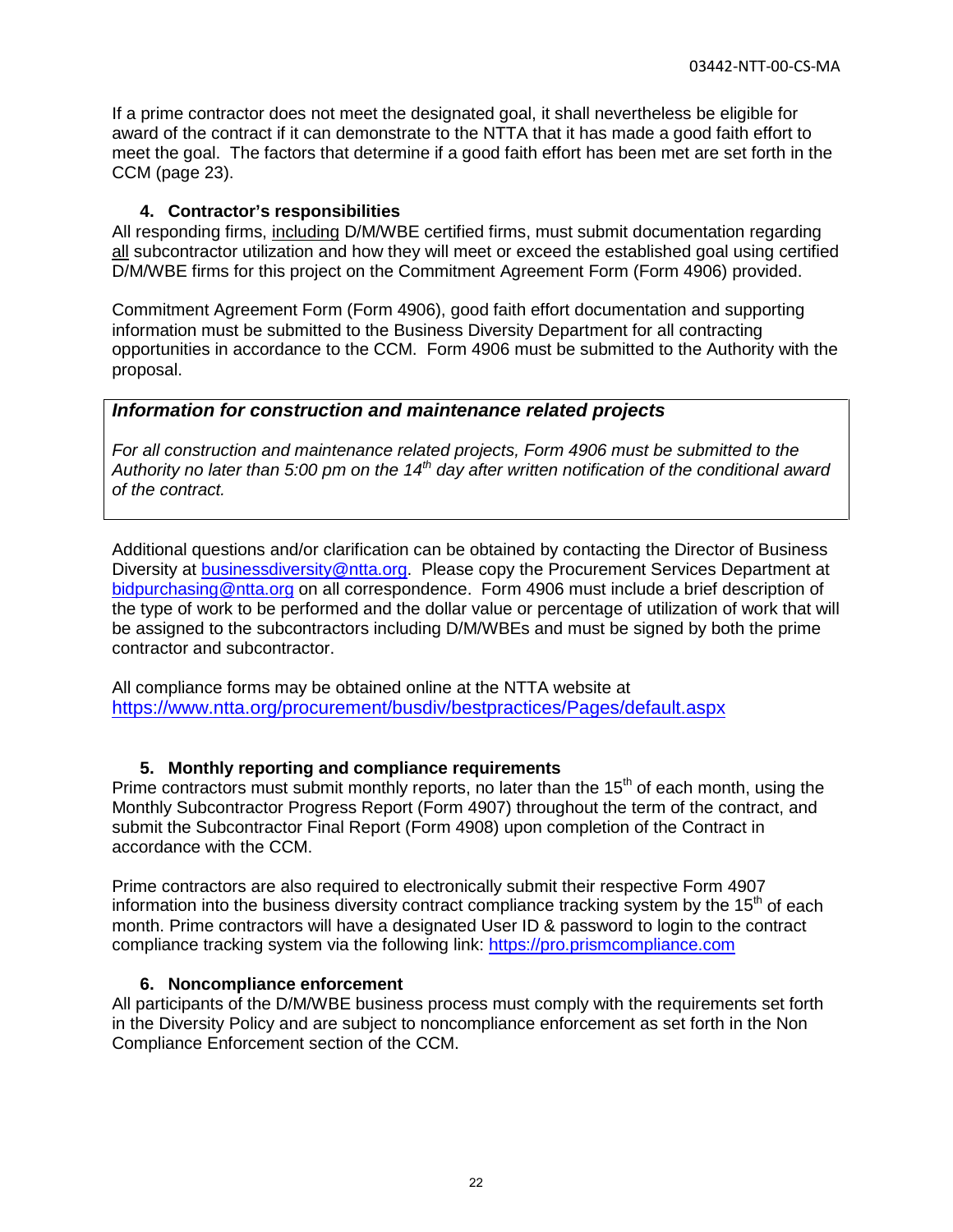If a prime contractor does not meet the designated goal, it shall nevertheless be eligible for award of the contract if it can demonstrate to the NTTA that it has made a good faith effort to meet the goal. The factors that determine if a good faith effort has been met are set forth in the CCM (page 23).

### 4. Contractor's responsibilities

All responding firms, including D/M/WBE certified firms, must submit documentation regarding all subcontractor utilization and how they will meet or exceed the established goal using certified D/M/WBE firms for this project on the Commitment Agreement Form (Form 4906) provided.

Commitment Agreement Form (Form 4906), good faith effort documentation and supporting information must be submitted to the Business Diversity Department for all contracting opportunities in accordance to the CCM. Form 4906 must be submitted to the Authority with the proposal.

***Information for construction and maintenance related projects***

*For all construction and maintenance related projects, Form 4906 must be submitted to the Authority no later than 5:00 pm on the 14th day after written notification of the conditional award of the contract.*

Additional questions and/or clarification can be obtained by contacting the Director of Business Diversity at businessdiversity@ntta.org. Please copy the Procurement Services Department at bidpurchasing@ntta.org on all correspondence. Form 4906 must include a brief description of the type of work to be performed and the dollar value or percentage of utilization of work that will be assigned to the subcontractors including D/M/WBEs and must be signed by both the prime contractor and subcontractor.

All compliance forms may be obtained online at the NTTA website at https://www.ntta.org/procurement/busdiv/bestpractices/Pages/default.aspx

### 5. Monthly reporting and compliance requirements

Prime contractors must submit monthly reports, no later than the 15th of each month, using the Monthly Subcontractor Progress Report (Form 4907) throughout the term of the contract, and submit the Subcontractor Final Report (Form 4908) upon completion of the Contract in accordance with the CCM.

Prime contractors are also required to electronically submit their respective Form 4907 information into the business diversity contract compliance tracking system by the 15th of each month. Prime contractors will have a designated User ID & password to login to the contract compliance tracking system via the following link: https://pro.prismcompliance.com

### 6. Noncompliance enforcement

All participants of the D/M/WBE business process must comply with the requirements set forth in the Diversity Policy and are subject to noncompliance enforcement as set forth in the Non Compliance Enforcement section of the CCM.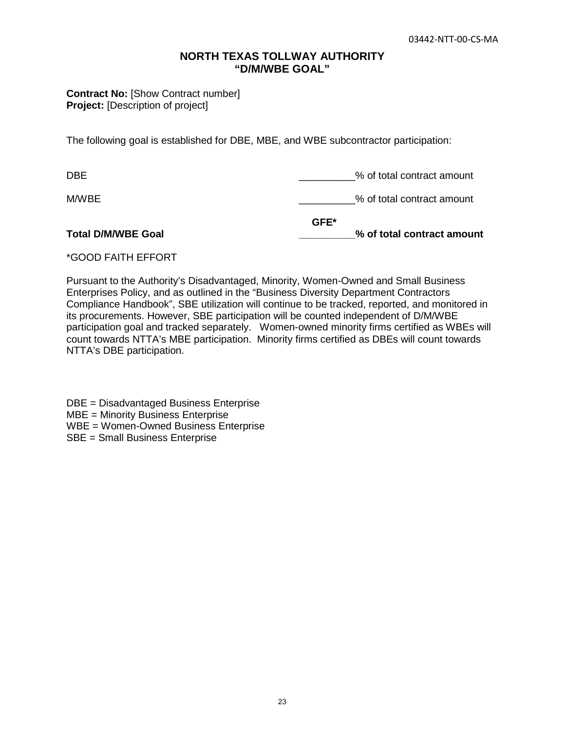# NORTH TEXAS TOLLWAY AUTHORITY
## "D/M/WBE GOAL"

**Contract No:** [Show Contract number]
**Project:** [Description of project]

The following goal is established for DBE, MBE, and WBE subcontractor participation:

| | |
|---|---|
| DBE | __________% of total contract amount |
| M/WBE | __________% of total contract amount |
| **Total D/M/WBE Goal** | **GFE\*** **__________% of total contract amount** |

*GOOD FAITH EFFORT

Pursuant to the Authority's Disadvantaged, Minority, Women-Owned and Small Business Enterprises Policy, and as outlined in the "Business Diversity Department Contractors Compliance Handbook", SBE utilization will continue to be tracked, reported, and monitored in its procurements. However, SBE participation will be counted independent of D/M/WBE participation goal and tracked separately. Women-owned minority firms certified as WBEs will count towards NTTA's MBE participation. Minority firms certified as DBEs will count towards NTTA's DBE participation.

DBE = Disadvantaged Business Enterprise
MBE = Minority Business Enterprise
WBE = Women-Owned Business Enterprise
SBE = Small Business Enterprise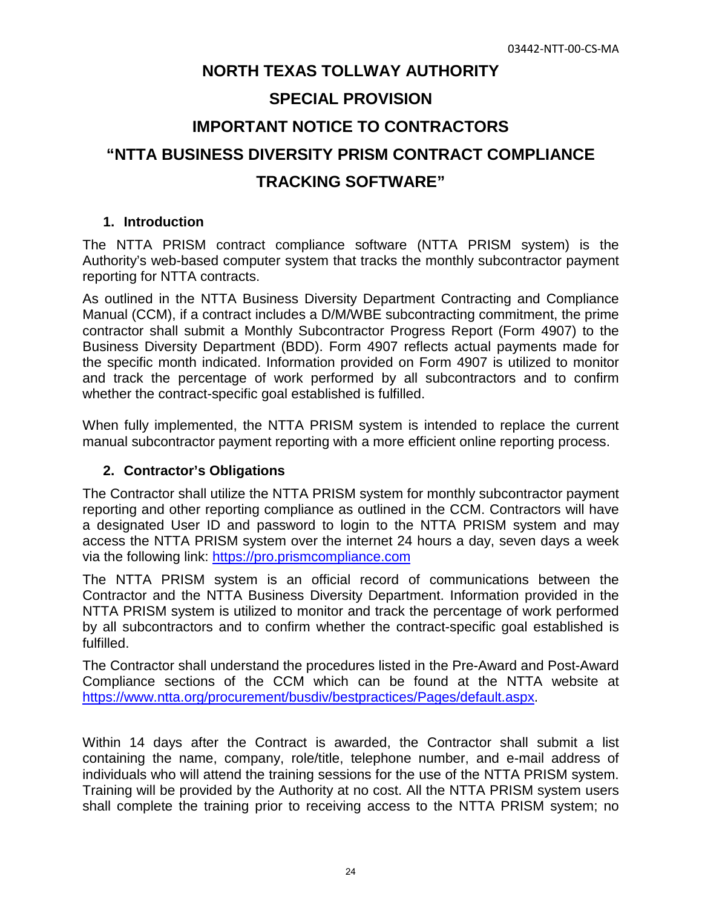# NORTH TEXAS TOLLWAY AUTHORITY

# SPECIAL PROVISION

# IMPORTANT NOTICE TO CONTRACTORS

# "NTTA BUSINESS DIVERSITY PRISM CONTRACT COMPLIANCE TRACKING SOFTWARE"

## 1. Introduction

The NTTA PRISM contract compliance software (NTTA PRISM system) is the Authority's web-based computer system that tracks the monthly subcontractor payment reporting for NTTA contracts.

As outlined in the NTTA Business Diversity Department Contracting and Compliance Manual (CCM), if a contract includes a D/M/WBE subcontracting commitment, the prime contractor shall submit a Monthly Subcontractor Progress Report (Form 4907) to the Business Diversity Department (BDD). Form 4907 reflects actual payments made for the specific month indicated. Information provided on Form 4907 is utilized to monitor and track the percentage of work performed by all subcontractors and to confirm whether the contract-specific goal established is fulfilled.

When fully implemented, the NTTA PRISM system is intended to replace the current manual subcontractor payment reporting with a more efficient online reporting process.

## 2. Contractor's Obligations

The Contractor shall utilize the NTTA PRISM system for monthly subcontractor payment reporting and other reporting compliance as outlined in the CCM. Contractors will have a designated User ID and password to login to the NTTA PRISM system and may access the NTTA PRISM system over the internet 24 hours a day, seven days a week via the following link: https://pro.prismcompliance.com

The NTTA PRISM system is an official record of communications between the Contractor and the NTTA Business Diversity Department. Information provided in the NTTA PRISM system is utilized to monitor and track the percentage of work performed by all subcontractors and to confirm whether the contract-specific goal established is fulfilled.

The Contractor shall understand the procedures listed in the Pre-Award and Post-Award Compliance sections of the CCM which can be found at the NTTA website at https://www.ntta.org/procurement/busdiv/bestpractices/Pages/default.aspx.

Within 14 days after the Contract is awarded, the Contractor shall submit a list containing the name, company, role/title, telephone number, and e-mail address of individuals who will attend the training sessions for the use of the NTTA PRISM system. Training will be provided by the Authority at no cost. All the NTTA PRISM system users shall complete the training prior to receiving access to the NTTA PRISM system; no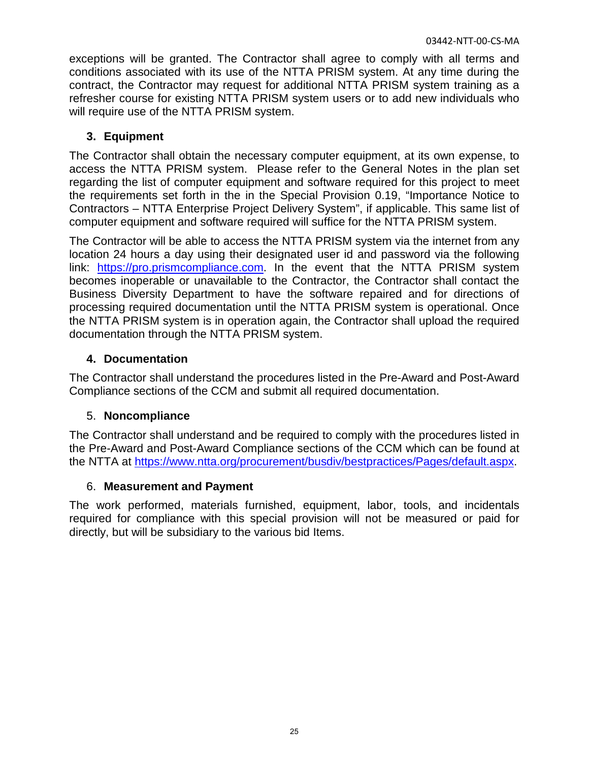exceptions will be granted. The Contractor shall agree to comply with all terms and conditions associated with its use of the NTTA PRISM system. At any time during the contract, the Contractor may request for additional NTTA PRISM system training as a refresher course for existing NTTA PRISM system users or to add new individuals who will require use of the NTTA PRISM system.

### 3. Equipment

The Contractor shall obtain the necessary computer equipment, at its own expense, to access the NTTA PRISM system. Please refer to the General Notes in the plan set regarding the list of computer equipment and software required for this project to meet the requirements set forth in the in the Special Provision 0.19, "Importance Notice to Contractors – NTTA Enterprise Project Delivery System", if applicable. This same list of computer equipment and software required will suffice for the NTTA PRISM system.

The Contractor will be able to access the NTTA PRISM system via the internet from any location 24 hours a day using their designated user id and password via the following link: [https://pro.prismcompliance.com](https://pro.prismcompliance.com). In the event that the NTTA PRISM system becomes inoperable or unavailable to the Contractor, the Contractor shall contact the Business Diversity Department to have the software repaired and for directions of processing required documentation until the NTTA PRISM system is operational. Once the NTTA PRISM system is in operation again, the Contractor shall upload the required documentation through the NTTA PRISM system.

### 4. Documentation

The Contractor shall understand the procedures listed in the Pre-Award and Post-Award Compliance sections of the CCM and submit all required documentation.

### 5. Noncompliance

The Contractor shall understand and be required to comply with the procedures listed in the Pre-Award and Post-Award Compliance sections of the CCM which can be found at the NTTA at [https://www.ntta.org/procurement/busdiv/bestpractices/Pages/default.aspx](https://www.ntta.org/procurement/busdiv/bestpractices/Pages/default.aspx).

### 6. Measurement and Payment

The work performed, materials furnished, equipment, labor, tools, and incidentals required for compliance with this special provision will not be measured or paid for directly, but will be subsidiary to the various bid Items.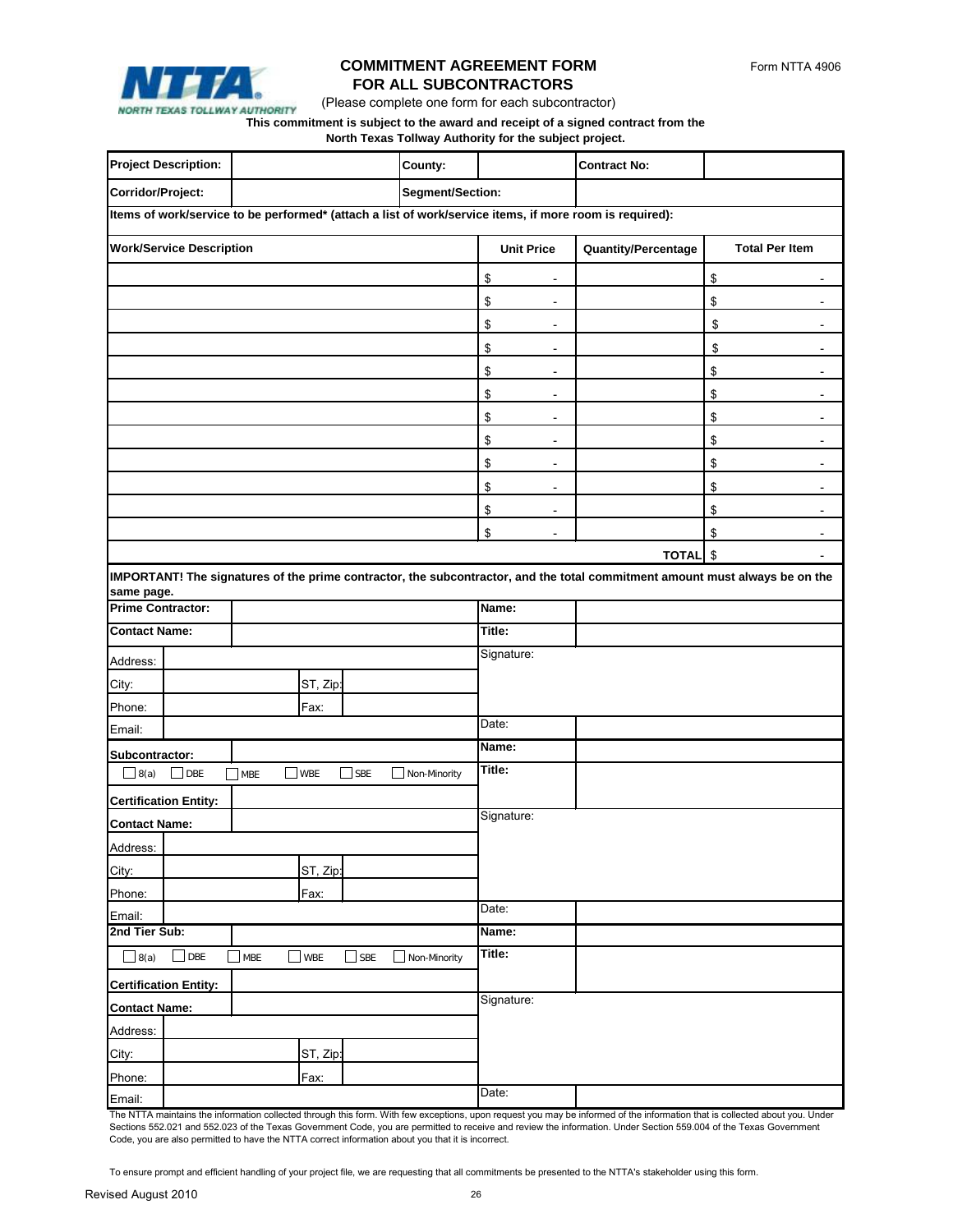NORTH TEXAS TOLLWAY AUTHORITY

# COMMITMENT AGREEMENT FORM FOR ALL SUBCONTRACTORS

Form NTTA 4906

(Please complete one form for each subcontractor)

**This commitment is subject to the award and receipt of a signed contract from the North Texas Tollway Authority for the subject project.**

| **Project Description:** | | **County:** | | **Contract No:** | |
|---|---|---|---|---|---|
| **Corridor/Project:** | | **Segment/Section:** | | | |

**Items of work/service to be performed* (attach a list of work/service items, if more room is required):**

| **Work/Service Description** | **Unit Price** | **Quantity/Percentage** | **Total Per Item** |
|---|---|---|---|
| | $ - | | $ - |
| | $ - | | $ - |
| | $ - | | $ - |
| | $ - | | $ - |
| | $ - | | $ - |
| | $ - | | $ - |
| | $ - | | $ - |
| | $ - | | $ - |
| | $ - | | $ - |
| | $ - | | $ - |
| | $ - | | $ - |
| | $ - | | $ - |
| | | **TOTAL** | $ - |

**IMPORTANT! The signatures of the prime contractor, the subcontractor, and the total commitment amount must always be on the same page.**

| | | | |
|---|---|---|---|
| **Prime Contractor:** | | **Name:** | |
| **Contact Name:** | | **Title:** | |
| Address: | | Signature: | |
| City: | ST, Zip: | | |
| Phone: | Fax: | | |
| Email: | | Date: | |

| | | | |
|---|---|---|---|
| **Subcontractor:** | | **Name:** | |
| ☐ 8(a) ☐ DBE ☐ MBE ☐ WBE ☐ SBE ☐ Non-Minority | | **Title:** | |
| **Certification Entity:** | | | |
| **Contact Name:** | | Signature: | |
| Address: | | | |
| City: | ST, Zip: | | |
| Phone: | Fax: | | |
| Email: | | Date: | |

| | | | |
|---|---|---|---|
| **2nd Tier Sub:** | | **Name:** | |
| ☐ 8(a) ☐ DBE ☐ MBE ☐ WBE ☐ SBE ☐ Non-Minority | | **Title:** | |
| **Certification Entity:** | | | |
| **Contact Name:** | | Signature: | |
| Address: | | | |
| City: | ST, Zip: | | |
| Phone: | Fax: | | |
| Email: | | Date: | |

The NTTA maintains the information collected through this form. With few exceptions, upon request you may be informed of the information that is collected about you. Under Sections 552.021 and 552.023 of the Texas Government Code, you are permitted to receive and review the information. Under Section 559.004 of the Texas Government Code, you are also permitted to have the NTTA correct information about you that it is incorrect.

To ensure prompt and efficient handling of your project file, we are requesting that all commitments be presented to the NTTA's stakeholder using this form.

Revised August 2010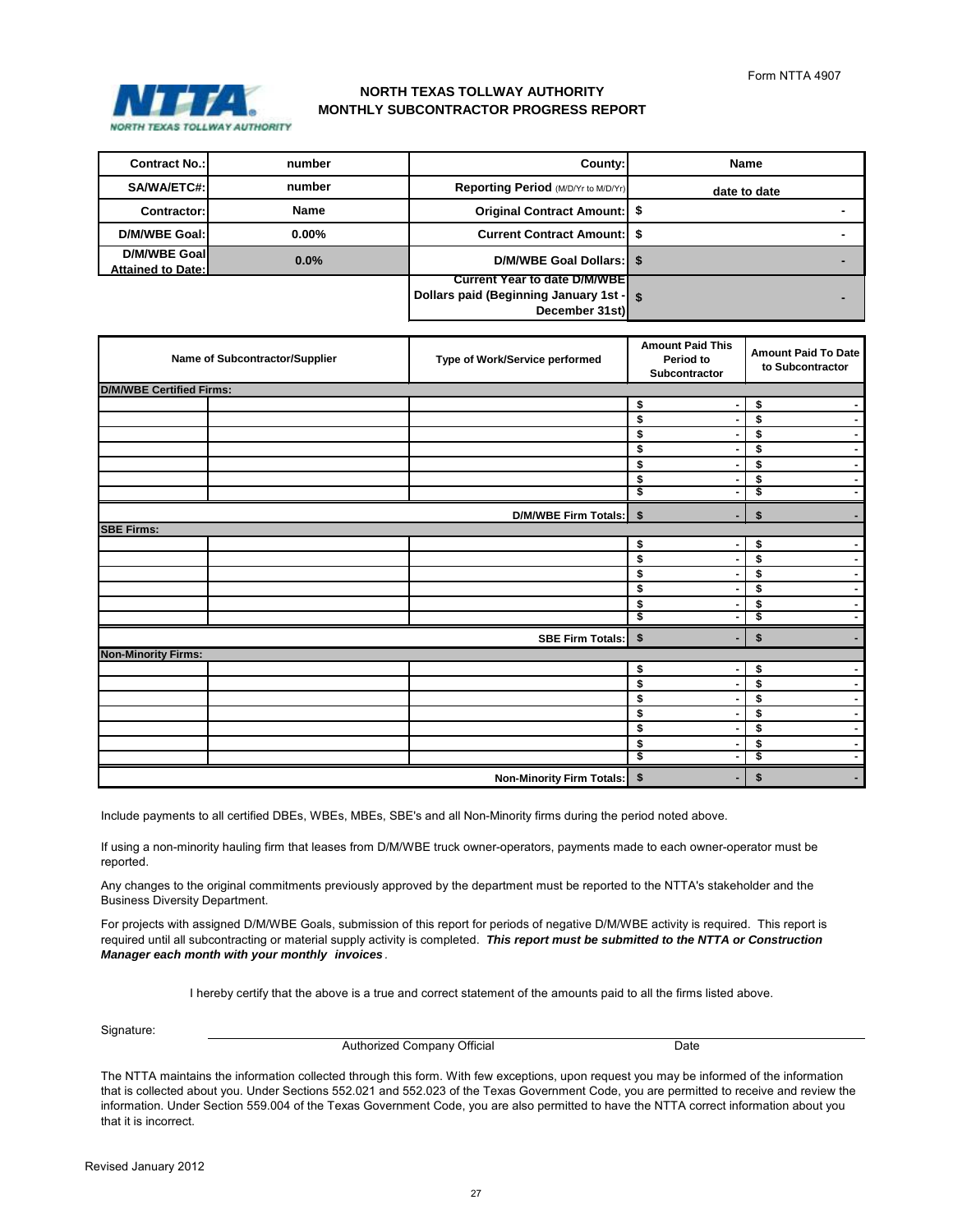Form NTTA 4907

# NORTH TEXAS TOLLWAY AUTHORITY
## MONTHLY SUBCONTRACTOR PROGRESS REPORT

| | | | |
|---|---|---|---|
| **Contract No.:** | number | **County:** | Name |
| **SA/WA/ETC#:** | number | **Reporting Period** (M/D/Yr to M/D/Yr) | date to date |
| **Contractor:** | Name | **Original Contract Amount:** | $ - |
| **D/M/WBE Goal:** | 0.00% | **Current Contract Amount:** | $ - |
| **D/M/WBE Goal Attained to Date:** | 0.0% | **D/M/WBE Goal Dollars:** | $ - |
| | | **Current Year to date D/M/WBE Dollars paid (Beginning January 1st - December 31st)** | $ - |

| Name of Subcontractor/Supplier | | Type of Work/Service performed | Amount Paid This Period to Subcontractor | Amount Paid To Date to Subcontractor |
|---|---|---|---|---|
| **D/M/WBE Certified Firms:** | | | | |
| | | | $ - | $ - |
| | | | $ - | $ - |
| | | | $ - | $ - |
| | | | $ - | $ - |
| | | | $ - | $ - |
| | | | $ - | $ - |
| | | | $ - | $ - |
| | | **D/M/WBE Firm Totals:** | $ - | $ - |
| **SBE Firms:** | | | | |
| | | | $ - | $ - |
| | | | $ - | $ - |
| | | | $ - | $ - |
| | | | $ - | $ - |
| | | | $ - | $ - |
| | | | $ - | $ - |
| | | **SBE Firm Totals:** | $ - | $ - |
| **Non-Minority Firms:** | | | | |
| | | | $ - | $ - |
| | | | $ - | $ - |
| | | | $ - | $ - |
| | | | $ - | $ - |
| | | | $ - | $ - |
| | | | $ - | $ - |
| | | | $ - | $ - |
| | | **Non-Minority Firm Totals:** | $ - | $ - |

Include payments to all certified DBEs, WBEs, MBEs, SBE's and all Non-Minority firms during the period noted above.

If using a non-minority hauling firm that leases from D/M/WBE truck owner-operators, payments made to each owner-operator must be reported.

Any changes to the original commitments previously approved by the department must be reported to the NTTA's stakeholder and the Business Diversity Department.

For projects with assigned D/M/WBE Goals, submission of this report for periods of negative D/M/WBE activity is required. This report is required until all subcontracting or material supply activity is completed. ***This report must be submitted to the NTTA or Construction Manager each month with your monthly invoices***.

I hereby certify that the above is a true and correct statement of the amounts paid to all the firms listed above.

Signature: ______________________________________________

Authorized Company Official          Date

The NTTA maintains the information collected through this form. With few exceptions, upon request you may be informed of the information that is collected about you. Under Sections 552.021 and 552.023 of the Texas Government Code, you are permitted to receive and review the information. Under Section 559.004 of the Texas Government Code, you are also permitted to have the NTTA correct information about you that it is incorrect.

Revised January 2012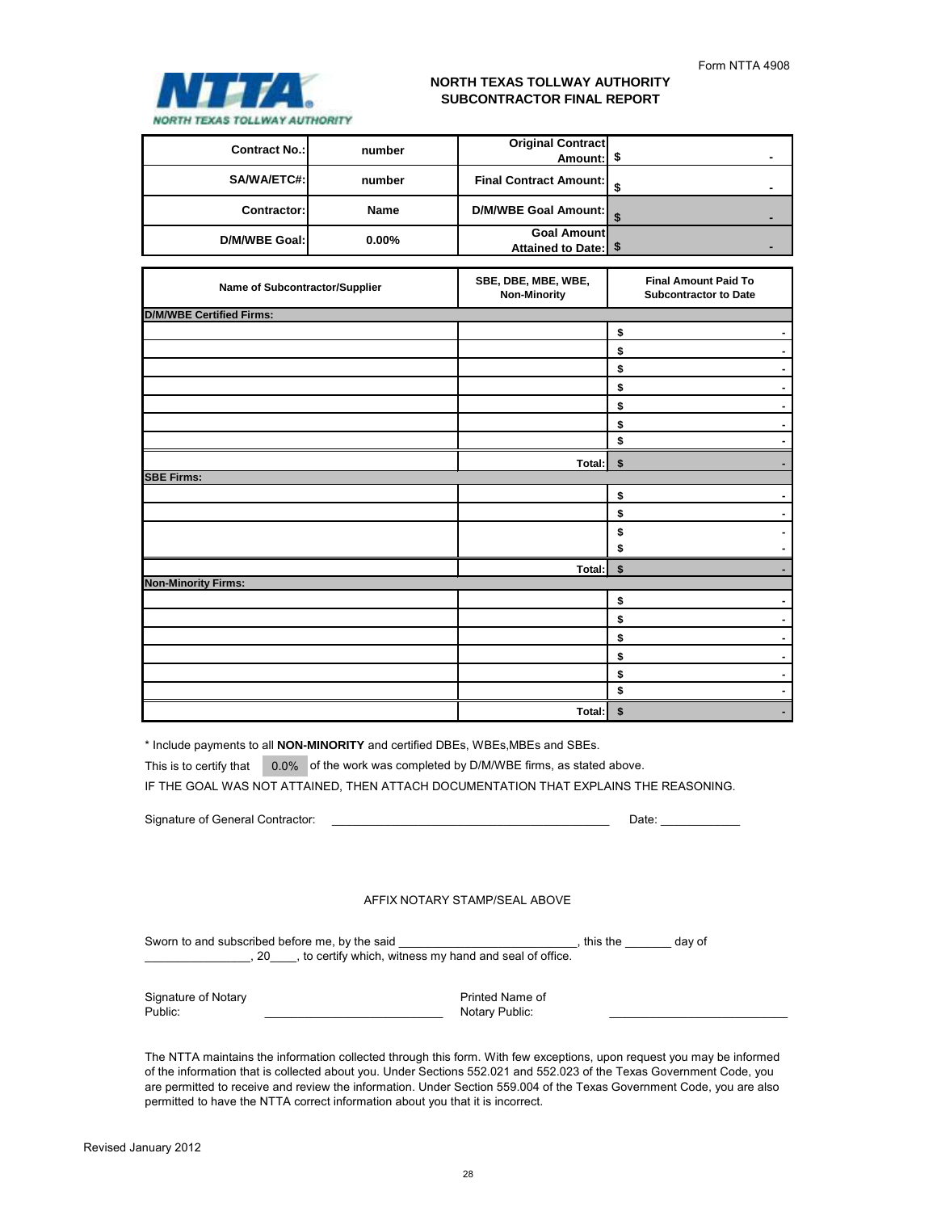Form NTTA 4908

NTTA NORTH TEXAS TOLLWAY AUTHORITY

## NORTH TEXAS TOLLWAY AUTHORITY
## SUBCONTRACTOR FINAL REPORT

| | | | |
|---|---|---|---|
| **Contract No.:** | number | **Original Contract Amount:** | $ - |
| **SA/WA/ETC#:** | number | **Final Contract Amount:** | $ - |
| **Contractor:** | Name | **D/M/WBE Goal Amount:** | $ - |
| **D/M/WBE Goal:** | 0.00% | **Goal Amount Attained to Date:** | $ - |

| Name of Subcontractor/Supplier | SBE, DBE, MBE, WBE, Non-Minority | Final Amount Paid To Subcontractor to Date |
|---|---|---|
| **D/M/WBE Certified Firms:** | | |
| | | $ - |
| | | $ - |
| | | $ - |
| | | $ - |
| | | $ - |
| | | $ - |
| | | $ - |
| | Total: | $ - |
| **SBE Firms:** | | |
| | | $ - |
| | | $ - |
| | | $ - |
| | | $ - |
| | Total: | $ - |
| **Non-Minority Firms:** | | |
| | | $ - |
| | | $ - |
| | | $ - |
| | | $ - |
| | | $ - |
| | | $ - |
| | Total: | $ - |

* Include payments to all **NON-MINORITY** and certified DBEs, WBEs,MBEs and SBEs.

This is to certify that 0.0% of the work was completed by D/M/WBE firms, as stated above.

IF THE GOAL WAS NOT ATTAINED, THEN ATTACH DOCUMENTATION THAT EXPLAINS THE REASONING.

Signature of General Contractor: ________________________________________ Date: ____________

AFFIX NOTARY STAMP/SEAL ABOVE

Sworn to and subscribed before me, by the said ___________________________, this the _______ day of ________________, 20____, to certify which, witness my hand and seal of office.

Signature of Notary Public: ___________________________ Printed Name of Notary Public: ___________________________

The NTTA maintains the information collected through this form. With few exceptions, upon request you may be informed of the information that is collected about you. Under Sections 552.021 and 552.023 of the Texas Government Code, you are permitted to receive and review the information. Under Section 559.004 of the Texas Government Code, you are also permitted to have the NTTA correct information about you that it is incorrect.

Revised January 2012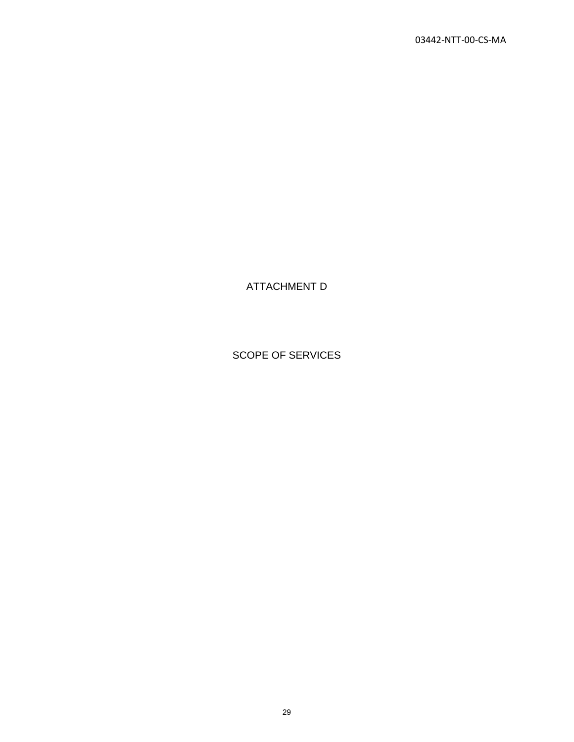# ATTACHMENT D

# SCOPE OF SERVICES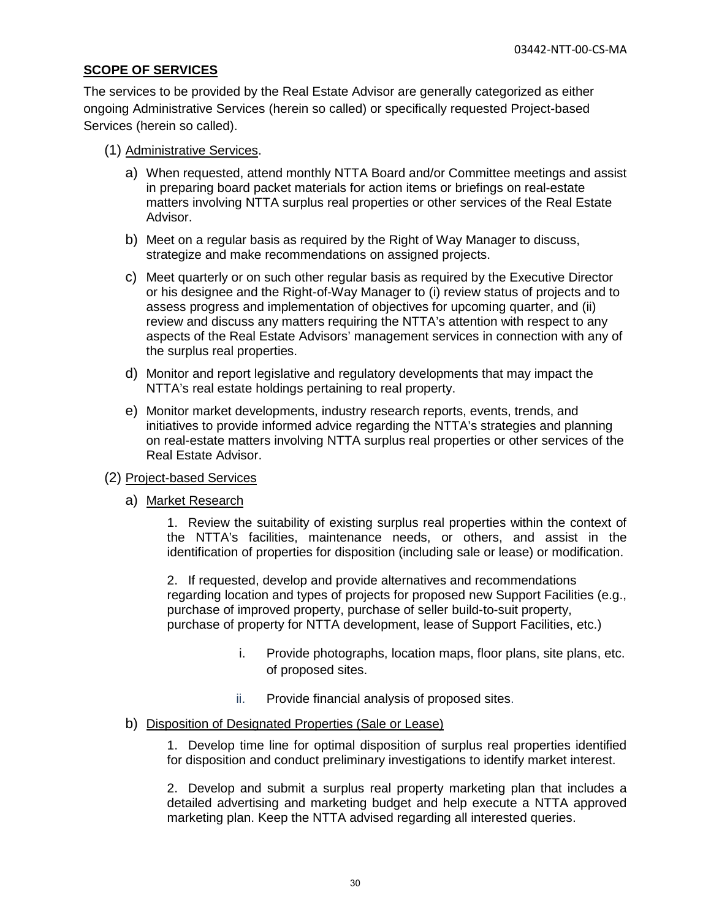**SCOPE OF SERVICES**

The services to be provided by the Real Estate Advisor are generally categorized as either ongoing Administrative Services (herein so called) or specifically requested Project-based Services (herein so called).

(1) Administrative Services.

a) When requested, attend monthly NTTA Board and/or Committee meetings and assist in preparing board packet materials for action items or briefings on real-estate matters involving NTTA surplus real properties or other services of the Real Estate Advisor.

b) Meet on a regular basis as required by the Right of Way Manager to discuss, strategize and make recommendations on assigned projects.

c) Meet quarterly or on such other regular basis as required by the Executive Director or his designee and the Right-of-Way Manager to (i) review status of projects and to assess progress and implementation of objectives for upcoming quarter, and (ii) review and discuss any matters requiring the NTTA's attention with respect to any aspects of the Real Estate Advisors' management services in connection with any of the surplus real properties.

d) Monitor and report legislative and regulatory developments that may impact the NTTA's real estate holdings pertaining to real property.

e) Monitor market developments, industry research reports, events, trends, and initiatives to provide informed advice regarding the NTTA's strategies and planning on real-estate matters involving NTTA surplus real properties or other services of the Real Estate Advisor.

(2) Project-based Services

a) Market Research

1. Review the suitability of existing surplus real properties within the context of the NTTA's facilities, maintenance needs, or others, and assist in the identification of properties for disposition (including sale or lease) or modification.

2. If requested, develop and provide alternatives and recommendations regarding location and types of projects for proposed new Support Facilities (e.g., purchase of improved property, purchase of seller build-to-suit property, purchase of property for NTTA development, lease of Support Facilities, etc.)

i. Provide photographs, location maps, floor plans, site plans, etc. of proposed sites.

ii. Provide financial analysis of proposed sites.

b) Disposition of Designated Properties (Sale or Lease)

1. Develop time line for optimal disposition of surplus real properties identified for disposition and conduct preliminary investigations to identify market interest.

2. Develop and submit a surplus real property marketing plan that includes a detailed advertising and marketing budget and help execute a NTTA approved marketing plan. Keep the NTTA advised regarding all interested queries.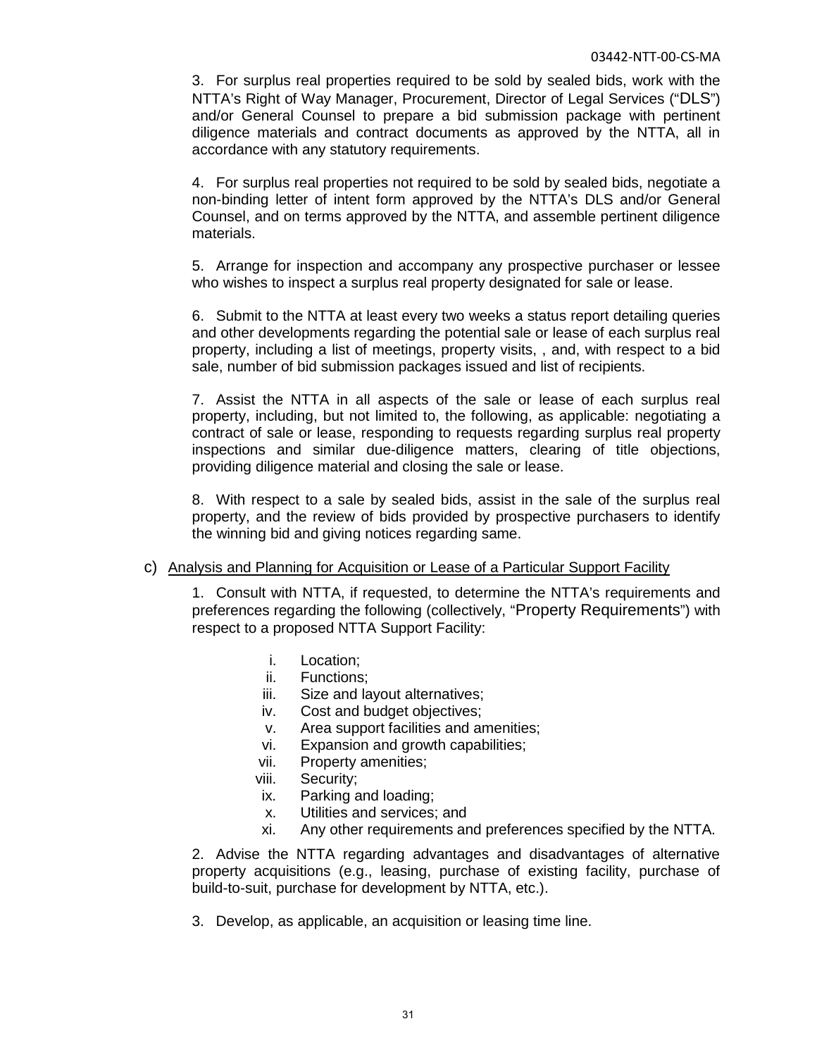3. For surplus real properties required to be sold by sealed bids, work with the NTTA's Right of Way Manager, Procurement, Director of Legal Services ("DLS") and/or General Counsel to prepare a bid submission package with pertinent diligence materials and contract documents as approved by the NTTA, all in accordance with any statutory requirements.

4. For surplus real properties not required to be sold by sealed bids, negotiate a non-binding letter of intent form approved by the NTTA's DLS and/or General Counsel, and on terms approved by the NTTA, and assemble pertinent diligence materials.

5. Arrange for inspection and accompany any prospective purchaser or lessee who wishes to inspect a surplus real property designated for sale or lease.

6. Submit to the NTTA at least every two weeks a status report detailing queries and other developments regarding the potential sale or lease of each surplus real property, including a list of meetings, property visits, , and, with respect to a bid sale, number of bid submission packages issued and list of recipients.

7. Assist the NTTA in all aspects of the sale or lease of each surplus real property, including, but not limited to, the following, as applicable: negotiating a contract of sale or lease, responding to requests regarding surplus real property inspections and similar due-diligence matters, clearing of title objections, providing diligence material and closing the sale or lease.

8. With respect to a sale by sealed bids, assist in the sale of the surplus real property, and the review of bids provided by prospective purchasers to identify the winning bid and giving notices regarding same.

c) Analysis and Planning for Acquisition or Lease of a Particular Support Facility

1. Consult with NTTA, if requested, to determine the NTTA's requirements and preferences regarding the following (collectively, "Property Requirements") with respect to a proposed NTTA Support Facility:

   i. Location;
   ii. Functions;
   iii. Size and layout alternatives;
   iv. Cost and budget objectives;
   v. Area support facilities and amenities;
   vi. Expansion and growth capabilities;
   vii. Property amenities;
   viii. Security;
   ix. Parking and loading;
   x. Utilities and services; and
   xi. Any other requirements and preferences specified by the NTTA.

2. Advise the NTTA regarding advantages and disadvantages of alternative property acquisitions (e.g., leasing, purchase of existing facility, purchase of build-to-suit, purchase for development by NTTA, etc.).

3. Develop, as applicable, an acquisition or leasing time line.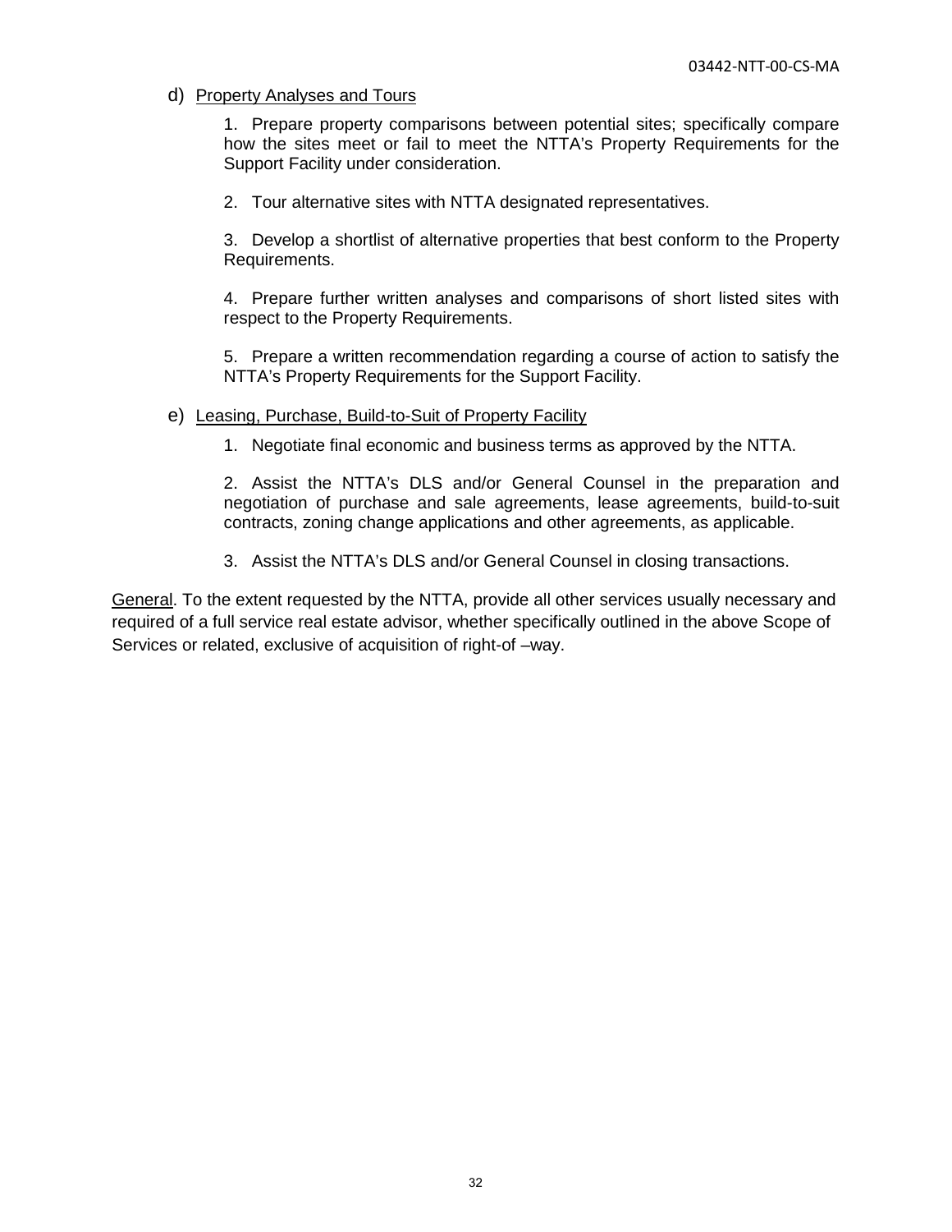d) <u>Property Analyses and Tours</u>

1. Prepare property comparisons between potential sites; specifically compare how the sites meet or fail to meet the NTTA's Property Requirements for the Support Facility under consideration.

2. Tour alternative sites with NTTA designated representatives.

3. Develop a shortlist of alternative properties that best conform to the Property Requirements.

4. Prepare further written analyses and comparisons of short listed sites with respect to the Property Requirements.

5. Prepare a written recommendation regarding a course of action to satisfy the NTTA's Property Requirements for the Support Facility.

e) <u>Leasing, Purchase, Build-to-Suit of Property Facility</u>

1. Negotiate final economic and business terms as approved by the NTTA.

2. Assist the NTTA's DLS and/or General Counsel in the preparation and negotiation of purchase and sale agreements, lease agreements, build-to-suit contracts, zoning change applications and other agreements, as applicable.

3. Assist the NTTA's DLS and/or General Counsel in closing transactions.

<u>General</u>. To the extent requested by the NTTA, provide all other services usually necessary and required of a full service real estate advisor, whether specifically outlined in the above Scope of Services or related, exclusive of acquisition of right-of –way.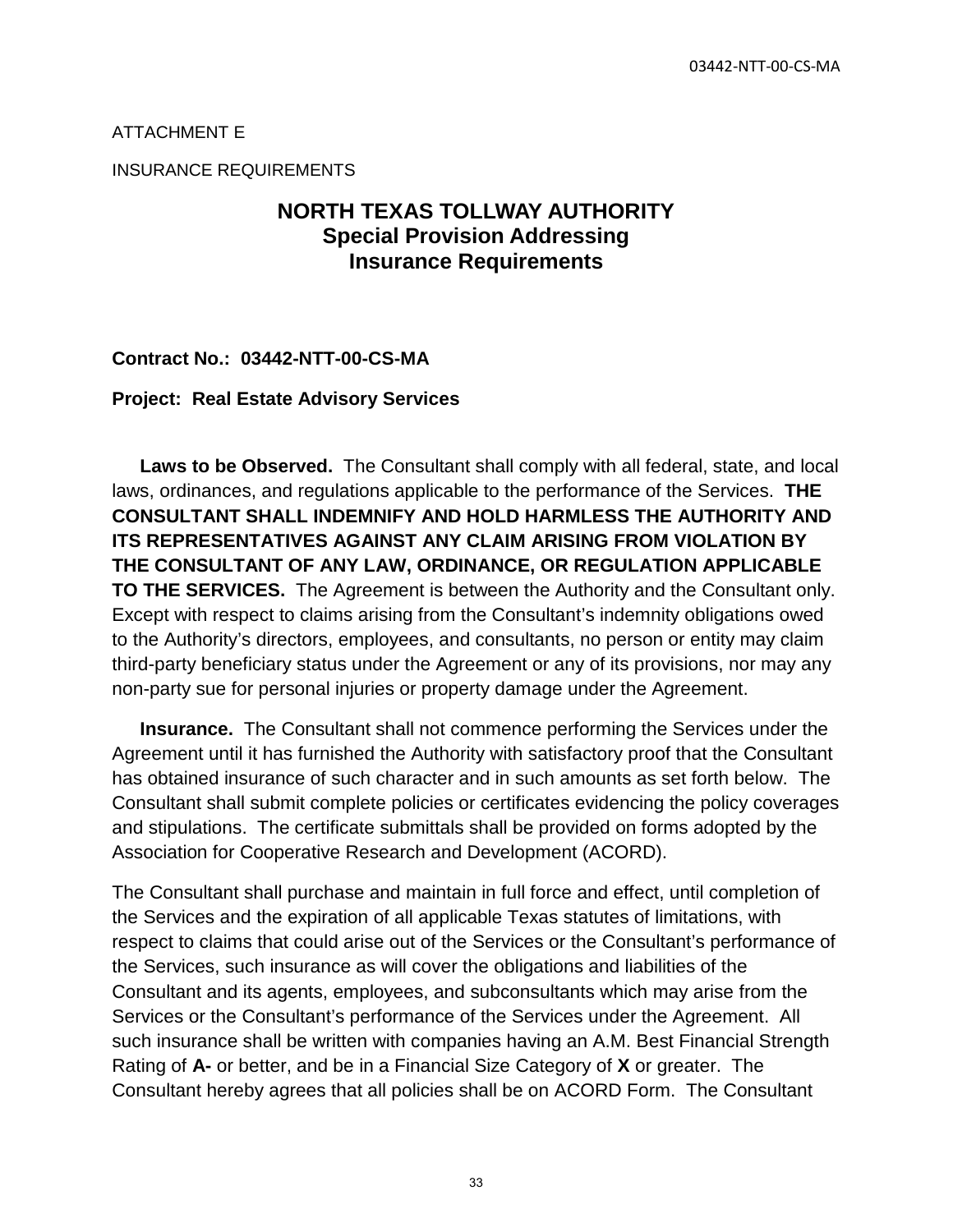ATTACHMENT E

INSURANCE REQUIREMENTS

# NORTH TEXAS TOLLWAY AUTHORITY
## Special Provision Addressing Insurance Requirements

**Contract No.: 03442-NTT-00-CS-MA**

**Project: Real Estate Advisory Services**

**Laws to be Observed.** The Consultant shall comply with all federal, state, and local laws, ordinances, and regulations applicable to the performance of the Services. **THE CONSULTANT SHALL INDEMNIFY AND HOLD HARMLESS THE AUTHORITY AND ITS REPRESENTATIVES AGAINST ANY CLAIM ARISING FROM VIOLATION BY THE CONSULTANT OF ANY LAW, ORDINANCE, OR REGULATION APPLICABLE TO THE SERVICES.** The Agreement is between the Authority and the Consultant only. Except with respect to claims arising from the Consultant's indemnity obligations owed to the Authority's directors, employees, and consultants, no person or entity may claim third-party beneficiary status under the Agreement or any of its provisions, nor may any non-party sue for personal injuries or property damage under the Agreement.

**Insurance.** The Consultant shall not commence performing the Services under the Agreement until it has furnished the Authority with satisfactory proof that the Consultant has obtained insurance of such character and in such amounts as set forth below. The Consultant shall submit complete policies or certificates evidencing the policy coverages and stipulations. The certificate submittals shall be provided on forms adopted by the Association for Cooperative Research and Development (ACORD).

The Consultant shall purchase and maintain in full force and effect, until completion of the Services and the expiration of all applicable Texas statutes of limitations, with respect to claims that could arise out of the Services or the Consultant's performance of the Services, such insurance as will cover the obligations and liabilities of the Consultant and its agents, employees, and subconsultants which may arise from the Services or the Consultant's performance of the Services under the Agreement. All such insurance shall be written with companies having an A.M. Best Financial Strength Rating of **A-** or better, and be in a Financial Size Category of **X** or greater. The Consultant hereby agrees that all policies shall be on ACORD Form. The Consultant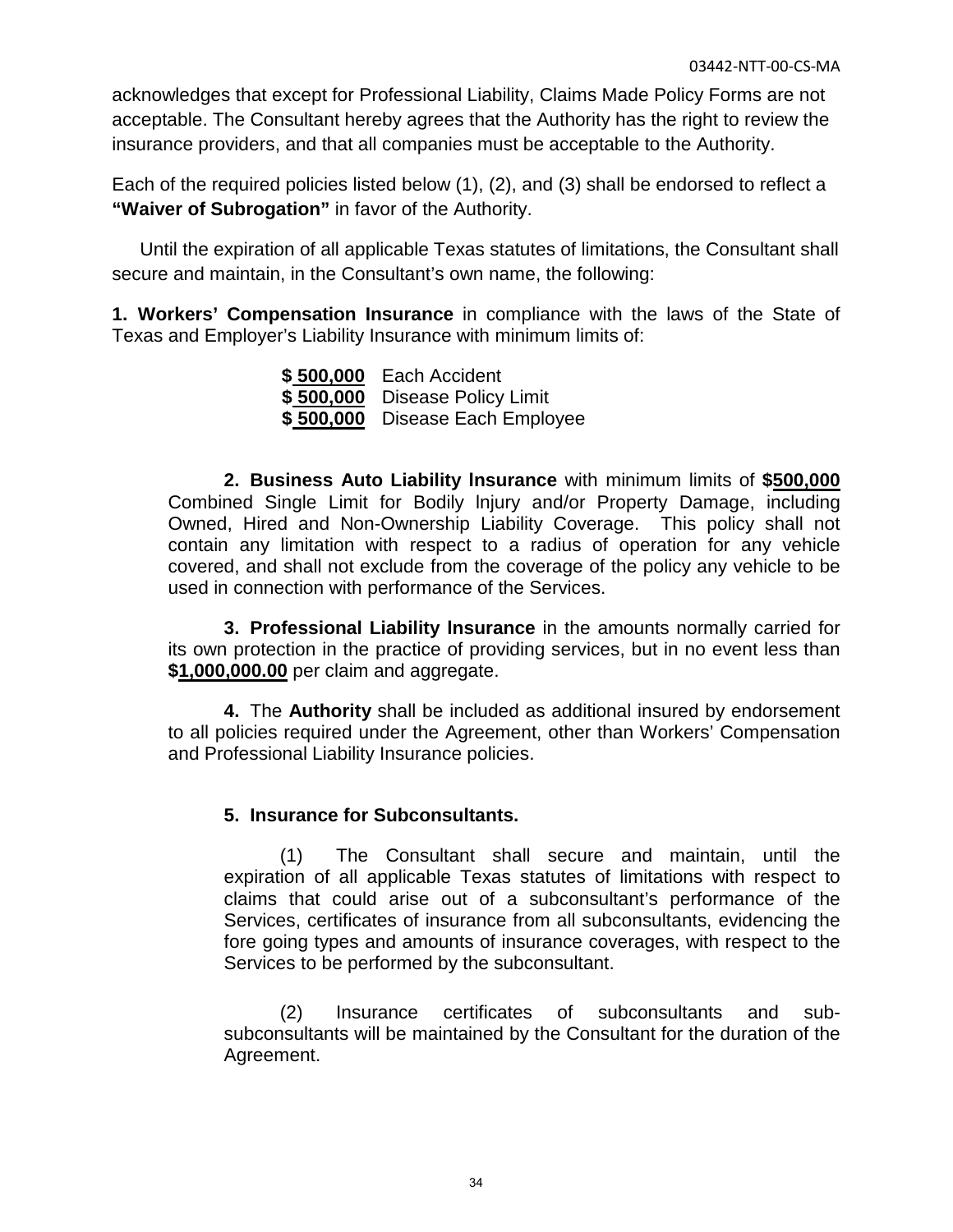acknowledges that except for Professional Liability, Claims Made Policy Forms are not acceptable. The Consultant hereby agrees that the Authority has the right to review the insurance providers, and that all companies must be acceptable to the Authority.

Each of the required policies listed below (1), (2), and (3) shall be endorsed to reflect a **"Waiver of Subrogation"** in favor of the Authority.

Until the expiration of all applicable Texas statutes of limitations, the Consultant shall secure and maintain, in the Consultant's own name, the following:

**1. Workers' Compensation Insurance** in compliance with the laws of the State of Texas and Employer's Liability Insurance with minimum limits of:

**$ 500,000** Each Accident
**$ 500,000** Disease Policy Limit
**$ 500,000** Disease Each Employee

**2. Business Auto Liability lnsurance** with minimum limits of **$500,000** Combined Single Limit for Bodily lnjury and/or Property Damage, including Owned, Hired and Non-Ownership Liability Coverage. This policy shall not contain any limitation with respect to a radius of operation for any vehicle covered, and shall not exclude from the coverage of the policy any vehicle to be used in connection with performance of the Services.

**3. Professional Liability lnsurance** in the amounts normally carried for its own protection in the practice of providing services, but in no event less than **$1,000,000.00** per claim and aggregate.

**4.** The **Authority** shall be included as additional insured by endorsement to all policies required under the Agreement, other than Workers' Compensation and Professional Liability Insurance policies.

**5. Insurance for Subconsultants.**

(1) The Consultant shall secure and maintain, until the expiration of all applicable Texas statutes of limitations with respect to claims that could arise out of a subconsultant's performance of the Services, certificates of insurance from all subconsultants, evidencing the fore going types and amounts of insurance coverages, with respect to the Services to be performed by the subconsultant.

(2) Insurance certificates of subconsultants and sub-subconsultants will be maintained by the Consultant for the duration of the Agreement.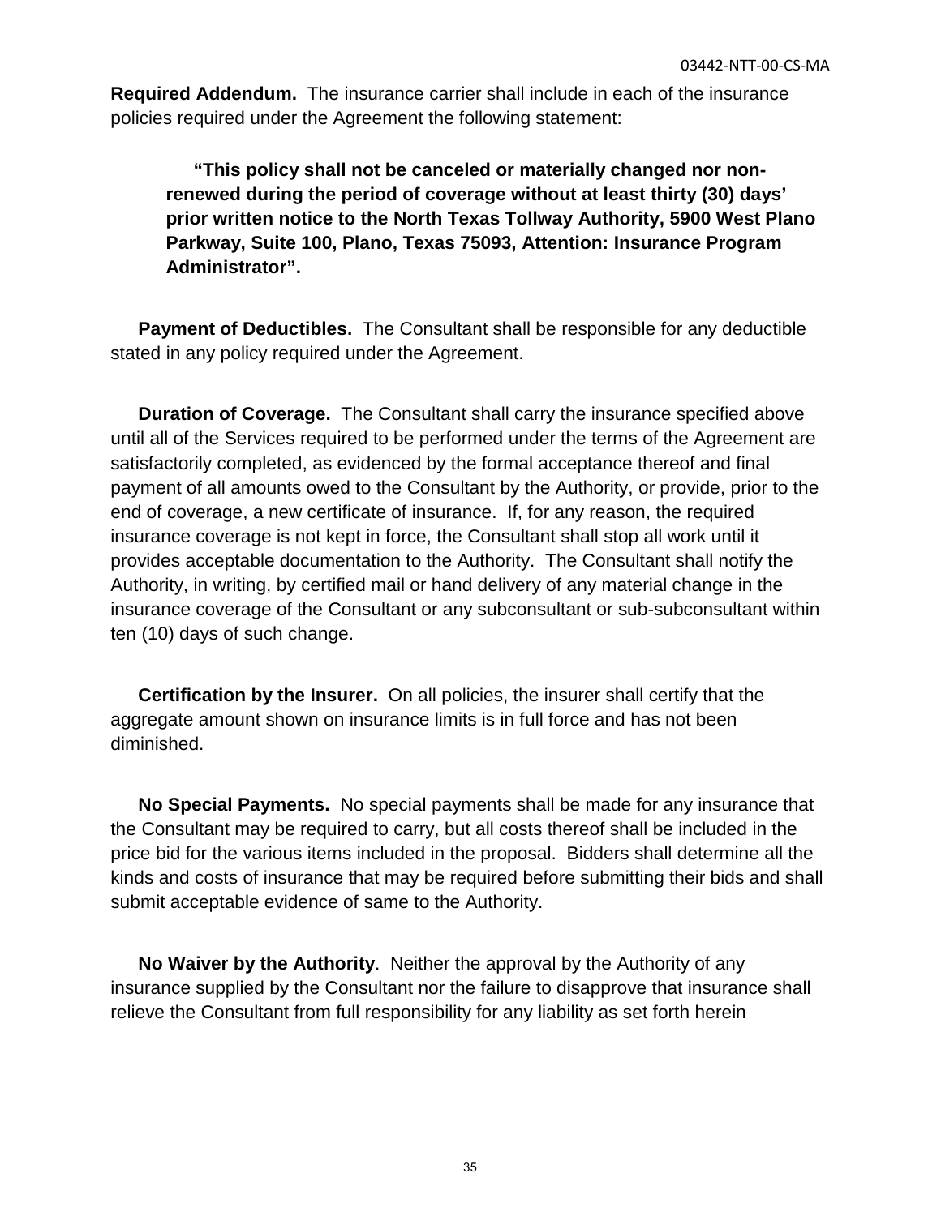**Required Addendum.** The insurance carrier shall include in each of the insurance policies required under the Agreement the following statement:

> **"This policy shall not be canceled or materially changed nor non-renewed during the period of coverage without at least thirty (30) days' prior written notice to the North Texas Tollway Authority, 5900 West Plano Parkway, Suite 100, Plano, Texas 75093, Attention: Insurance Program Administrator".**

**Payment of Deductibles.** The Consultant shall be responsible for any deductible stated in any policy required under the Agreement.

**Duration of Coverage.** The Consultant shall carry the insurance specified above until all of the Services required to be performed under the terms of the Agreement are satisfactorily completed, as evidenced by the formal acceptance thereof and final payment of all amounts owed to the Consultant by the Authority, or provide, prior to the end of coverage, a new certificate of insurance. If, for any reason, the required insurance coverage is not kept in force, the Consultant shall stop all work until it provides acceptable documentation to the Authority. The Consultant shall notify the Authority, in writing, by certified mail or hand delivery of any material change in the insurance coverage of the Consultant or any subconsultant or sub-subconsultant within ten (10) days of such change.

**Certification by the Insurer.** On all policies, the insurer shall certify that the aggregate amount shown on insurance limits is in full force and has not been diminished.

**No Special Payments.** No special payments shall be made for any insurance that the Consultant may be required to carry, but all costs thereof shall be included in the price bid for the various items included in the proposal. Bidders shall determine all the kinds and costs of insurance that may be required before submitting their bids and shall submit acceptable evidence of same to the Authority.

**No Waiver by the Authority**. Neither the approval by the Authority of any insurance supplied by the Consultant nor the failure to disapprove that insurance shall relieve the Consultant from full responsibility for any liability as set forth herein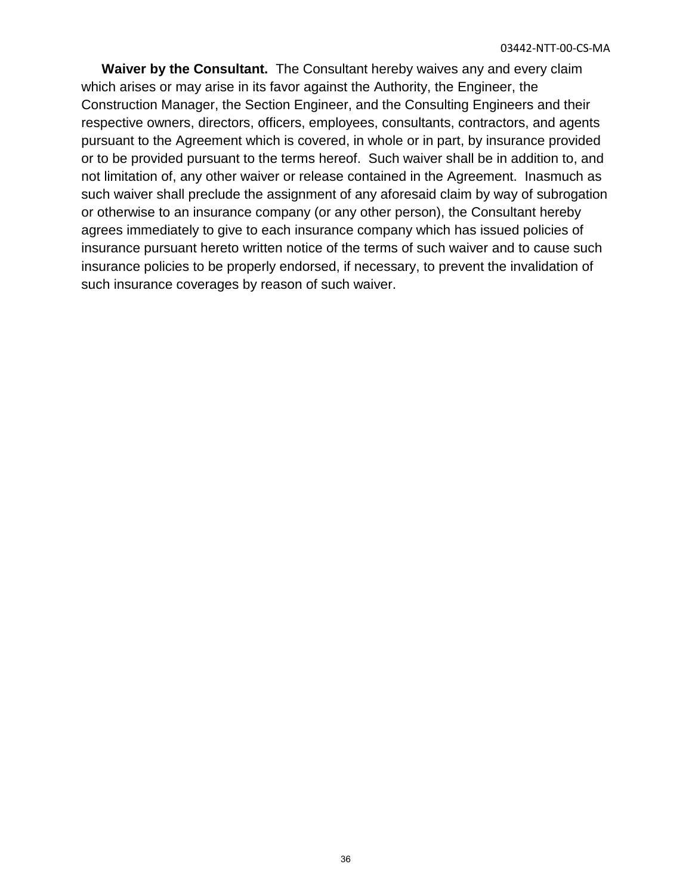**Waiver by the Consultant.** The Consultant hereby waives any and every claim which arises or may arise in its favor against the Authority, the Engineer, the Construction Manager, the Section Engineer, and the Consulting Engineers and their respective owners, directors, officers, employees, consultants, contractors, and agents pursuant to the Agreement which is covered, in whole or in part, by insurance provided or to be provided pursuant to the terms hereof. Such waiver shall be in addition to, and not limitation of, any other waiver or release contained in the Agreement. Inasmuch as such waiver shall preclude the assignment of any aforesaid claim by way of subrogation or otherwise to an insurance company (or any other person), the Consultant hereby agrees immediately to give to each insurance company which has issued policies of insurance pursuant hereto written notice of the terms of such waiver and to cause such insurance policies to be properly endorsed, if necessary, to prevent the invalidation of such insurance coverages by reason of such waiver.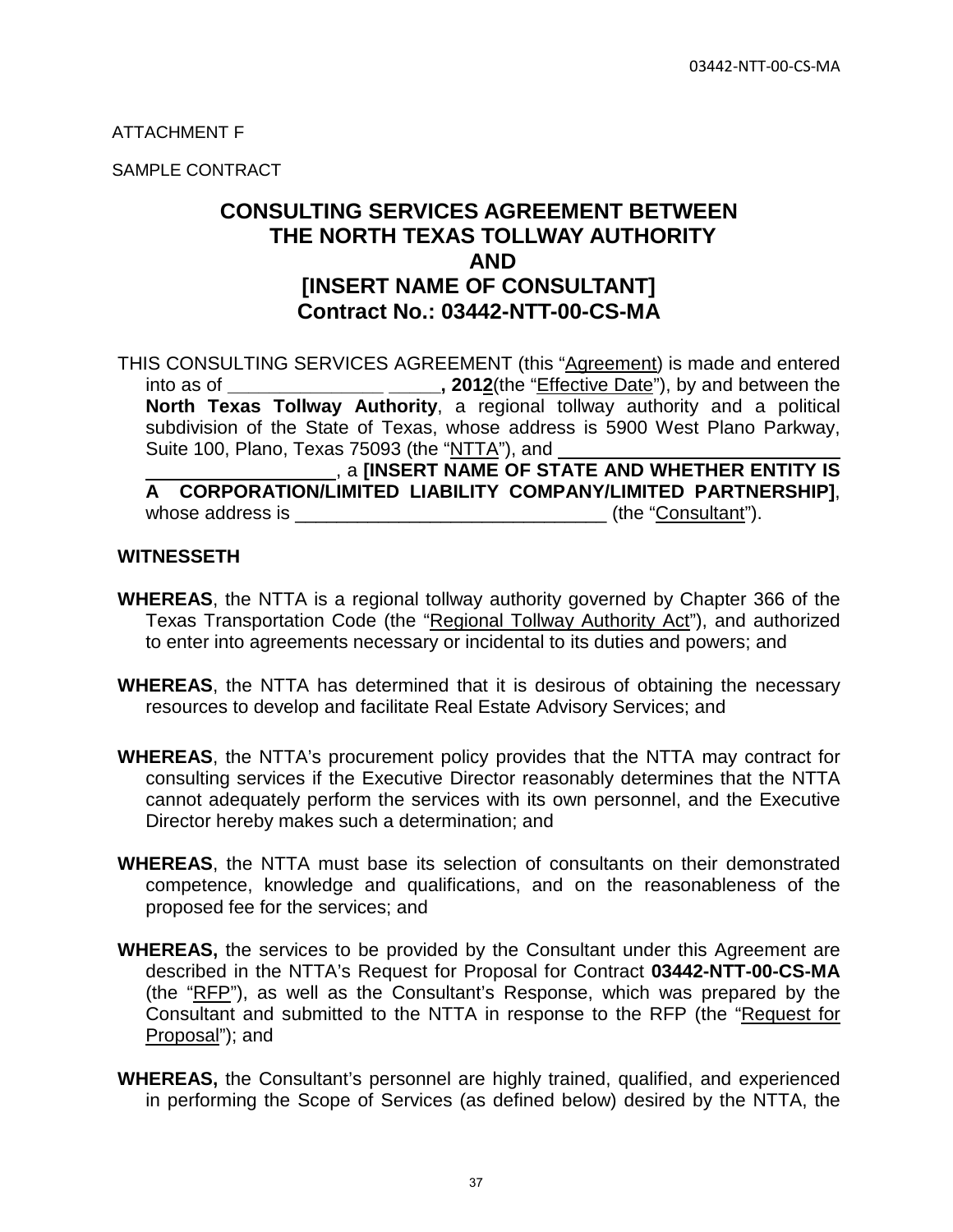ATTACHMENT F

SAMPLE CONTRACT

# CONSULTING SERVICES AGREEMENT BETWEEN THE NORTH TEXAS TOLLWAY AUTHORITY AND [INSERT NAME OF CONSULTANT] Contract No.: 03442-NTT-00-CS-MA

THIS CONSULTING SERVICES AGREEMENT (this "Agreement) is made and entered into as of ______________ _____, **2012**(the "Effective Date"), by and between the **North Texas Tollway Authority**, a regional tollway authority and a political subdivision of the State of Texas, whose address is 5900 West Plano Parkway, Suite 100, Plano, Texas 75093 (the "NTTA"), and ______________________________ ________________, a **[INSERT NAME OF STATE AND WHETHER ENTITY IS A CORPORATION/LIMITED LIABILITY COMPANY/LIMITED PARTNERSHIP]**, whose address is ______________________________ (the "Consultant").

**WITNESSETH**

**WHEREAS**, the NTTA is a regional tollway authority governed by Chapter 366 of the Texas Transportation Code (the "Regional Tollway Authority Act"), and authorized to enter into agreements necessary or incidental to its duties and powers; and

**WHEREAS**, the NTTA has determined that it is desirous of obtaining the necessary resources to develop and facilitate Real Estate Advisory Services; and

**WHEREAS**, the NTTA's procurement policy provides that the NTTA may contract for consulting services if the Executive Director reasonably determines that the NTTA cannot adequately perform the services with its own personnel, and the Executive Director hereby makes such a determination; and

**WHEREAS**, the NTTA must base its selection of consultants on their demonstrated competence, knowledge and qualifications, and on the reasonableness of the proposed fee for the services; and

**WHEREAS,** the services to be provided by the Consultant under this Agreement are described in the NTTA's Request for Proposal for Contract **03442-NTT-00-CS-MA** (the "RFP"), as well as the Consultant's Response, which was prepared by the Consultant and submitted to the NTTA in response to the RFP (the "Request for Proposal"); and

**WHEREAS,** the Consultant's personnel are highly trained, qualified, and experienced in performing the Scope of Services (as defined below) desired by the NTTA, the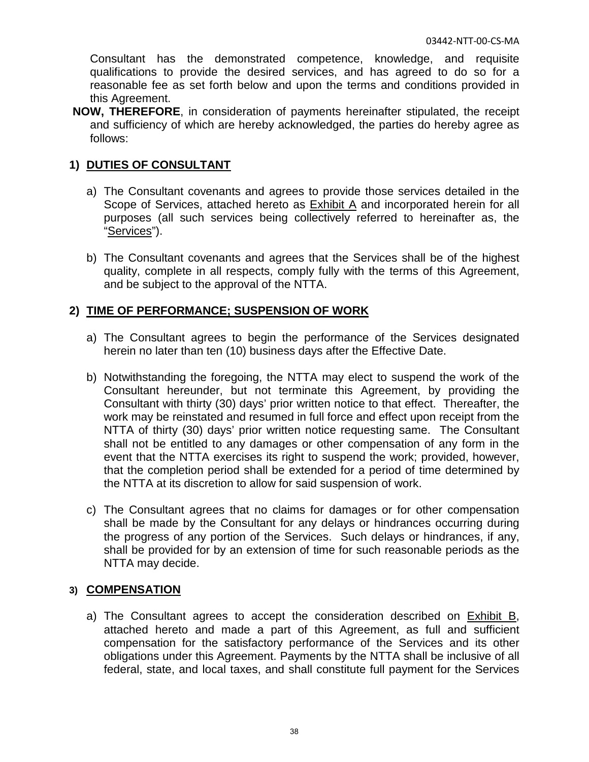Consultant has the demonstrated competence, knowledge, and requisite qualifications to provide the desired services, and has agreed to do so for a reasonable fee as set forth below and upon the terms and conditions provided in this Agreement.

**NOW, THEREFORE**, in consideration of payments hereinafter stipulated, the receipt and sufficiency of which are hereby acknowledged, the parties do hereby agree as follows:

## 1) DUTIES OF CONSULTANT

a) The Consultant covenants and agrees to provide those services detailed in the Scope of Services, attached hereto as Exhibit A and incorporated herein for all purposes (all such services being collectively referred to hereinafter as, the "Services").

b) The Consultant covenants and agrees that the Services shall be of the highest quality, complete in all respects, comply fully with the terms of this Agreement, and be subject to the approval of the NTTA.

## 2) TIME OF PERFORMANCE; SUSPENSION OF WORK

a) The Consultant agrees to begin the performance of the Services designated herein no later than ten (10) business days after the Effective Date.

b) Notwithstanding the foregoing, the NTTA may elect to suspend the work of the Consultant hereunder, but not terminate this Agreement, by providing the Consultant with thirty (30) days' prior written notice to that effect. Thereafter, the work may be reinstated and resumed in full force and effect upon receipt from the NTTA of thirty (30) days' prior written notice requesting same. The Consultant shall not be entitled to any damages or other compensation of any form in the event that the NTTA exercises its right to suspend the work; provided, however, that the completion period shall be extended for a period of time determined by the NTTA at its discretion to allow for said suspension of work.

c) The Consultant agrees that no claims for damages or for other compensation shall be made by the Consultant for any delays or hindrances occurring during the progress of any portion of the Services. Such delays or hindrances, if any, shall be provided for by an extension of time for such reasonable periods as the NTTA may decide.

## 3) COMPENSATION

a) The Consultant agrees to accept the consideration described on Exhibit B, attached hereto and made a part of this Agreement, as full and sufficient compensation for the satisfactory performance of the Services and its other obligations under this Agreement. Payments by the NTTA shall be inclusive of all federal, state, and local taxes, and shall constitute full payment for the Services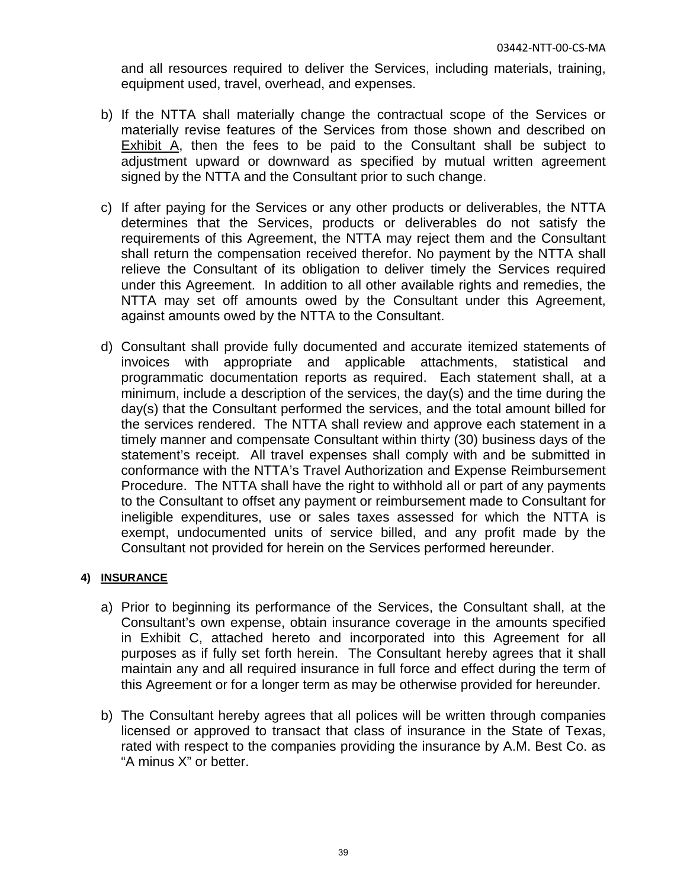and all resources required to deliver the Services, including materials, training, equipment used, travel, overhead, and expenses.

b) If the NTTA shall materially change the contractual scope of the Services or materially revise features of the Services from those shown and described on Exhibit A, then the fees to be paid to the Consultant shall be subject to adjustment upward or downward as specified by mutual written agreement signed by the NTTA and the Consultant prior to such change.

c) If after paying for the Services or any other products or deliverables, the NTTA determines that the Services, products or deliverables do not satisfy the requirements of this Agreement, the NTTA may reject them and the Consultant shall return the compensation received therefor. No payment by the NTTA shall relieve the Consultant of its obligation to deliver timely the Services required under this Agreement. In addition to all other available rights and remedies, the NTTA may set off amounts owed by the Consultant under this Agreement, against amounts owed by the NTTA to the Consultant.

d) Consultant shall provide fully documented and accurate itemized statements of invoices with appropriate and applicable attachments, statistical and programmatic documentation reports as required. Each statement shall, at a minimum, include a description of the services, the day(s) and the time during the day(s) that the Consultant performed the services, and the total amount billed for the services rendered. The NTTA shall review and approve each statement in a timely manner and compensate Consultant within thirty (30) business days of the statement's receipt. All travel expenses shall comply with and be submitted in conformance with the NTTA's Travel Authorization and Expense Reimbursement Procedure. The NTTA shall have the right to withhold all or part of any payments to the Consultant to offset any payment or reimbursement made to Consultant for ineligible expenditures, use or sales taxes assessed for which the NTTA is exempt, undocumented units of service billed, and any profit made by the Consultant not provided for herein on the Services performed hereunder.

**4) INSURANCE**

a) Prior to beginning its performance of the Services, the Consultant shall, at the Consultant's own expense, obtain insurance coverage in the amounts specified in Exhibit C, attached hereto and incorporated into this Agreement for all purposes as if fully set forth herein. The Consultant hereby agrees that it shall maintain any and all required insurance in full force and effect during the term of this Agreement or for a longer term as may be otherwise provided for hereunder.

b) The Consultant hereby agrees that all polices will be written through companies licensed or approved to transact that class of insurance in the State of Texas, rated with respect to the companies providing the insurance by A.M. Best Co. as "A minus X" or better.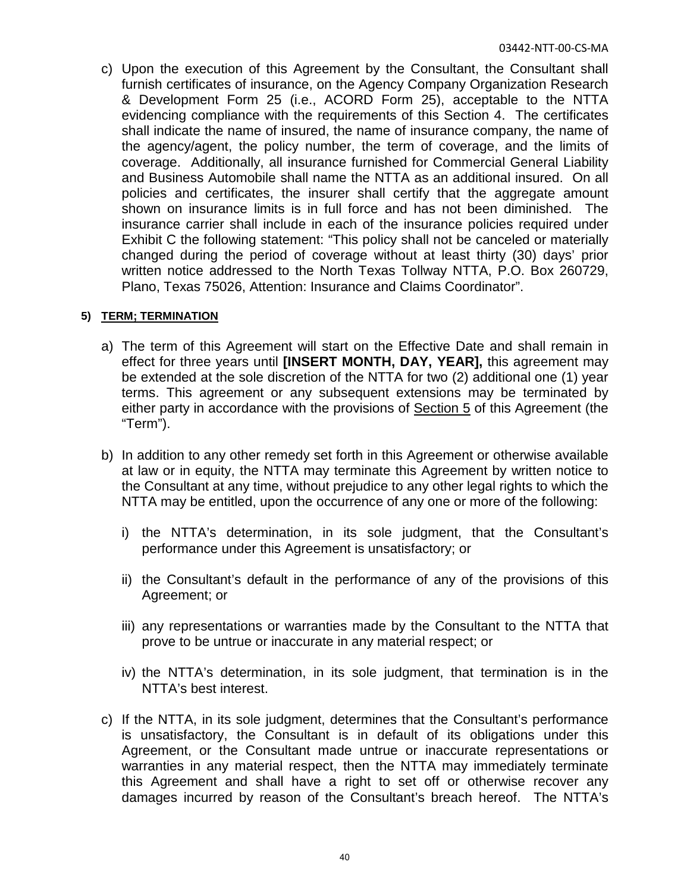c) Upon the execution of this Agreement by the Consultant, the Consultant shall furnish certificates of insurance, on the Agency Company Organization Research & Development Form 25 (i.e., ACORD Form 25), acceptable to the NTTA evidencing compliance with the requirements of this Section 4. The certificates shall indicate the name of insured, the name of insurance company, the name of the agency/agent, the policy number, the term of coverage, and the limits of coverage. Additionally, all insurance furnished for Commercial General Liability and Business Automobile shall name the NTTA as an additional insured. On all policies and certificates, the insurer shall certify that the aggregate amount shown on insurance limits is in full force and has not been diminished. The insurance carrier shall include in each of the insurance policies required under Exhibit C the following statement: "This policy shall not be canceled or materially changed during the period of coverage without at least thirty (30) days' prior written notice addressed to the North Texas Tollway NTTA, P.O. Box 260729, Plano, Texas 75026, Attention: Insurance and Claims Coordinator".

**5) TERM; TERMINATION**

a) The term of this Agreement will start on the Effective Date and shall remain in effect for three years until **[INSERT MONTH, DAY, YEAR],** this agreement may be extended at the sole discretion of the NTTA for two (2) additional one (1) year terms. This agreement or any subsequent extensions may be terminated by either party in accordance with the provisions of Section 5 of this Agreement (the "Term").

b) In addition to any other remedy set forth in this Agreement or otherwise available at law or in equity, the NTTA may terminate this Agreement by written notice to the Consultant at any time, without prejudice to any other legal rights to which the NTTA may be entitled, upon the occurrence of any one or more of the following:

   i) the NTTA's determination, in its sole judgment, that the Consultant's performance under this Agreement is unsatisfactory; or

   ii) the Consultant's default in the performance of any of the provisions of this Agreement; or

   iii) any representations or warranties made by the Consultant to the NTTA that prove to be untrue or inaccurate in any material respect; or

   iv) the NTTA's determination, in its sole judgment, that termination is in the NTTA's best interest.

c) If the NTTA, in its sole judgment, determines that the Consultant's performance is unsatisfactory, the Consultant is in default of its obligations under this Agreement, or the Consultant made untrue or inaccurate representations or warranties in any material respect, then the NTTA may immediately terminate this Agreement and shall have a right to set off or otherwise recover any damages incurred by reason of the Consultant's breach hereof. The NTTA's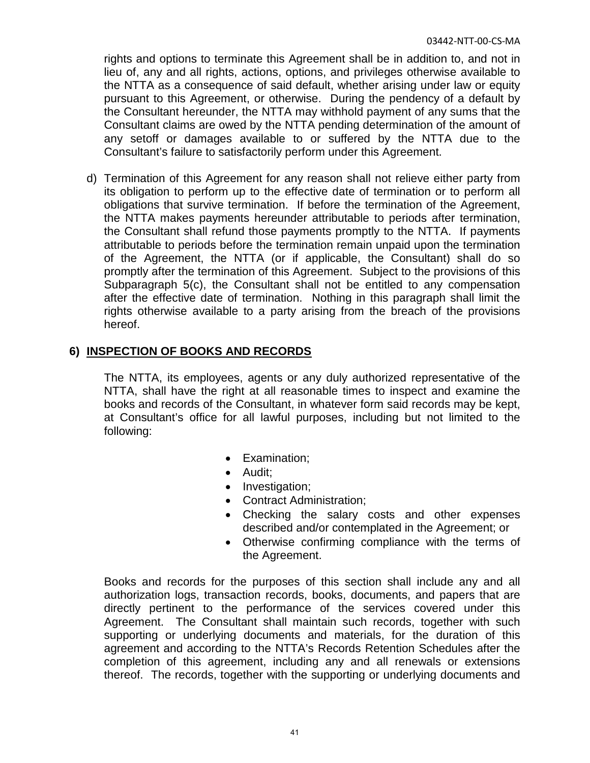rights and options to terminate this Agreement shall be in addition to, and not in lieu of, any and all rights, actions, options, and privileges otherwise available to the NTTA as a consequence of said default, whether arising under law or equity pursuant to this Agreement, or otherwise. During the pendency of a default by the Consultant hereunder, the NTTA may withhold payment of any sums that the Consultant claims are owed by the NTTA pending determination of the amount of any setoff or damages available to or suffered by the NTTA due to the Consultant's failure to satisfactorily perform under this Agreement.

d) Termination of this Agreement for any reason shall not relieve either party from its obligation to perform up to the effective date of termination or to perform all obligations that survive termination. If before the termination of the Agreement, the NTTA makes payments hereunder attributable to periods after termination, the Consultant shall refund those payments promptly to the NTTA. If payments attributable to periods before the termination remain unpaid upon the termination of the Agreement, the NTTA (or if applicable, the Consultant) shall do so promptly after the termination of this Agreement. Subject to the provisions of this Subparagraph 5(c), the Consultant shall not be entitled to any compensation after the effective date of termination. Nothing in this paragraph shall limit the rights otherwise available to a party arising from the breach of the provisions hereof.

## 6) INSPECTION OF BOOKS AND RECORDS

The NTTA, its employees, agents or any duly authorized representative of the NTTA, shall have the right at all reasonable times to inspect and examine the books and records of the Consultant, in whatever form said records may be kept, at Consultant's office for all lawful purposes, including but not limited to the following:

- Examination;
- Audit;
- Investigation;
- Contract Administration;
- Checking the salary costs and other expenses described and/or contemplated in the Agreement; or
- Otherwise confirming compliance with the terms of the Agreement.

Books and records for the purposes of this section shall include any and all authorization logs, transaction records, books, documents, and papers that are directly pertinent to the performance of the services covered under this Agreement. The Consultant shall maintain such records, together with such supporting or underlying documents and materials, for the duration of this agreement and according to the NTTA's Records Retention Schedules after the completion of this agreement, including any and all renewals or extensions thereof. The records, together with the supporting or underlying documents and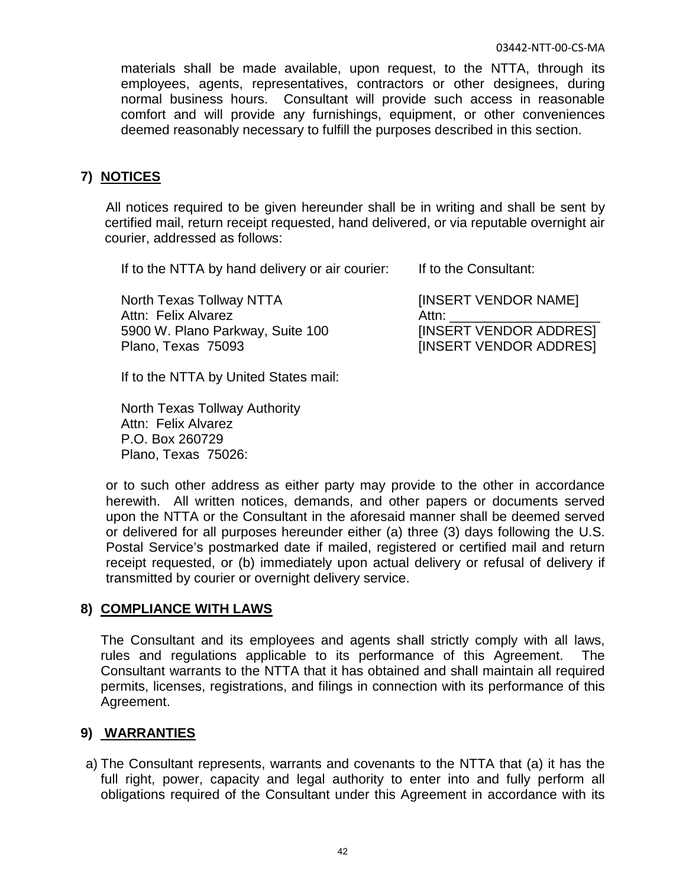materials shall be made available, upon request, to the NTTA, through its employees, agents, representatives, contractors or other designees, during normal business hours. Consultant will provide such access in reasonable comfort and will provide any furnishings, equipment, or other conveniences deemed reasonably necessary to fulfill the purposes described in this section.

## 7) NOTICES

All notices required to be given hereunder shall be in writing and shall be sent by certified mail, return receipt requested, hand delivered, or via reputable overnight air courier, addressed as follows:

| If to the NTTA by hand delivery or air courier: | If to the Consultant: |
|---|---|
| North Texas Tollway NTTA<br>Attn: Felix Alvarez<br>5900 W. Plano Parkway, Suite 100<br>Plano, Texas 75093 | [INSERT VENDOR NAME]<br>Attn: ____________________<br>[INSERT VENDOR ADDRES]<br>[INSERT VENDOR ADDRES] |

If to the NTTA by United States mail:

North Texas Tollway Authority
Attn: Felix Alvarez
P.O. Box 260729
Plano, Texas 75026:

or to such other address as either party may provide to the other in accordance herewith. All written notices, demands, and other papers or documents served upon the NTTA or the Consultant in the aforesaid manner shall be deemed served or delivered for all purposes hereunder either (a) three (3) days following the U.S. Postal Service's postmarked date if mailed, registered or certified mail and return receipt requested, or (b) immediately upon actual delivery or refusal of delivery if transmitted by courier or overnight delivery service.

## 8) COMPLIANCE WITH LAWS

The Consultant and its employees and agents shall strictly comply with all laws, rules and regulations applicable to its performance of this Agreement. The Consultant warrants to the NTTA that it has obtained and shall maintain all required permits, licenses, registrations, and filings in connection with its performance of this Agreement.

## 9) WARRANTIES

a) The Consultant represents, warrants and covenants to the NTTA that (a) it has the full right, power, capacity and legal authority to enter into and fully perform all obligations required of the Consultant under this Agreement in accordance with its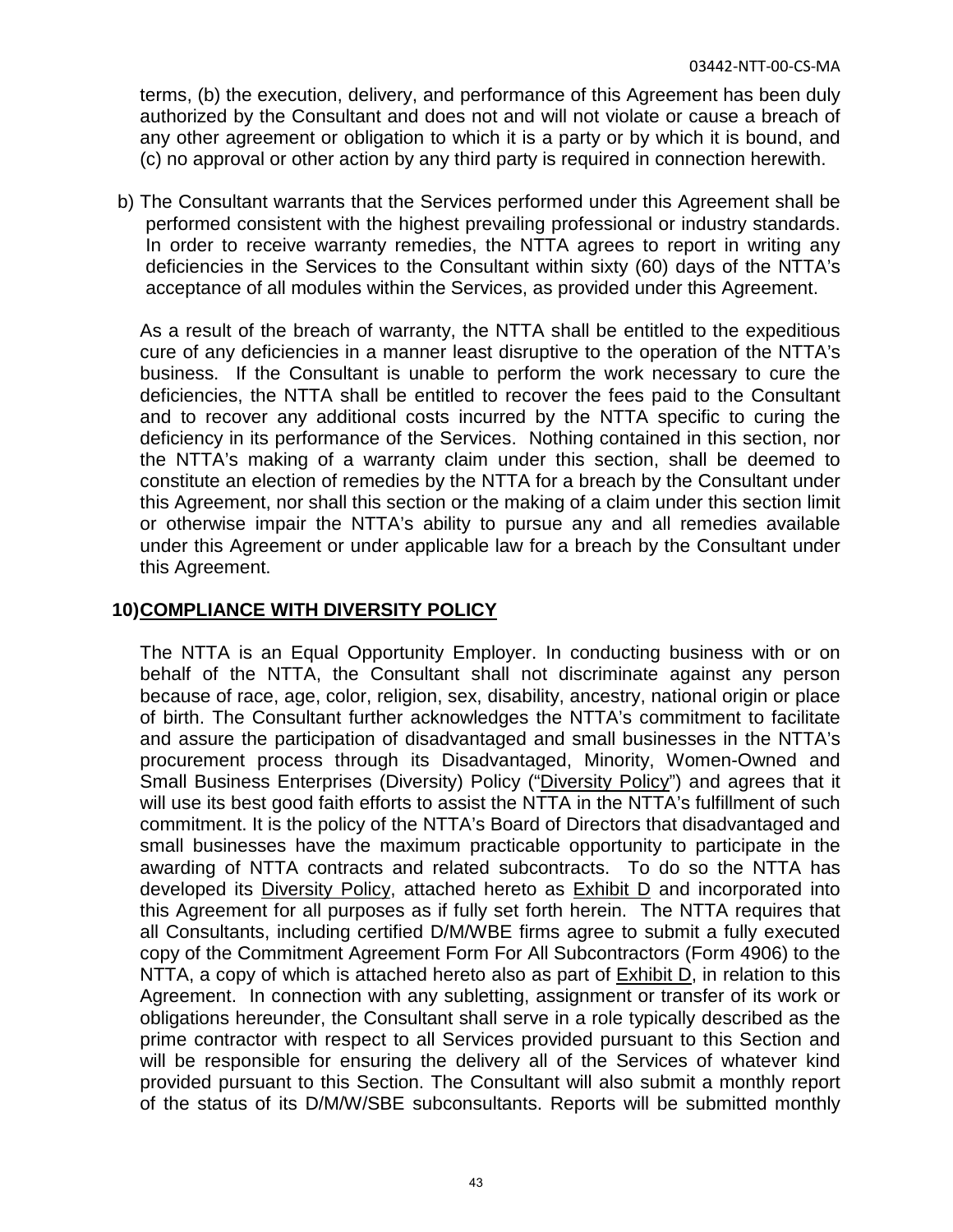terms, (b) the execution, delivery, and performance of this Agreement has been duly authorized by the Consultant and does not and will not violate or cause a breach of any other agreement or obligation to which it is a party or by which it is bound, and (c) no approval or other action by any third party is required in connection herewith.

b) The Consultant warrants that the Services performed under this Agreement shall be performed consistent with the highest prevailing professional or industry standards. In order to receive warranty remedies, the NTTA agrees to report in writing any deficiencies in the Services to the Consultant within sixty (60) days of the NTTA's acceptance of all modules within the Services, as provided under this Agreement.

As a result of the breach of warranty, the NTTA shall be entitled to the expeditious cure of any deficiencies in a manner least disruptive to the operation of the NTTA's business. If the Consultant is unable to perform the work necessary to cure the deficiencies, the NTTA shall be entitled to recover the fees paid to the Consultant and to recover any additional costs incurred by the NTTA specific to curing the deficiency in its performance of the Services. Nothing contained in this section, nor the NTTA's making of a warranty claim under this section, shall be deemed to constitute an election of remedies by the NTTA for a breach by the Consultant under this Agreement, nor shall this section or the making of a claim under this section limit or otherwise impair the NTTA's ability to pursue any and all remedies available under this Agreement or under applicable law for a breach by the Consultant under this Agreement.

## 10) COMPLIANCE WITH DIVERSITY POLICY

The NTTA is an Equal Opportunity Employer. In conducting business with or on behalf of the NTTA, the Consultant shall not discriminate against any person because of race, age, color, religion, sex, disability, ancestry, national origin or place of birth. The Consultant further acknowledges the NTTA's commitment to facilitate and assure the participation of disadvantaged and small businesses in the NTTA's procurement process through its Disadvantaged, Minority, Women-Owned and Small Business Enterprises (Diversity) Policy ("Diversity Policy") and agrees that it will use its best good faith efforts to assist the NTTA in the NTTA's fulfillment of such commitment. It is the policy of the NTTA's Board of Directors that disadvantaged and small businesses have the maximum practicable opportunity to participate in the awarding of NTTA contracts and related subcontracts. To do so the NTTA has developed its Diversity Policy, attached hereto as Exhibit D and incorporated into this Agreement for all purposes as if fully set forth herein. The NTTA requires that all Consultants, including certified D/M/WBE firms agree to submit a fully executed copy of the Commitment Agreement Form For All Subcontractors (Form 4906) to the NTTA, a copy of which is attached hereto also as part of Exhibit D, in relation to this Agreement. In connection with any subletting, assignment or transfer of its work or obligations hereunder, the Consultant shall serve in a role typically described as the prime contractor with respect to all Services provided pursuant to this Section and will be responsible for ensuring the delivery all of the Services of whatever kind provided pursuant to this Section. The Consultant will also submit a monthly report of the status of its D/M/W/SBE subconsultants. Reports will be submitted monthly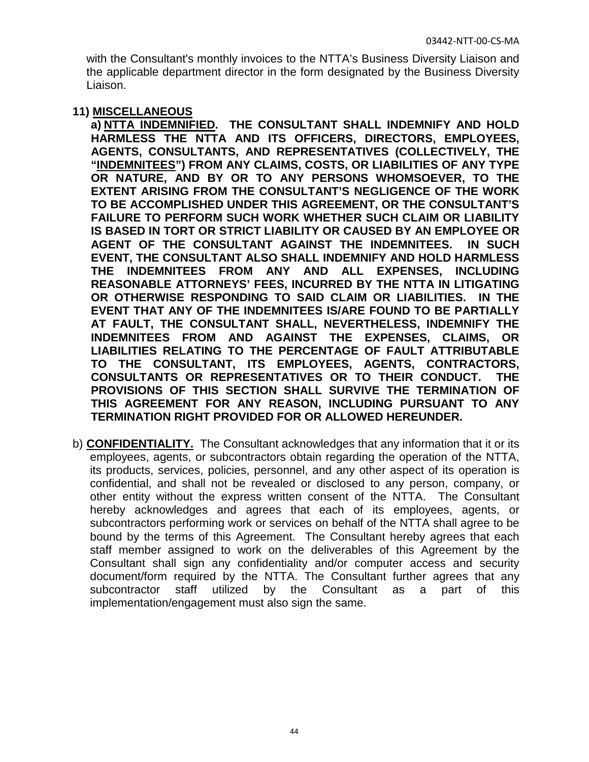with the Consultant's monthly invoices to the NTTA's Business Diversity Liaison and the applicable department director in the form designated by the Business Diversity Liaison.

**11) MISCELLANEOUS**

**a) NTTA INDEMNIFIED. THE CONSULTANT SHALL INDEMNIFY AND HOLD HARMLESS THE NTTA AND ITS OFFICERS, DIRECTORS, EMPLOYEES, AGENTS, CONSULTANTS, AND REPRESENTATIVES (COLLECTIVELY, THE "INDEMNITEES") FROM ANY CLAIMS, COSTS, OR LIABILITIES OF ANY TYPE OR NATURE, AND BY OR TO ANY PERSONS WHOMSOEVER, TO THE EXTENT ARISING FROM THE CONSULTANT'S NEGLIGENCE OF THE WORK TO BE ACCOMPLISHED UNDER THIS AGREEMENT, OR THE CONSULTANT'S FAILURE TO PERFORM SUCH WORK WHETHER SUCH CLAIM OR LIABILITY IS BASED IN TORT OR STRICT LIABILITY OR CAUSED BY AN EMPLOYEE OR AGENT OF THE CONSULTANT AGAINST THE INDEMNITEES. IN SUCH EVENT, THE CONSULTANT ALSO SHALL INDEMNIFY AND HOLD HARMLESS THE INDEMNITEES FROM ANY AND ALL EXPENSES, INCLUDING REASONABLE ATTORNEYS' FEES, INCURRED BY THE NTTA IN LITIGATING OR OTHERWISE RESPONDING TO SAID CLAIM OR LIABILITIES. IN THE EVENT THAT ANY OF THE INDEMNITEES IS/ARE FOUND TO BE PARTIALLY AT FAULT, THE CONSULTANT SHALL, NEVERTHELESS, INDEMNIFY THE INDEMNITEES FROM AND AGAINST THE EXPENSES, CLAIMS, OR LIABILITIES RELATING TO THE PERCENTAGE OF FAULT ATTRIBUTABLE TO THE CONSULTANT, ITS EMPLOYEES, AGENTS, CONTRACTORS, CONSULTANTS OR REPRESENTATIVES OR TO THEIR CONDUCT. THE PROVISIONS OF THIS SECTION SHALL SURVIVE THE TERMINATION OF THIS AGREEMENT FOR ANY REASON, INCLUDING PURSUANT TO ANY TERMINATION RIGHT PROVIDED FOR OR ALLOWED HEREUNDER.**

b) **CONFIDENTIALITY.** The Consultant acknowledges that any information that it or its employees, agents, or subcontractors obtain regarding the operation of the NTTA, its products, services, policies, personnel, and any other aspect of its operation is confidential, and shall not be revealed or disclosed to any person, company, or other entity without the express written consent of the NTTA. The Consultant hereby acknowledges and agrees that each of its employees, agents, or subcontractors performing work or services on behalf of the NTTA shall agree to be bound by the terms of this Agreement. The Consultant hereby agrees that each staff member assigned to work on the deliverables of this Agreement by the Consultant shall sign any confidentiality and/or computer access and security document/form required by the NTTA. The Consultant further agrees that any subcontractor staff utilized by the Consultant as a part of this implementation/engagement must also sign the same.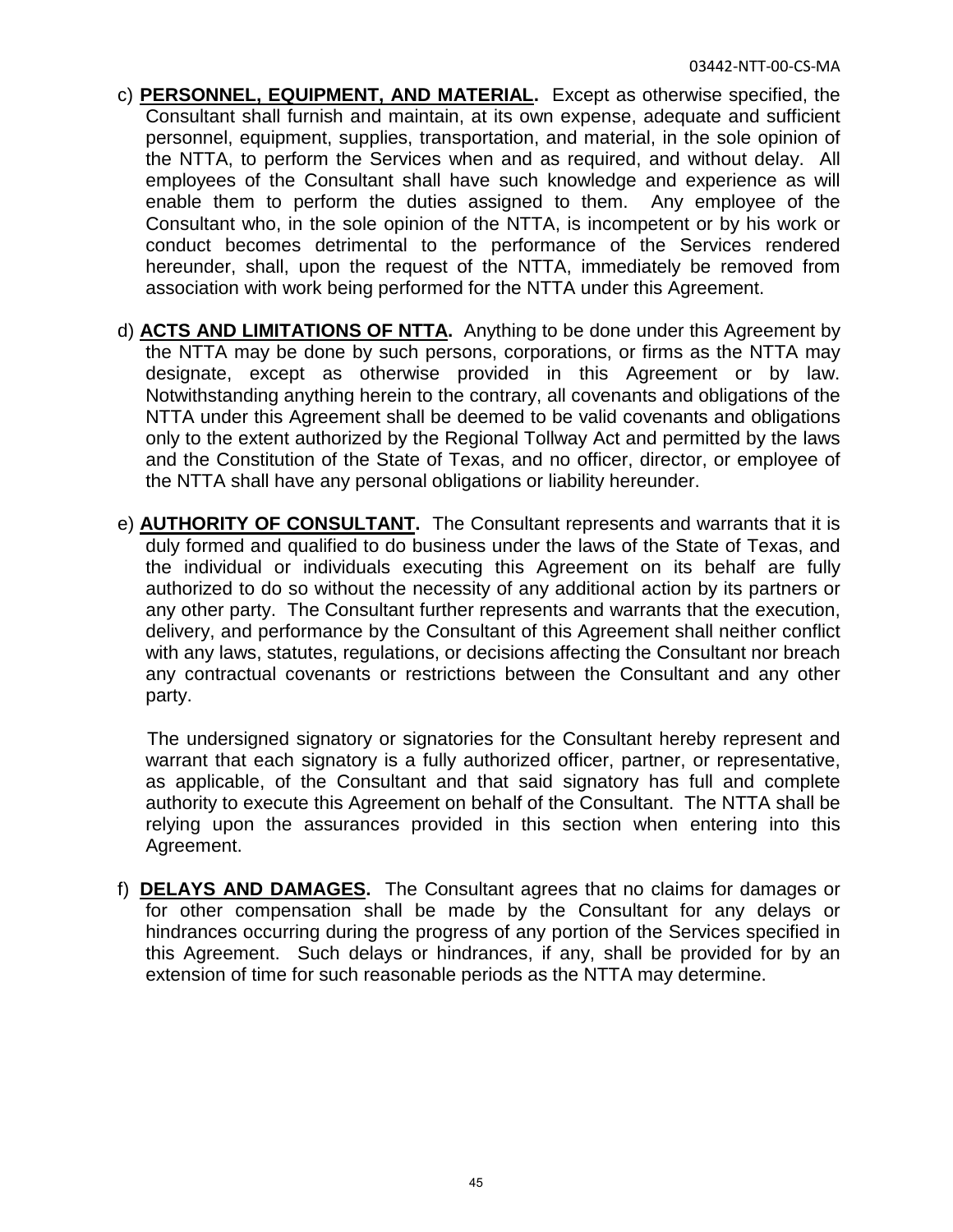c) **PERSONNEL, EQUIPMENT, AND MATERIAL.** Except as otherwise specified, the Consultant shall furnish and maintain, at its own expense, adequate and sufficient personnel, equipment, supplies, transportation, and material, in the sole opinion of the NTTA, to perform the Services when and as required, and without delay. All employees of the Consultant shall have such knowledge and experience as will enable them to perform the duties assigned to them. Any employee of the Consultant who, in the sole opinion of the NTTA, is incompetent or by his work or conduct becomes detrimental to the performance of the Services rendered hereunder, shall, upon the request of the NTTA, immediately be removed from association with work being performed for the NTTA under this Agreement.

d) **ACTS AND LIMITATIONS OF NTTA.** Anything to be done under this Agreement by the NTTA may be done by such persons, corporations, or firms as the NTTA may designate, except as otherwise provided in this Agreement or by law. Notwithstanding anything herein to the contrary, all covenants and obligations of the NTTA under this Agreement shall be deemed to be valid covenants and obligations only to the extent authorized by the Regional Tollway Act and permitted by the laws and the Constitution of the State of Texas, and no officer, director, or employee of the NTTA shall have any personal obligations or liability hereunder.

e) **AUTHORITY OF CONSULTANT.** The Consultant represents and warrants that it is duly formed and qualified to do business under the laws of the State of Texas, and the individual or individuals executing this Agreement on its behalf are fully authorized to do so without the necessity of any additional action by its partners or any other party. The Consultant further represents and warrants that the execution, delivery, and performance by the Consultant of this Agreement shall neither conflict with any laws, statutes, regulations, or decisions affecting the Consultant nor breach any contractual covenants or restrictions between the Consultant and any other party.

The undersigned signatory or signatories for the Consultant hereby represent and warrant that each signatory is a fully authorized officer, partner, or representative, as applicable, of the Consultant and that said signatory has full and complete authority to execute this Agreement on behalf of the Consultant. The NTTA shall be relying upon the assurances provided in this section when entering into this Agreement.

f) **DELAYS AND DAMAGES.** The Consultant agrees that no claims for damages or for other compensation shall be made by the Consultant for any delays or hindrances occurring during the progress of any portion of the Services specified in this Agreement. Such delays or hindrances, if any, shall be provided for by an extension of time for such reasonable periods as the NTTA may determine.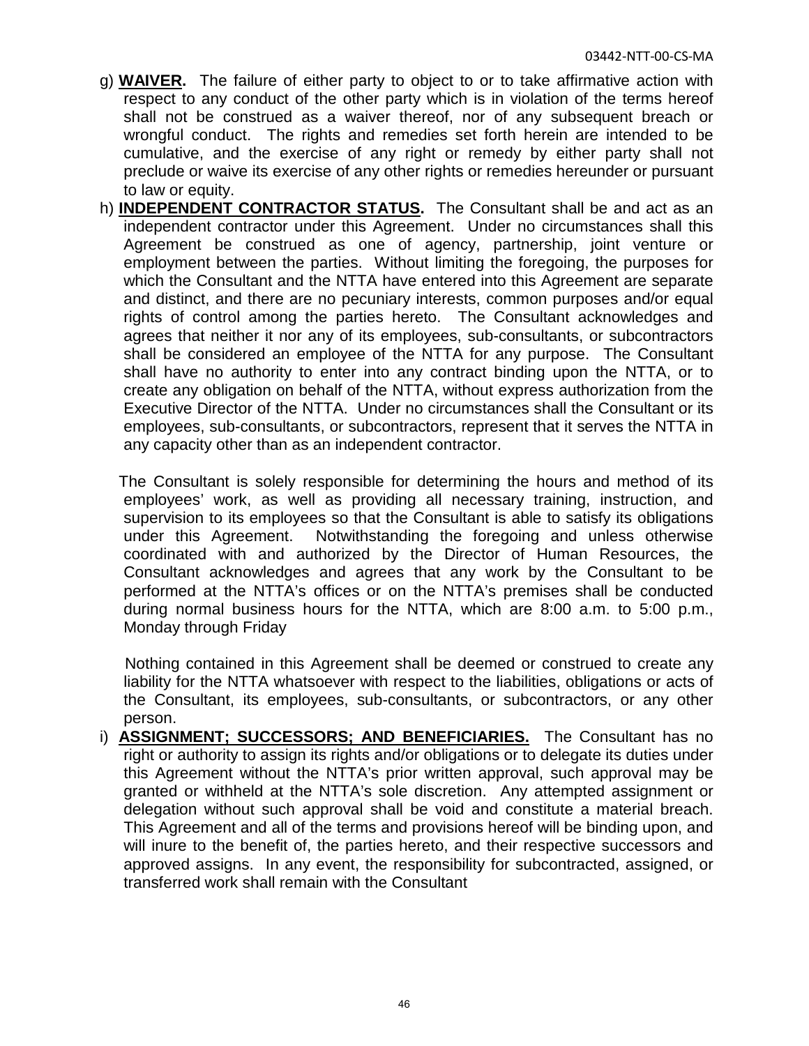g) **WAIVER.** The failure of either party to object to or to take affirmative action with respect to any conduct of the other party which is in violation of the terms hereof shall not be construed as a waiver thereof, nor of any subsequent breach or wrongful conduct. The rights and remedies set forth herein are intended to be cumulative, and the exercise of any right or remedy by either party shall not preclude or waive its exercise of any other rights or remedies hereunder or pursuant to law or equity.

h) **INDEPENDENT CONTRACTOR STATUS.** The Consultant shall be and act as an independent contractor under this Agreement. Under no circumstances shall this Agreement be construed as one of agency, partnership, joint venture or employment between the parties. Without limiting the foregoing, the purposes for which the Consultant and the NTTA have entered into this Agreement are separate and distinct, and there are no pecuniary interests, common purposes and/or equal rights of control among the parties hereto. The Consultant acknowledges and agrees that neither it nor any of its employees, sub-consultants, or subcontractors shall be considered an employee of the NTTA for any purpose. The Consultant shall have no authority to enter into any contract binding upon the NTTA, or to create any obligation on behalf of the NTTA, without express authorization from the Executive Director of the NTTA. Under no circumstances shall the Consultant or its employees, sub-consultants, or subcontractors, represent that it serves the NTTA in any capacity other than as an independent contractor.

The Consultant is solely responsible for determining the hours and method of its employees' work, as well as providing all necessary training, instruction, and supervision to its employees so that the Consultant is able to satisfy its obligations under this Agreement. Notwithstanding the foregoing and unless otherwise coordinated with and authorized by the Director of Human Resources, the Consultant acknowledges and agrees that any work by the Consultant to be performed at the NTTA's offices or on the NTTA's premises shall be conducted during normal business hours for the NTTA, which are 8:00 a.m. to 5:00 p.m., Monday through Friday

Nothing contained in this Agreement shall be deemed or construed to create any liability for the NTTA whatsoever with respect to the liabilities, obligations or acts of the Consultant, its employees, sub-consultants, or subcontractors, or any other person.

i) **ASSIGNMENT; SUCCESSORS; AND BENEFICIARIES.** The Consultant has no right or authority to assign its rights and/or obligations or to delegate its duties under this Agreement without the NTTA's prior written approval, such approval may be granted or withheld at the NTTA's sole discretion. Any attempted assignment or delegation without such approval shall be void and constitute a material breach. This Agreement and all of the terms and provisions hereof will be binding upon, and will inure to the benefit of, the parties hereto, and their respective successors and approved assigns. In any event, the responsibility for subcontracted, assigned, or transferred work shall remain with the Consultant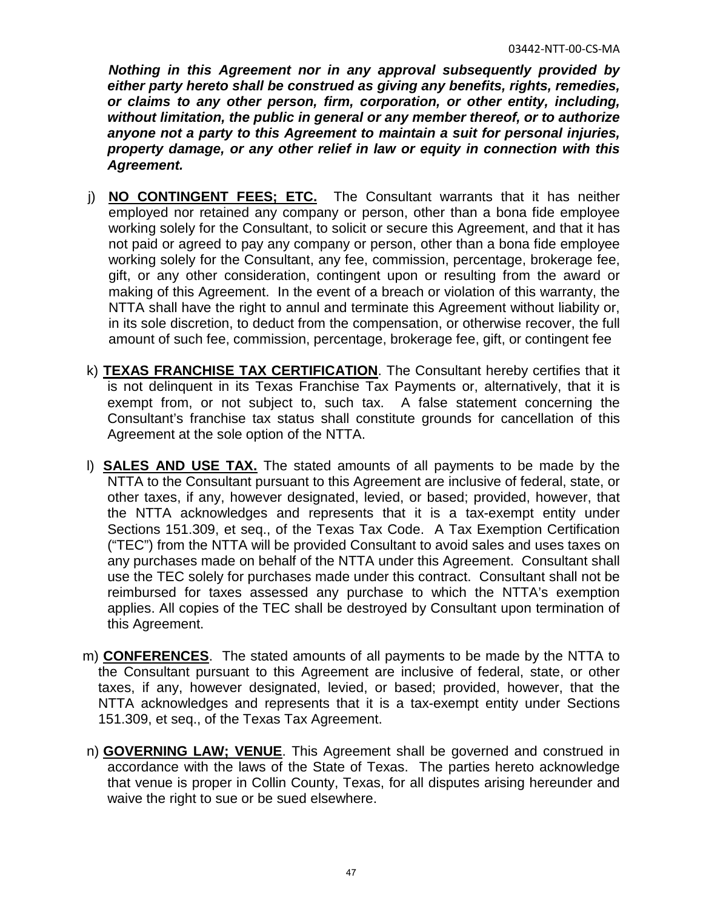***Nothing in this Agreement nor in any approval subsequently provided by either party hereto shall be construed as giving any benefits, rights, remedies, or claims to any other person, firm, corporation, or other entity, including, without limitation, the public in general or any member thereof, or to authorize anyone not a party to this Agreement to maintain a suit for personal injuries, property damage, or any other relief in law or equity in connection with this Agreement.***

j) **NO CONTINGENT FEES; ETC.** The Consultant warrants that it has neither employed nor retained any company or person, other than a bona fide employee working solely for the Consultant, to solicit or secure this Agreement, and that it has not paid or agreed to pay any company or person, other than a bona fide employee working solely for the Consultant, any fee, commission, percentage, brokerage fee, gift, or any other consideration, contingent upon or resulting from the award or making of this Agreement. In the event of a breach or violation of this warranty, the NTTA shall have the right to annul and terminate this Agreement without liability or, in its sole discretion, to deduct from the compensation, or otherwise recover, the full amount of such fee, commission, percentage, brokerage fee, gift, or contingent fee

k) **TEXAS FRANCHISE TAX CERTIFICATION**. The Consultant hereby certifies that it is not delinquent in its Texas Franchise Tax Payments or, alternatively, that it is exempt from, or not subject to, such tax. A false statement concerning the Consultant's franchise tax status shall constitute grounds for cancellation of this Agreement at the sole option of the NTTA.

l) **SALES AND USE TAX.** The stated amounts of all payments to be made by the NTTA to the Consultant pursuant to this Agreement are inclusive of federal, state, or other taxes, if any, however designated, levied, or based; provided, however, that the NTTA acknowledges and represents that it is a tax-exempt entity under Sections 151.309, et seq., of the Texas Tax Code. A Tax Exemption Certification ("TEC") from the NTTA will be provided Consultant to avoid sales and uses taxes on any purchases made on behalf of the NTTA under this Agreement. Consultant shall use the TEC solely for purchases made under this contract. Consultant shall not be reimbursed for taxes assessed any purchase to which the NTTA's exemption applies. All copies of the TEC shall be destroyed by Consultant upon termination of this Agreement.

m) **CONFERENCES**. The stated amounts of all payments to be made by the NTTA to the Consultant pursuant to this Agreement are inclusive of federal, state, or other taxes, if any, however designated, levied, or based; provided, however, that the NTTA acknowledges and represents that it is a tax-exempt entity under Sections 151.309, et seq., of the Texas Tax Agreement.

n) **GOVERNING LAW; VENUE**. This Agreement shall be governed and construed in accordance with the laws of the State of Texas. The parties hereto acknowledge that venue is proper in Collin County, Texas, for all disputes arising hereunder and waive the right to sue or be sued elsewhere.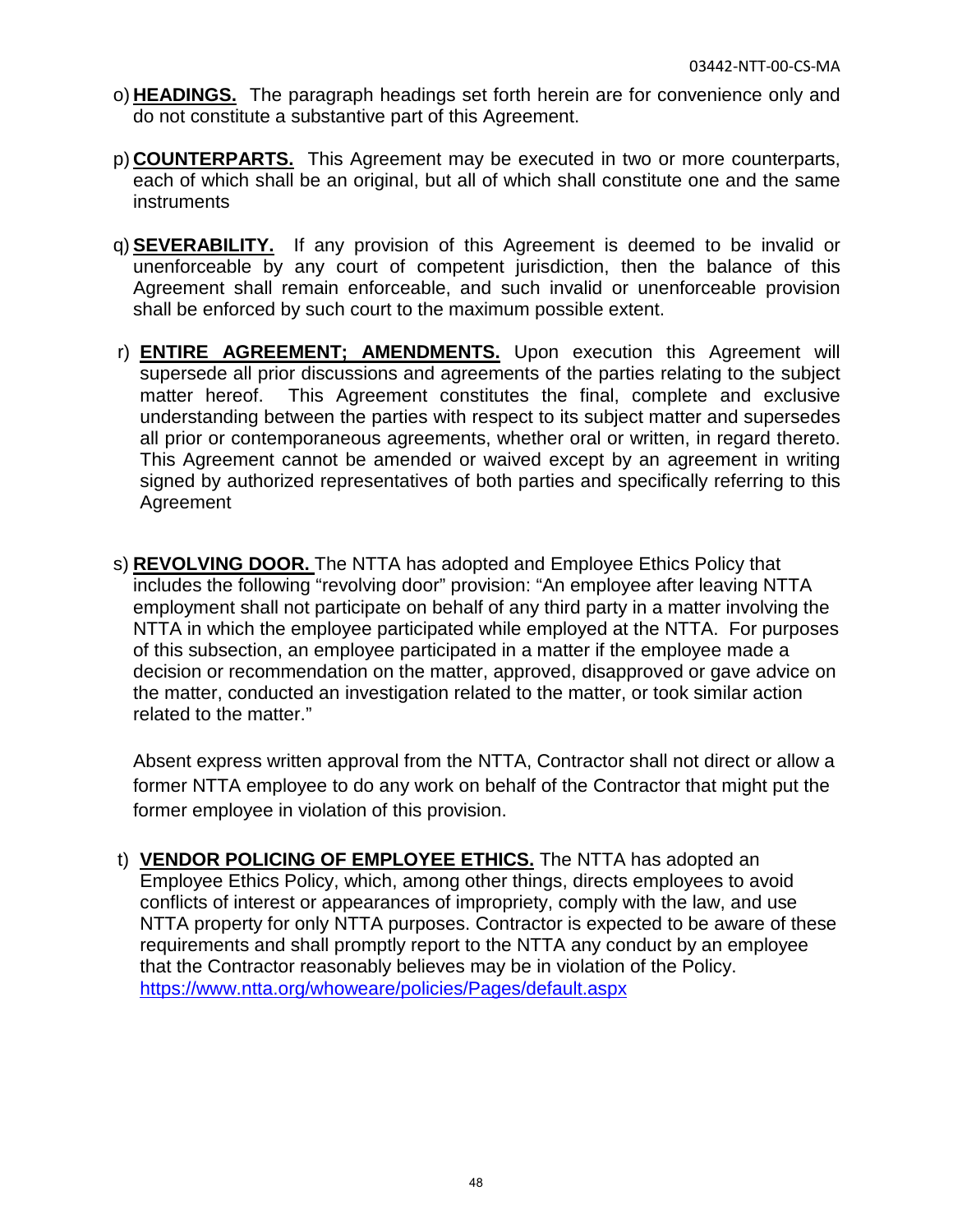o) **HEADINGS.** The paragraph headings set forth herein are for convenience only and do not constitute a substantive part of this Agreement.

p) **COUNTERPARTS.** This Agreement may be executed in two or more counterparts, each of which shall be an original, but all of which shall constitute one and the same instruments

q) **SEVERABILITY.** If any provision of this Agreement is deemed to be invalid or unenforceable by any court of competent jurisdiction, then the balance of this Agreement shall remain enforceable, and such invalid or unenforceable provision shall be enforced by such court to the maximum possible extent.

r) **ENTIRE AGREEMENT; AMENDMENTS.** Upon execution this Agreement will supersede all prior discussions and agreements of the parties relating to the subject matter hereof. This Agreement constitutes the final, complete and exclusive understanding between the parties with respect to its subject matter and supersedes all prior or contemporaneous agreements, whether oral or written, in regard thereto. This Agreement cannot be amended or waived except by an agreement in writing signed by authorized representatives of both parties and specifically referring to this Agreement

s) **REVOLVING DOOR.** The NTTA has adopted and Employee Ethics Policy that includes the following "revolving door" provision: "An employee after leaving NTTA employment shall not participate on behalf of any third party in a matter involving the NTTA in which the employee participated while employed at the NTTA. For purposes of this subsection, an employee participated in a matter if the employee made a decision or recommendation on the matter, approved, disapproved or gave advice on the matter, conducted an investigation related to the matter, or took similar action related to the matter."

Absent express written approval from the NTTA, Contractor shall not direct or allow a former NTTA employee to do any work on behalf of the Contractor that might put the former employee in violation of this provision.

t) **VENDOR POLICING OF EMPLOYEE ETHICS.** The NTTA has adopted an Employee Ethics Policy, which, among other things, directs employees to avoid conflicts of interest or appearances of impropriety, comply with the law, and use NTTA property for only NTTA purposes. Contractor is expected to be aware of these requirements and shall promptly report to the NTTA any conduct by an employee that the Contractor reasonably believes may be in violation of the Policy. https://www.ntta.org/whoweare/policies/Pages/default.aspx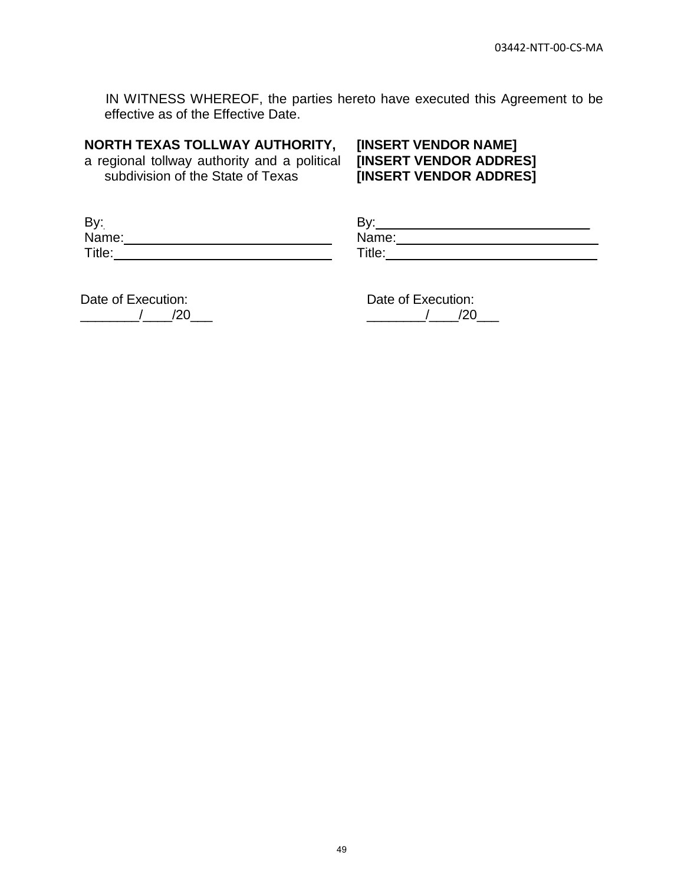IN WITNESS WHEREOF, the parties hereto have executed this Agreement to be effective as of the Effective Date.

| | |
|---|---|
| **NORTH TEXAS TOLLWAY AUTHORITY,** a regional tollway authority and a political subdivision of the State of Texas | **[INSERT VENDOR NAME]** **[INSERT VENDOR ADDRES]** **[INSERT VENDOR ADDRES]** |
| By: | By:______________________________ |
| Name:______________________________ | Name:______________________________ |
| Title:______________________________ | Title:______________________________ |
| Date of Execution: ________/____/20___ | Date of Execution: ________/____/20___ |